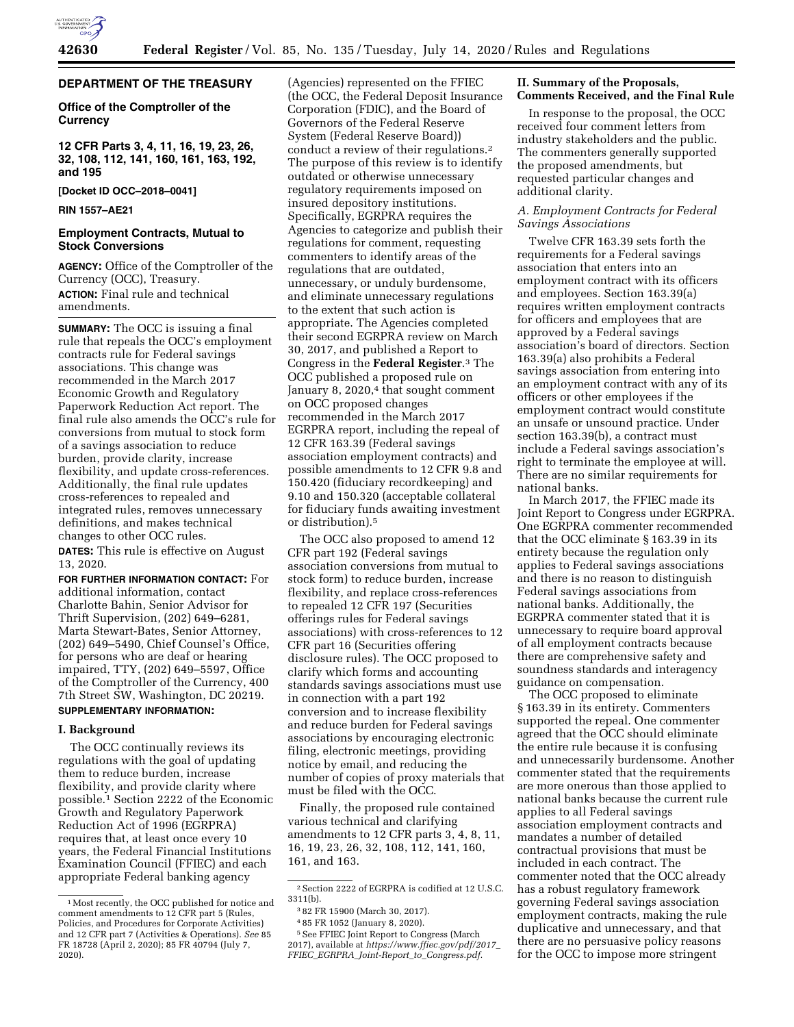**DEPARTMENT OF THE TREASURY**

**Office of the Comptroller of the Currency**

**12 CFR Parts 3, 4, 11, 16, 19, 23, 26, 32, 108, 112, 141, 160, 161, 163, 192, and 195**

**[Docket ID OCC–2018–0041]**

**RIN 1557–AE21**

## Employment Contracts, Mutual to Stock Conversions

**AGENCY:** Office of the Comptroller of the Currency (OCC), Treasury.

**ACTION:** Final rule and technical amendments.

**SUMMARY:** The OCC is issuing a final rule that repeals the OCC's employment contracts rule for Federal savings associations. This change was recommended in the March 2017 Economic Growth and Regulatory Paperwork Reduction Act report. The final rule also amends the OCC's rule for conversions from mutual to stock form of a savings association to reduce burden, provide clarity, increase flexibility, and update cross-references. Additionally, the final rule updates cross-references to repealed and integrated rules, removes unnecessary definitions, and makes technical changes to other OCC rules.

**DATES:** This rule is effective on August 13, 2020.

**FOR FURTHER INFORMATION CONTACT:** For additional information, contact Charlotte Bahin, Senior Advisor for Thrift Supervision, (202) 649–6281, Marta Stewart-Bates, Senior Attorney, (202) 649–5490, Chief Counsel's Office, for persons who are deaf or hearing impaired, TTY, (202) 649–5597, Office of the Comptroller of the Currency, 400 7th Street SW, Washington, DC 20219.

**SUPPLEMENTARY INFORMATION:**

### I. Background

The OCC continually reviews its regulations with the goal of updating them to reduce burden, increase flexibility, and provide clarity where possible.[1] Section 2222 of the Economic Growth and Regulatory Paperwork Reduction Act of 1996 (EGRPRA) requires that, at least once every 10 years, the Federal Financial Institutions Examination Council (FFIEC) and each appropriate Federal banking agency (Agencies) represented on the FFIEC (the OCC, the Federal Deposit Insurance Corporation (FDIC), and the Board of Governors of the Federal Reserve System (Federal Reserve Board)) conduct a review of their regulations.[2] The purpose of this review is to identify outdated or otherwise unnecessary regulatory requirements imposed on insured depository institutions. Specifically, EGRPRA requires the Agencies to categorize and publish their regulations for comment, requesting commenters to identify areas of the regulations that are outdated, unnecessary, or unduly burdensome, and eliminate unnecessary regulations to the extent that such action is appropriate. The Agencies completed their second EGRPRA review on March 30, 2017, and published a Report to Congress in the **Federal Register**.[3] The OCC published a proposed rule on January 8, 2020,[4] that sought comment on OCC proposed changes recommended in the March 2017 EGRPRA report, including the repeal of 12 CFR 163.39 (Federal savings association employment contracts) and possible amendments to 12 CFR 9.8 and 150.420 (fiduciary recordkeeping) and 9.10 and 150.320 (acceptable collateral for fiduciary funds awaiting investment or distribution).[5]

The OCC also proposed to amend 12 CFR part 192 (Federal savings association conversions from mutual to stock form) to reduce burden, increase flexibility, and replace cross-references to repealed 12 CFR 197 (Securities offerings rules for Federal savings associations) with cross-references to 12 CFR part 16 (Securities offering disclosure rules). The OCC proposed to clarify which forms and accounting standards savings associations must use in connection with a part 192 conversion and to increase flexibility and reduce burden for Federal savings associations by encouraging electronic filing, electronic meetings, providing notice by email, and reducing the number of copies of proxy materials that must be filed with the OCC.

Finally, the proposed rule contained various technical and clarifying amendments to 12 CFR parts 3, 4, 8, 11, 16, 19, 23, 26, 32, 108, 112, 141, 160, 161, and 163.

### II. Summary of the Proposals, Comments Received, and the Final Rule

In response to the proposal, the OCC received four comment letters from industry stakeholders and the public. The commenters generally supported the proposed amendments, but requested particular changes and additional clarity.

#### *A. Employment Contracts for Federal Savings Associations*

Twelve CFR 163.39 sets forth the requirements for a Federal savings association that enters into an employment contract with its officers and employees. Section 163.39(a) requires written employment contracts for officers and employees that are approved by a Federal savings association's board of directors. Section 163.39(a) also prohibits a Federal savings association from entering into an employment contract with any of its officers or other employees if the employment contract would constitute an unsafe or unsound practice. Under section 163.39(b), a contract must include a Federal savings association's right to terminate the employee at will. There are no similar requirements for national banks.

In March 2017, the FFIEC made its Joint Report to Congress under EGRPRA. One EGRPRA commenter recommended that the OCC eliminate § 163.39 in its entirety because the regulation only applies to Federal savings associations and there is no reason to distinguish Federal savings associations from national banks. Additionally, the EGRPRA commenter stated that it is unnecessary to require board approval of all employment contracts because there are comprehensive safety and soundness standards and interagency guidance on compensation.

The OCC proposed to eliminate § 163.39 in its entirety. Commenters supported the repeal. One commenter agreed that the OCC should eliminate the entire rule because it is confusing and unnecessarily burdensome. Another commenter stated that the requirements are more onerous than those applied to national banks because the current rule applies to all Federal savings association employment contracts and mandates a number of detailed contractual provisions that must be included in each contract. The commenter noted that the OCC already has a robust regulatory framework governing Federal savings association employment contracts, making the rule duplicative and unnecessary, and that there are no persuasive policy reasons for the OCC to impose more stringent

---

[1] Most recently, the OCC published for notice and comment amendments to 12 CFR part 5 (Rules, Policies, and Procedures for Corporate Activities) and 12 CFR part 7 (Activities & Operations). *See* 85 FR 18728 (April 2, 2020); 85 FR 40794 (July 7, 2020).

[2] Section 2222 of EGRPRA is codified at 12 U.S.C. 3311(b).

[3] 82 FR 15900 (March 30, 2017).

[4] 85 FR 1052 (January 8, 2020).

[5] See FFIEC Joint Report to Congress (March 2017), available at *https://www.ffiec.gov/pdf/2017_FFIEC_EGRPRA_Joint-Report_to_Congress.pdf.*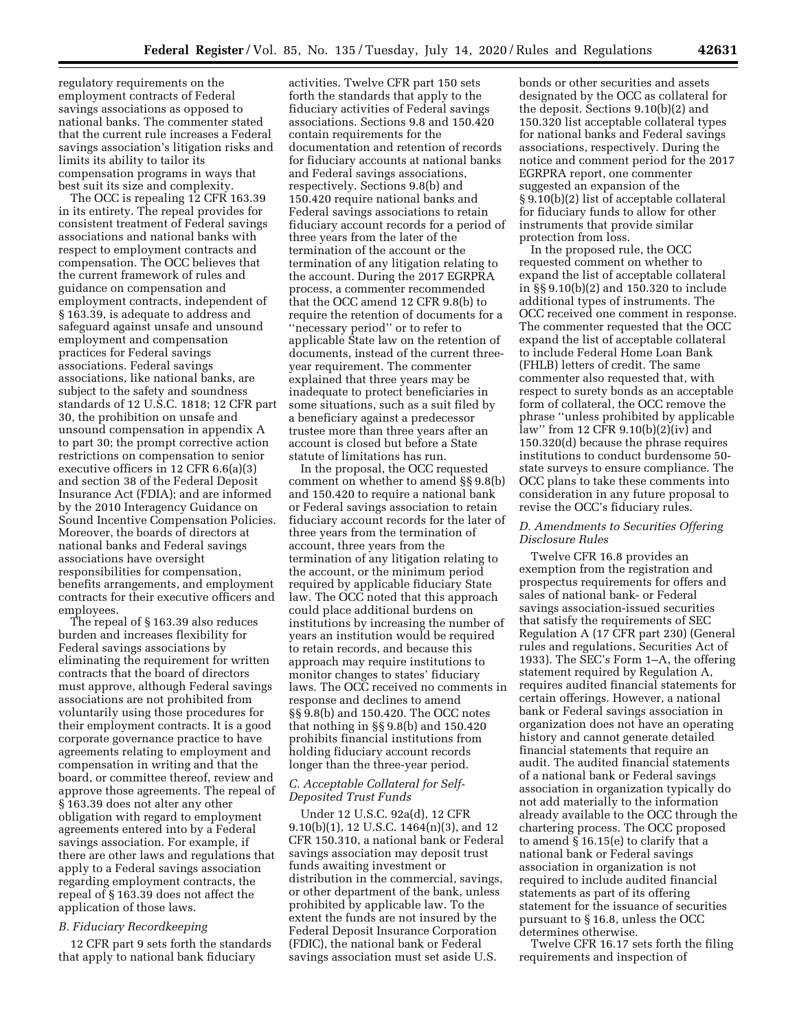regulatory requirements on the employment contracts of Federal savings associations as opposed to national banks. The commenter stated that the current rule increases a Federal savings association's litigation risks and limits its ability to tailor its compensation programs in ways that best suit its size and complexity.

The OCC is repealing 12 CFR 163.39 in its entirety. The repeal provides for consistent treatment of Federal savings associations and national banks with respect to employment contracts and compensation. The OCC believes that the current framework of rules and guidance on compensation and employment contracts, independent of § 163.39, is adequate to address and safeguard against unsafe and unsound employment and compensation practices for Federal savings associations. Federal savings associations, like national banks, are subject to the safety and soundness standards of 12 U.S.C. 1818; 12 CFR part 30, the prohibition on unsafe and unsound compensation in appendix A to part 30; the prompt corrective action restrictions on compensation to senior executive officers in 12 CFR 6.6(a)(3) and section 38 of the Federal Deposit Insurance Act (FDIA); and are informed by the 2010 Interagency Guidance on Sound Incentive Compensation Policies. Moreover, the boards of directors at national banks and Federal savings associations have oversight responsibilities for compensation, benefits arrangements, and employment contracts for their executive officers and employees.

The repeal of § 163.39 also reduces burden and increases flexibility for Federal savings associations by eliminating the requirement for written contracts that the board of directors must approve, although Federal savings associations are not prohibited from voluntarily using those procedures for their employment contracts. It is a good corporate governance practice to have agreements relating to employment and compensation in writing and that the board, or committee thereof, review and approve those agreements. The repeal of § 163.39 does not alter any other obligation with regard to employment agreements entered into by a Federal savings association. For example, if there are other laws and regulations that apply to a Federal savings association regarding employment contracts, the repeal of § 163.39 does not affect the application of those laws.

### B. Fiduciary Recordkeeping

12 CFR part 9 sets forth the standards that apply to national bank fiduciary activities. Twelve CFR part 150 sets forth the standards that apply to the fiduciary activities of Federal savings associations. Sections 9.8 and 150.420 contain requirements for the documentation and retention of records for fiduciary accounts at national banks and Federal savings associations, respectively. Sections 9.8(b) and 150.420 require national banks and Federal savings associations to retain fiduciary account records for a period of three years from the later of the termination of the account or the termination of any litigation relating to the account. During the 2017 EGRPRA process, a commenter recommended that the OCC amend 12 CFR 9.8(b) to require the retention of documents for a "necessary period" or to refer to applicable State law on the retention of documents, instead of the current three-year requirement. The commenter explained that three years may be inadequate to protect beneficiaries in some situations, such as a suit filed by a beneficiary against a predecessor trustee more than three years after an account is closed but before a State statute of limitations has run.

In the proposal, the OCC requested comment on whether to amend §§ 9.8(b) and 150.420 to require a national bank or Federal savings association to retain fiduciary account records for the later of three years from the termination of account, three years from the termination of any litigation relating to the account, or the minimum period required by applicable fiduciary State law. The OCC noted that this approach could place additional burdens on institutions by increasing the number of years an institution would be required to retain records, and because this approach may require institutions to monitor changes to states' fiduciary laws. The OCC received no comments in response and declines to amend §§ 9.8(b) and 150.420. The OCC notes that nothing in §§ 9.8(b) and 150.420 prohibits financial institutions from holding fiduciary account records longer than the three-year period.

### C. Acceptable Collateral for Self-Deposited Trust Funds

Under 12 U.S.C. 92a(d), 12 CFR 9.10(b)(1), 12 U.S.C. 1464(n)(3), and 12 CFR 150.310, a national bank or Federal savings association may deposit trust funds awaiting investment or distribution in the commercial, savings, or other department of the bank, unless prohibited by applicable law. To the extent the funds are not insured by the Federal Deposit Insurance Corporation (FDIC), the national bank or Federal savings association must set aside U.S. bonds or other securities and assets designated by the OCC as collateral for the deposit. Sections 9.10(b)(2) and 150.320 list acceptable collateral types for national banks and Federal savings associations, respectively. During the notice and comment period for the 2017 EGRPRA report, one commenter suggested an expansion of the § 9.10(b)(2) list of acceptable collateral for fiduciary funds to allow for other instruments that provide similar protection from loss.

In the proposed rule, the OCC requested comment on whether to expand the list of acceptable collateral in §§ 9.10(b)(2) and 150.320 to include additional types of instruments. The OCC received one comment in response. The commenter requested that the OCC expand the list of acceptable collateral to include Federal Home Loan Bank (FHLB) letters of credit. The same commenter also requested that, with respect to surety bonds as an acceptable form of collateral, the OCC remove the phrase "unless prohibited by applicable law" from 12 CFR 9.10(b)(2)(iv) and 150.320(d) because the phrase requires institutions to conduct burdensome 50-state surveys to ensure compliance. The OCC plans to take these comments into consideration in any future proposal to revise the OCC's fiduciary rules.

### D. Amendments to Securities Offering Disclosure Rules

Twelve CFR 16.8 provides an exemption from the registration and prospectus requirements for offers and sales of national bank- or Federal savings association-issued securities that satisfy the requirements of SEC Regulation A (17 CFR part 230) (General rules and regulations, Securities Act of 1933). The SEC's Form 1–A, the offering statement required by Regulation A, requires audited financial statements for certain offerings. However, a national bank or Federal savings association in organization does not have an operating history and cannot generate detailed financial statements that require an audit. The audited financial statements of a national bank or Federal savings association in organization typically do not add materially to the information already available to the OCC through the chartering process. The OCC proposed to amend § 16.15(e) to clarify that a national bank or Federal savings association in organization is not required to include audited financial statements as part of its offering statement for the issuance of securities pursuant to § 16.8, unless the OCC determines otherwise.

Twelve CFR 16.17 sets forth the filing requirements and inspection of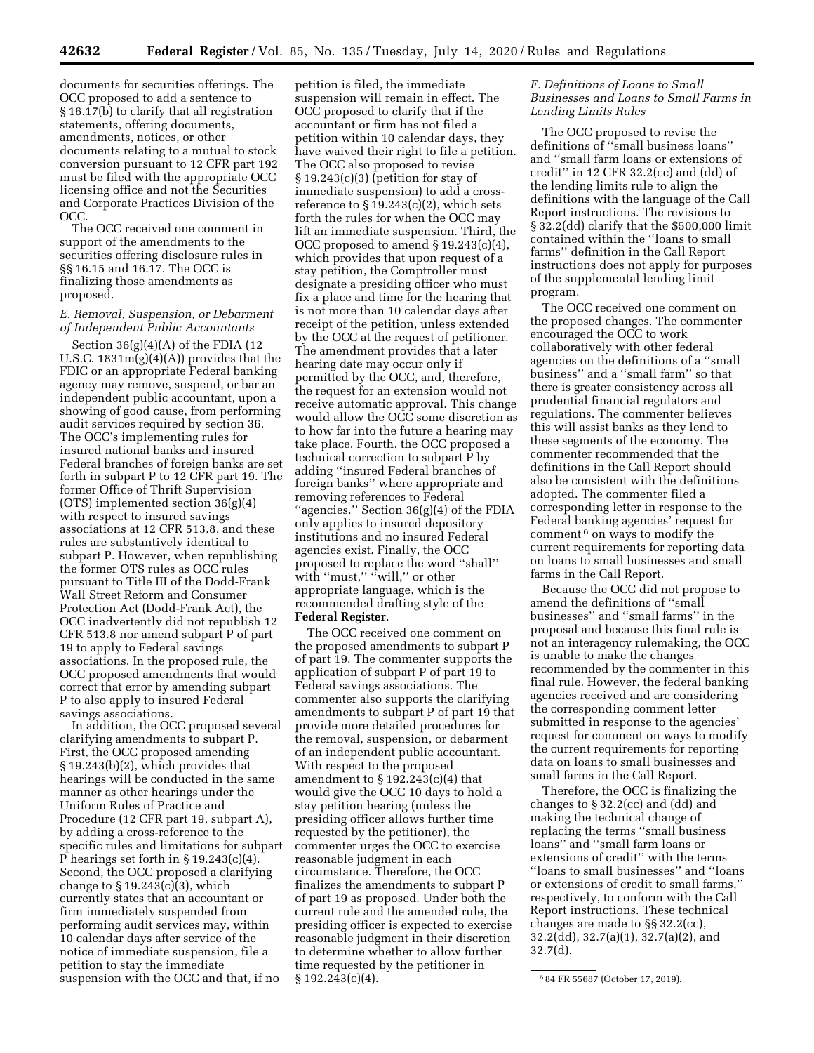documents for securities offerings. The OCC proposed to add a sentence to § 16.17(b) to clarify that all registration statements, offering documents, amendments, notices, or other documents relating to a mutual to stock conversion pursuant to 12 CFR part 192 must be filed with the appropriate OCC licensing office and not the Securities and Corporate Practices Division of the OCC.

The OCC received one comment in support of the amendments to the securities offering disclosure rules in §§ 16.15 and 16.17. The OCC is finalizing those amendments as proposed.

### *E. Removal, Suspension, or Debarment of Independent Public Accountants*

Section 36(g)(4)(A) of the FDIA (12 U.S.C. 1831m(g)(4)(A)) provides that the FDIC or an appropriate Federal banking agency may remove, suspend, or bar an independent public accountant, upon a showing of good cause, from performing audit services required by section 36. The OCC's implementing rules for insured national banks and insured Federal branches of foreign banks are set forth in subpart P to 12 CFR part 19. The former Office of Thrift Supervision (OTS) implemented section 36(g)(4) with respect to insured savings associations at 12 CFR 513.8, and these rules are substantively identical to subpart P. However, when republishing the former OTS rules as OCC rules pursuant to Title III of the Dodd-Frank Wall Street Reform and Consumer Protection Act (Dodd-Frank Act), the OCC inadvertently did not republish 12 CFR 513.8 nor amend subpart P of part 19 to apply to Federal savings associations. In the proposed rule, the OCC proposed amendments that would correct that error by amending subpart P to also apply to insured Federal savings associations.

In addition, the OCC proposed several clarifying amendments to subpart P. First, the OCC proposed amending § 19.243(b)(2), which provides that hearings will be conducted in the same manner as other hearings under the Uniform Rules of Practice and Procedure (12 CFR part 19, subpart A), by adding a cross-reference to the specific rules and limitations for subpart P hearings set forth in § 19.243(c)(4). Second, the OCC proposed a clarifying change to § 19.243(c)(3), which currently states that an accountant or firm immediately suspended from performing audit services may, within 10 calendar days after service of the notice of immediate suspension, file a petition to stay the immediate suspension with the OCC and that, if no petition is filed, the immediate suspension will remain in effect. The OCC proposed to clarify that if the accountant or firm has not filed a petition within 10 calendar days, they have waived their right to file a petition. The OCC also proposed to revise § 19.243(c)(3) (petition for stay of immediate suspension) to add a cross-reference to § 19.243(c)(2), which sets forth the rules for when the OCC may lift an immediate suspension. Third, the OCC proposed to amend § 19.243(c)(4), which provides that upon request of a stay petition, the Comptroller must designate a presiding officer who must fix a place and time for the hearing that is not more than 10 calendar days after receipt of the petition, unless extended by the OCC at the request of petitioner. The amendment provides that a later hearing date may occur only if permitted by the OCC, and, therefore, the request for an extension would not receive automatic approval. This change would allow the OCC some discretion as to how far into the future a hearing may take place. Fourth, the OCC proposed a technical correction to subpart P by adding "insured Federal branches of foreign banks" where appropriate and removing references to Federal "agencies." Section 36(g)(4) of the FDIA only applies to insured depository institutions and no insured Federal agencies exist. Finally, the OCC proposed to replace the word "shall" with "must," "will," or other appropriate language, which is the recommended drafting style of the **Federal Register**.

The OCC received one comment on the proposed amendments to subpart P of part 19. The commenter supports the application of subpart P of part 19 to Federal savings associations. The commenter also supports the clarifying amendments to subpart P of part 19 that provide more detailed procedures for the removal, suspension, or debarment of an independent public accountant. With respect to the proposed amendment to § 192.243(c)(4) that would give the OCC 10 days to hold a stay petition hearing (unless the presiding officer allows further time requested by the petitioner), the commenter urges the OCC to exercise reasonable judgment in each circumstance. Therefore, the OCC finalizes the amendments to subpart P of part 19 as proposed. Under both the current rule and the amended rule, the presiding officer is expected to exercise reasonable judgment in their discretion to determine whether to allow further time requested by the petitioner in § 192.243(c)(4).

### *F. Definitions of Loans to Small Businesses and Loans to Small Farms in Lending Limits Rules*

The OCC proposed to revise the definitions of "small business loans" and "small farm loans or extensions of credit" in 12 CFR 32.2(cc) and (dd) of the lending limits rule to align the definitions with the language of the Call Report instructions. The revisions to § 32.2(dd) clarify that the $500,000 limit contained within the "loans to small farms" definition in the Call Report instructions does not apply for purposes of the supplemental lending limit program.

The OCC received one comment on the proposed changes. The commenter encouraged the OCC to work collaboratively with other federal agencies on the definitions of a "small business" and a "small farm" so that there is greater consistency across all prudential financial regulators and regulations. The commenter believes this will assist banks as they lend to these segments of the economy. The commenter recommended that the definitions in the Call Report should also be consistent with the definitions adopted. The commenter filed a corresponding letter in response to the Federal banking agencies' request for comment [6] on ways to modify the current requirements for reporting data on loans to small businesses and small farms in the Call Report.

Because the OCC did not propose to amend the definitions of "small businesses" and "small farms" in the proposal and because this final rule is not an interagency rulemaking, the OCC is unable to make the changes recommended by the commenter in this final rule. However, the federal banking agencies received and are considering the corresponding comment letter submitted in response to the agencies' request for comment on ways to modify the current requirements for reporting data on loans to small businesses and small farms in the Call Report.

Therefore, the OCC is finalizing the changes to § 32.2(cc) and (dd) and making the technical change of replacing the terms "small business loans" and "small farm loans or extensions of credit" with the terms "loans to small businesses" and "loans or extensions of credit to small farms," respectively, to conform with the Call Report instructions. These technical changes are made to §§ 32.2(cc), 32.2(dd), 32.7(a)(1), 32.7(a)(2), and 32.7(d).

[6] 84 FR 55687 (October 17, 2019).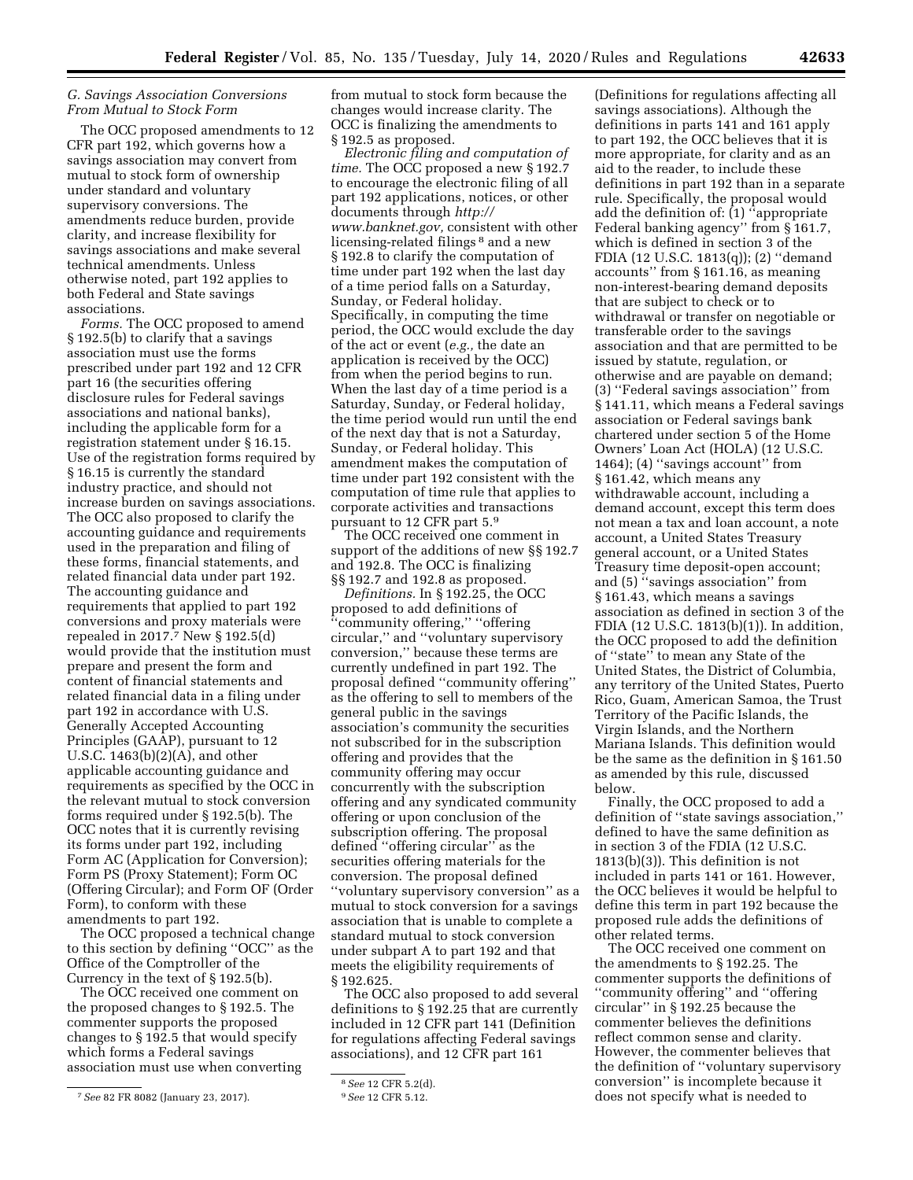### G. Savings Association Conversions From Mutual to Stock Form

The OCC proposed amendments to 12 CFR part 192, which governs how a savings association may convert from mutual to stock form of ownership under standard and voluntary supervisory conversions. The amendments reduce burden, provide clarity, and increase flexibility for savings associations and make several technical amendments. Unless otherwise noted, part 192 applies to both Federal and State savings associations.

*Forms.* The OCC proposed to amend § 192.5(b) to clarify that a savings association must use the forms prescribed under part 192 and 12 CFR part 16 (the securities offering disclosure rules for Federal savings associations and national banks), including the applicable form for a registration statement under § 16.15. Use of the registration forms required by § 16.15 is currently the standard industry practice, and should not increase burden on savings associations. The OCC also proposed to clarify the accounting guidance and requirements used in the preparation and filing of these forms, financial statements, and related financial data under part 192. The accounting guidance and requirements that applied to part 192 conversions and proxy materials were repealed in 2017.[7] New § 192.5(d) would provide that the institution must prepare and present the form and content of financial statements and related financial data in a filing under part 192 in accordance with U.S. Generally Accepted Accounting Principles (GAAP), pursuant to 12 U.S.C. 1463(b)(2)(A), and other applicable accounting guidance and requirements as specified by the OCC in the relevant mutual to stock conversion forms required under § 192.5(b). The OCC notes that it is currently revising its forms under part 192, including Form AC (Application for Conversion); Form PS (Proxy Statement); Form OC (Offering Circular); and Form OF (Order Form), to conform with these amendments to part 192.

The OCC proposed a technical change to this section by defining ''OCC'' as the Office of the Comptroller of the Currency in the text of § 192.5(b).

The OCC received one comment on the proposed changes to § 192.5. The commenter supports the proposed changes to § 192.5 that would specify which forms a Federal savings association must use when converting from mutual to stock form because the changes would increase clarity. The OCC is finalizing the amendments to § 192.5 as proposed.

*Electronic filing and computation of time.* The OCC proposed a new § 192.7 to encourage the electronic filing of all part 192 applications, notices, or other documents through *http://www.banknet.gov,* consistent with other licensing-related filings[8] and a new § 192.8 to clarify the computation of time under part 192 when the last day of a time period falls on a Saturday, Sunday, or Federal holiday. Specifically, in computing the time period, the OCC would exclude the day of the act or event (*e.g.,* the date an application is received by the OCC) from when the period begins to run. When the last day of a time period is a Saturday, Sunday, or Federal holiday, the time period would run until the end of the next day that is not a Saturday, Sunday, or Federal holiday. This amendment makes the computation of time under part 192 consistent with the computation of time rule that applies to corporate activities and transactions pursuant to 12 CFR part 5.[9]

The OCC received one comment in support of the additions of new §§ 192.7 and 192.8. The OCC is finalizing §§ 192.7 and 192.8 as proposed.

*Definitions.* In § 192.25, the OCC proposed to add definitions of ''community offering,'' ''offering circular,'' and ''voluntary supervisory conversion,'' because these terms are currently undefined in part 192. The proposal defined ''community offering'' as the offering to sell to members of the general public in the savings association's community the securities not subscribed for in the subscription offering and provides that the community offering may occur concurrently with the subscription offering and any syndicated community offering or upon conclusion of the subscription offering. The proposal defined ''offering circular'' as the securities offering materials for the conversion. The proposal defined ''voluntary supervisory conversion'' as a mutual to stock conversion for a savings association that is unable to complete a standard mutual to stock conversion under subpart A to part 192 and that meets the eligibility requirements of § 192.625.

The OCC also proposed to add several definitions to § 192.25 that are currently included in 12 CFR part 141 (Definition for regulations affecting Federal savings associations), and 12 CFR part 161 (Definitions for regulations affecting all savings associations). Although the definitions in parts 141 and 161 apply to part 192, the OCC believes that it is more appropriate, for clarity and as an aid to the reader, to include these definitions in part 192 than in a separate rule. Specifically, the proposal would add the definition of: (1) ''appropriate Federal banking agency'' from § 161.7, which is defined in section 3 of the FDIA (12 U.S.C. 1813(q)); (2) ''demand accounts'' from § 161.16, as meaning non-interest-bearing demand deposits that are subject to check or to withdrawal or transfer on negotiable or transferable order to the savings association and that are permitted to be issued by statute, regulation, or otherwise and are payable on demand; (3) ''Federal savings association'' from § 141.11, which means a Federal savings association or Federal savings bank chartered under section 5 of the Home Owners' Loan Act (HOLA) (12 U.S.C. 1464); (4) ''savings account'' from § 161.42, which means any withdrawable account, including a demand account, except this term does not mean a tax and loan account, a note account, a United States Treasury general account, or a United States Treasury time deposit-open account; and (5) ''savings association'' from § 161.43, which means a savings association as defined in section 3 of the FDIA (12 U.S.C. 1813(b)(1)). In addition, the OCC proposed to add the definition of ''state'' to mean any State of the United States, the District of Columbia, any territory of the United States, Puerto Rico, Guam, American Samoa, the Trust Territory of the Pacific Islands, the Virgin Islands, and the Northern Mariana Islands. This definition would be the same as the definition in § 161.50 as amended by this rule, discussed below.

Finally, the OCC proposed to add a definition of ''state savings association,'' defined to have the same definition as in section 3 of the FDIA (12 U.S.C. 1813(b)(3)). This definition is not included in parts 141 or 161. However, the OCC believes it would be helpful to define this term in part 192 because the proposed rule adds the definitions of other related terms.

The OCC received one comment on the amendments to § 192.25. The commenter supports the definitions of ''community offering'' and ''offering circular'' in § 192.25 because the commenter believes the definitions reflect common sense and clarity. However, the commenter believes that the definition of ''voluntary supervisory conversion'' is incomplete because it does not specify what is needed to

---

[7] *See* 82 FR 8082 (January 23, 2017).

[8] *See* 12 CFR 5.2(d).

[9] *See* 12 CFR 5.12.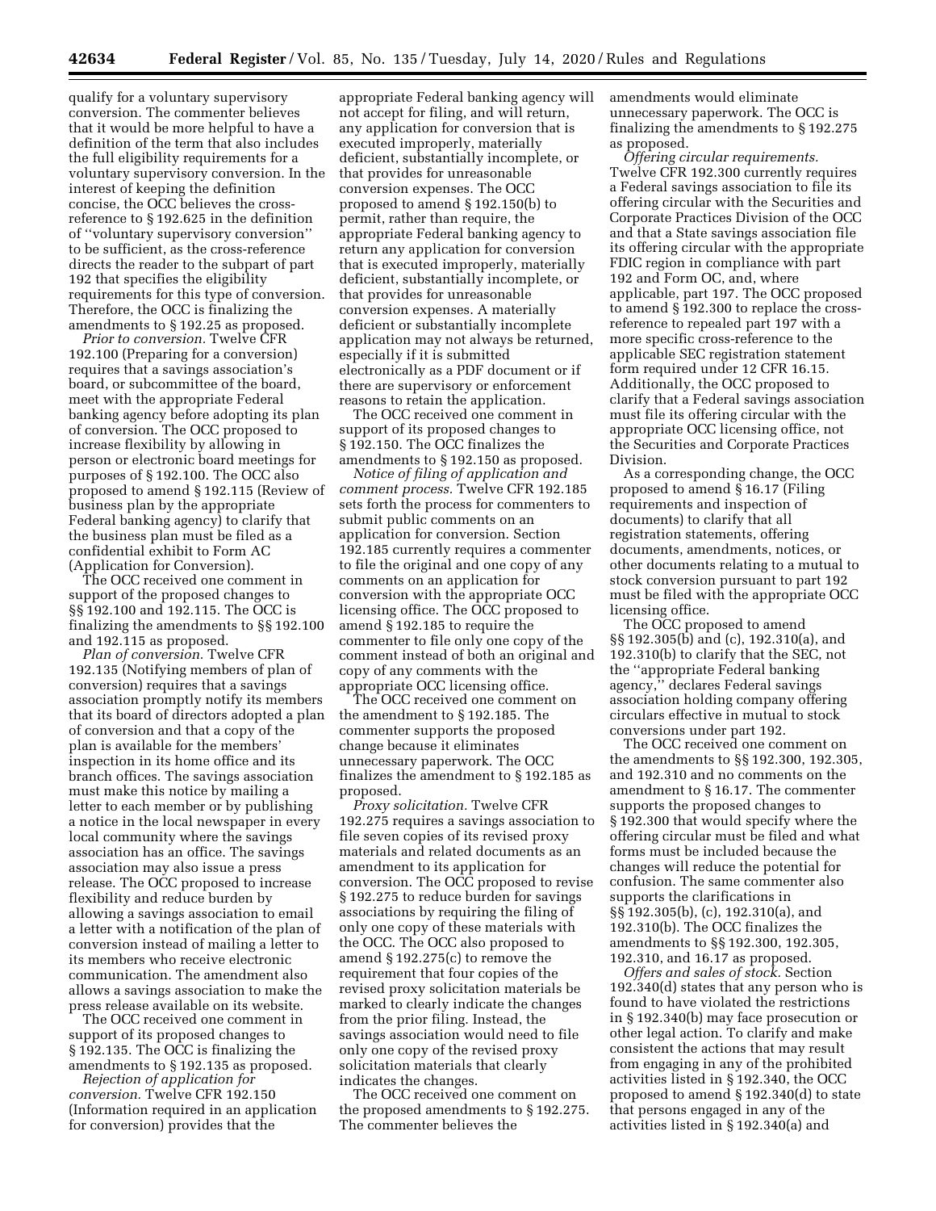qualify for a voluntary supervisory conversion. The commenter believes that it would be more helpful to have a definition of the term that also includes the full eligibility requirements for a voluntary supervisory conversion. In the interest of keeping the definition concise, the OCC believes the cross-reference to § 192.625 in the definition of ''voluntary supervisory conversion'' to be sufficient, as the cross-reference directs the reader to the subpart of part 192 that specifies the eligibility requirements for this type of conversion. Therefore, the OCC is finalizing the amendments to § 192.25 as proposed.

*Prior to conversion.* Twelve CFR 192.100 (Preparing for a conversion) requires that a savings association's board, or subcommittee of the board, meet with the appropriate Federal banking agency before adopting its plan of conversion. The OCC proposed to increase flexibility by allowing in person or electronic board meetings for purposes of § 192.100. The OCC also proposed to amend § 192.115 (Review of business plan by the appropriate Federal banking agency) to clarify that the business plan must be filed as a confidential exhibit to Form AC (Application for Conversion).

The OCC received one comment in support of the proposed changes to §§ 192.100 and 192.115. The OCC is finalizing the amendments to §§ 192.100 and 192.115 as proposed.

*Plan of conversion.* Twelve CFR 192.135 (Notifying members of plan of conversion) requires that a savings association promptly notify its members that its board of directors adopted a plan of conversion and that a copy of the plan is available for the members' inspection in its home office and its branch offices. The savings association must make this notice by mailing a letter to each member or by publishing a notice in the local newspaper in every local community where the savings association has an office. The savings association may also issue a press release. The OCC proposed to increase flexibility and reduce burden by allowing a savings association to email a letter with a notification of the plan of conversion instead of mailing a letter to its members who receive electronic communication. The amendment also allows a savings association to make the press release available on its website.

The OCC received one comment in support of its proposed changes to § 192.135. The OCC is finalizing the amendments to § 192.135 as proposed.

*Rejection of application for conversion.* Twelve CFR 192.150 (Information required in an application for conversion) provides that the appropriate Federal banking agency will not accept for filing, and will return, any application for conversion that is executed improperly, materially deficient, substantially incomplete, or that provides for unreasonable conversion expenses. The OCC proposed to amend § 192.150(b) to permit, rather than require, the appropriate Federal banking agency to return any application for conversion that is executed improperly, materially deficient, substantially incomplete, or that provides for unreasonable conversion expenses. A materially deficient or substantially incomplete application may not always be returned, especially if it is submitted electronically as a PDF document or if there are supervisory or enforcement reasons to retain the application.

The OCC received one comment in support of its proposed changes to § 192.150. The OCC finalizes the amendments to § 192.150 as proposed.

*Notice of filing of application and comment process.* Twelve CFR 192.185 sets forth the process for commenters to submit public comments on an application for conversion. Section 192.185 currently requires a commenter to file the original and one copy of any comments on an application for conversion with the appropriate OCC licensing office. The OCC proposed to amend § 192.185 to require the commenter to file only one copy of the comment instead of both an original and copy of any comments with the appropriate OCC licensing office.

The OCC received one comment on the amendment to § 192.185. The commenter supports the proposed change because it eliminates unnecessary paperwork. The OCC finalizes the amendment to § 192.185 as proposed.

*Proxy solicitation.* Twelve CFR 192.275 requires a savings association to file seven copies of its revised proxy materials and related documents as an amendment to its application for conversion. The OCC proposed to revise § 192.275 to reduce burden for savings associations by requiring the filing of only one copy of these materials with the OCC. The OCC also proposed to amend § 192.275(c) to remove the requirement that four copies of the revised proxy solicitation materials be marked to clearly indicate the changes from the prior filing. Instead, the savings association would need to file only one copy of the revised proxy solicitation materials that clearly indicates the changes.

The OCC received one comment on the proposed amendments to § 192.275. The commenter believes the amendments would eliminate unnecessary paperwork. The OCC is finalizing the amendments to § 192.275 as proposed.

*Offering circular requirements.* Twelve CFR 192.300 currently requires a Federal savings association to file its offering circular with the Securities and Corporate Practices Division of the OCC and that a State savings association file its offering circular with the appropriate FDIC region in compliance with part 192 and Form OC, and, where applicable, part 197. The OCC proposed to amend § 192.300 to replace the cross-reference to repealed part 197 with a more specific cross-reference to the applicable SEC registration statement form required under 12 CFR 16.15. Additionally, the OCC proposed to clarify that a Federal savings association must file its offering circular with the appropriate OCC licensing office, not the Securities and Corporate Practices Division.

As a corresponding change, the OCC proposed to amend § 16.17 (Filing requirements and inspection of documents) to clarify that all registration statements, offering documents, amendments, notices, or other documents relating to a mutual to stock conversion pursuant to part 192 must be filed with the appropriate OCC licensing office.

The OCC proposed to amend §§ 192.305(b) and (c), 192.310(a), and 192.310(b) to clarify that the SEC, not the ''appropriate Federal banking agency,'' declares Federal savings association holding company offering circulars effective in mutual to stock conversions under part 192.

The OCC received one comment on the amendments to §§ 192.300, 192.305, and 192.310 and no comments on the amendment to § 16.17. The commenter supports the proposed changes to § 192.300 that would specify where the offering circular must be filed and what forms must be included because the changes will reduce the potential for confusion. The same commenter also supports the clarifications in §§ 192.305(b), (c), 192.310(a), and 192.310(b). The OCC finalizes the amendments to §§ 192.300, 192.305, 192.310, and 16.17 as proposed.

*Offers and sales of stock.* Section 192.340(d) states that any person who is found to have violated the restrictions in § 192.340(b) may face prosecution or other legal action. To clarify and make consistent the actions that may result from engaging in any of the prohibited activities listed in § 192.340, the OCC proposed to amend § 192.340(d) to state that persons engaged in any of the activities listed in § 192.340(a) and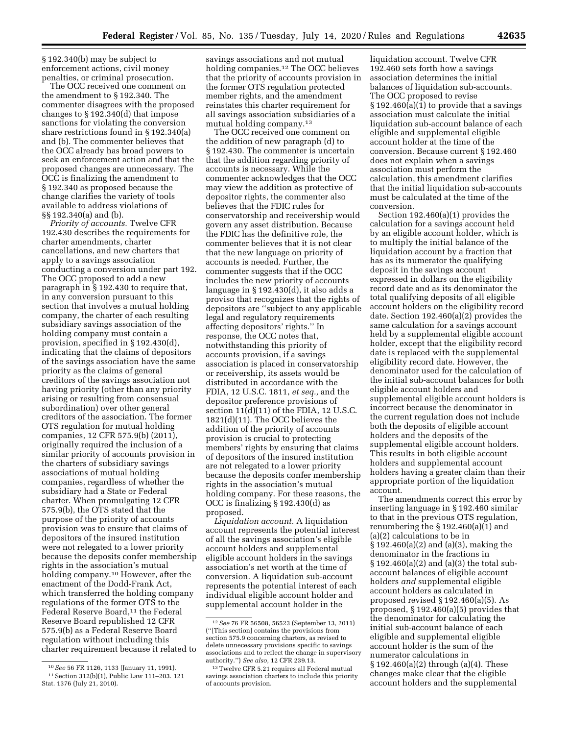§ 192.340(b) may be subject to enforcement actions, civil money penalties, or criminal prosecution.

The OCC received one comment on the amendment to § 192.340. The commenter disagrees with the proposed changes to § 192.340(d) that impose sanctions for violating the conversion share restrictions found in § 192.340(a) and (b). The commenter believes that the OCC already has broad powers to seek an enforcement action and that the proposed changes are unnecessary. The OCC is finalizing the amendment to § 192.340 as proposed because the change clarifies the variety of tools available to address violations of §§ 192.340(a) and (b).

*Priority of accounts.* Twelve CFR 192.430 describes the requirements for charter amendments, charter cancellations, and new charters that apply to a savings association conducting a conversion under part 192. The OCC proposed to add a new paragraph in § 192.430 to require that, in any conversion pursuant to this section that involves a mutual holding company, the charter of each resulting subsidiary savings association of the holding company must contain a provision, specified in § 192.430(d), indicating that the claims of depositors of the savings association have the same priority as the claims of general creditors of the savings association not having priority (other than any priority arising or resulting from consensual subordination) over other general creditors of the association. The former OTS regulation for mutual holding companies, 12 CFR 575.9(b) (2011), originally required the inclusion of a similar priority of accounts provision in the charters of subsidiary savings associations of mutual holding companies, regardless of whether the subsidiary had a State or Federal charter. When promulgating 12 CFR 575.9(b), the OTS stated that the purpose of the priority of accounts provision was to ensure that claims of depositors of the insured institution were not relegated to a lower priority because the deposits confer membership rights in the association's mutual holding company.[10] However, after the enactment of the Dodd-Frank Act, which transferred the holding company regulations of the former OTS to the Federal Reserve Board,[11] the Federal Reserve Board republished 12 CFR 575.9(b) as a Federal Reserve Board regulation without including this charter requirement because it related to savings associations and not mutual holding companies.[12] The OCC believes that the priority of accounts provision in the former OTS regulation protected member rights, and the amendment reinstates this charter requirement for all savings association subsidiaries of a mutual holding company.[13]

The OCC received one comment on the addition of new paragraph (d) to § 192.430. The commenter is uncertain that the addition regarding priority of accounts is necessary. While the commenter acknowledges that the OCC may view the addition as protective of depositor rights, the commenter also believes that the FDIC rules for conservatorship and receivership would govern any asset distribution. Because the FDIC has the definitive role, the commenter believes that it is not clear that the new language on priority of accounts is needed. Further, the commenter suggests that if the OCC includes the new priority of accounts language in § 192.430(d), it also adds a proviso that recognizes that the rights of depositors are ''subject to any applicable legal and regulatory requirements affecting depositors' rights.'' In response, the OCC notes that, notwithstanding this priority of accounts provision, if a savings association is placed in conservatorship or receivership, its assets would be distributed in accordance with the FDIA, 12 U.S.C. 1811, *et seq.,* and the depositor preference provisions of section 11(d)(11) of the FDIA, 12 U.S.C. 1821(d)(11). The OCC believes the addition of the priority of accounts provision is crucial to protecting members' rights by ensuring that claims of depositors of the insured institution are not relegated to a lower priority because the deposits confer membership rights in the association's mutual holding company. For these reasons, the OCC is finalizing § 192.430(d) as proposed.

*Liquidation account.* A liquidation account represents the potential interest of all the savings association's eligible account holders and supplemental eligible account holders in the savings association's net worth at the time of conversion. A liquidation sub-account represents the potential interest of each individual eligible account holder and supplemental account holder in the liquidation account. Twelve CFR 192.460 sets forth how a savings association determines the initial balances of liquidation sub-accounts. The OCC proposed to revise § 192.460(a)(1) to provide that a savings association must calculate the initial liquidation sub-account balance of each eligible and supplemental eligible account holder at the time of the conversion. Because current § 192.460 does not explain when a savings association must perform the calculation, this amendment clarifies that the initial liquidation sub-accounts must be calculated at the time of the conversion.

Section 192.460(a)(1) provides the calculation for a savings account held by an eligible account holder, which is to multiply the initial balance of the liquidation account by a fraction that has as its numerator the qualifying deposit in the savings account expressed in dollars on the eligibility record date and as its denominator the total qualifying deposits of all eligible account holders on the eligibility record date. Section 192.460(a)(2) provides the same calculation for a savings account held by a supplemental eligible account holder, except that the eligibility record date is replaced with the supplemental eligibility record date. However, the denominator used for the calculation of the initial sub-account balances for both eligible account holders and supplemental eligible account holders is incorrect because the denominator in the current regulation does not include both the deposits of eligible account holders and the deposits of the supplemental eligible account holders. This results in both eligible account holders and supplemental account holders having a greater claim than their appropriate portion of the liquidation account.

The amendments correct this error by inserting language in § 192.460 similar to that in the previous OTS regulation, renumbering the § 192.460(a)(1) and (a)(2) calculations to be in § 192.460(a)(2) and (a)(3), making the denominator in the fractions in § 192.460(a)(2) and (a)(3) the total sub-account balances of eligible account holders *and* supplemental eligible account holders as calculated in proposed revised § 192.460(a)(5). As proposed, § 192.460(a)(5) provides that the denominator for calculating the initial sub-account balance of each eligible and supplemental eligible account holder is the sum of the numerator calculations in § 192.460(a)(2) through (a)(4). These changes make clear that the eligible account holders and the supplemental

---

[10] *See* 56 FR 1126, 1133 (January 11, 1991).

[11] Section 312(b)(1), Public Law 111–203. 121 Stat. 1376 (July 21, 2010).

[12] *See* 76 FR 56508, 56523 (September 13, 2011) (''[This section] contains the provisions from section 575.9 concerning charters, as revised to delete unnecessary provisions specific to savings associations and to reflect the change in supervisory authority.'') *See also,* 12 CFR 239.13.

[13] Twelve CFR 5.21 requires all Federal mutual savings association charters to include this priority of accounts provision.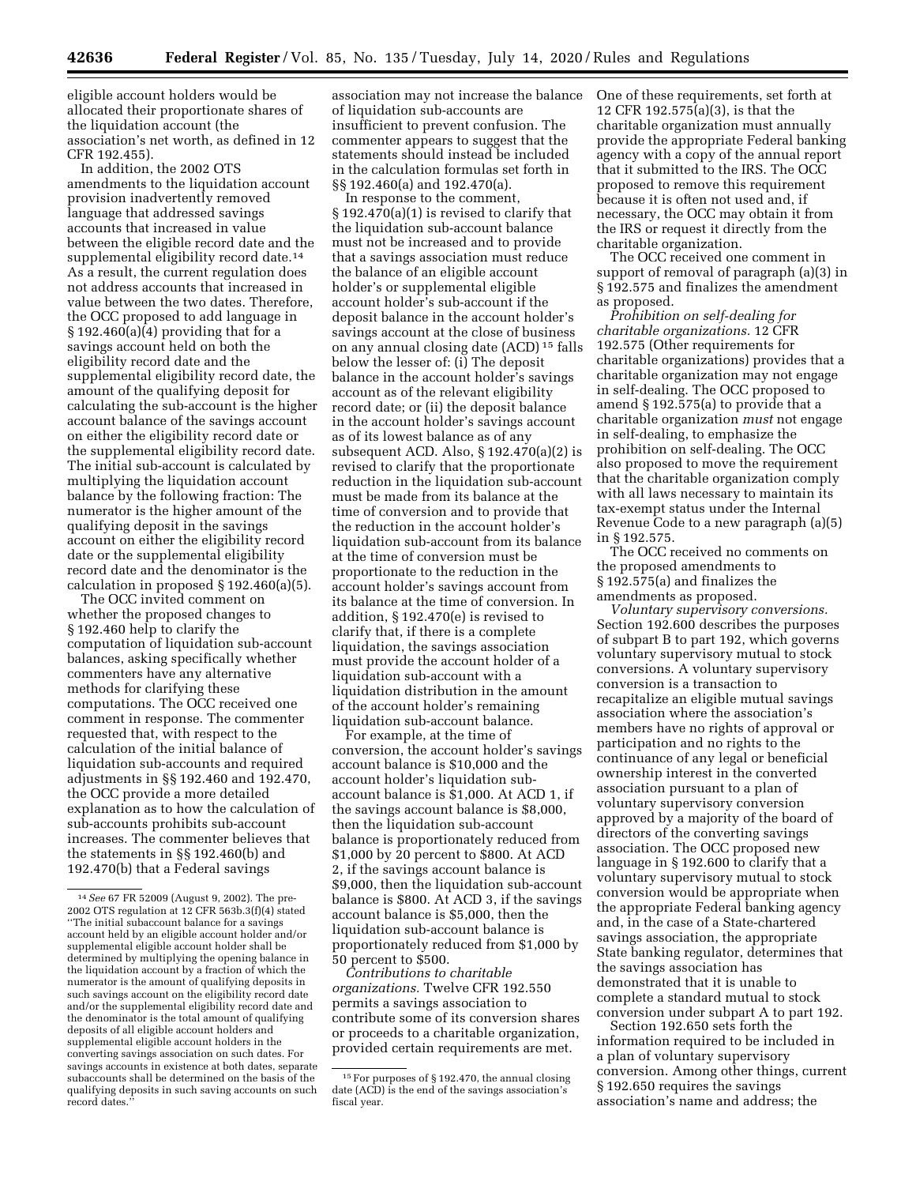eligible account holders would be allocated their proportionate shares of the liquidation account (the association's net worth, as defined in 12 CFR 192.455).

In addition, the 2002 OTS amendments to the liquidation account provision inadvertently removed language that addressed savings accounts that increased in value between the eligible record date and the supplemental eligibility record date.[14] As a result, the current regulation does not address accounts that increased in value between the two dates. Therefore, the OCC proposed to add language in § 192.460(a)(4) providing that for a savings account held on both the eligibility record date and the supplemental eligibility record date, the amount of the qualifying deposit for calculating the sub-account is the higher account balance of the savings account on either the eligibility record date or the supplemental eligibility record date. The initial sub-account is calculated by multiplying the liquidation account balance by the following fraction: The numerator is the higher amount of the qualifying deposit in the savings account on either the eligibility record date or the supplemental eligibility record date and the denominator is the calculation in proposed § 192.460(a)(5).

The OCC invited comment on whether the proposed changes to § 192.460 help to clarify the computation of liquidation sub-account balances, asking specifically whether commenters have any alternative methods for clarifying these computations. The OCC received one comment in response. The commenter requested that, with respect to the calculation of the initial balance of liquidation sub-accounts and required adjustments in §§ 192.460 and 192.470, the OCC provide a more detailed explanation as to how the calculation of sub-accounts prohibits sub-account increases. The commenter believes that the statements in §§ 192.460(b) and 192.470(b) that a Federal savings association may not increase the balance of liquidation sub-accounts are insufficient to prevent confusion. The commenter appears to suggest that the statements should instead be included in the calculation formulas set forth in §§ 192.460(a) and 192.470(a).

In response to the comment, § 192.470(a)(1) is revised to clarify that the liquidation sub-account balance must not be increased and to provide that a savings association must reduce the balance of an eligible account holder's or supplemental eligible account holder's sub-account if the deposit balance in the account holder's savings account at the close of business on any annual closing date (ACD)[15] falls below the lesser of: (i) The deposit balance in the account holder's savings account as of the relevant eligibility record date; or (ii) the deposit balance in the account holder's savings account as of its lowest balance as of any subsequent ACD. Also, § 192.470(a)(2) is revised to clarify that the proportionate reduction in the liquidation sub-account must be made from its balance at the time of conversion and to provide that the reduction in the account holder's liquidation sub-account from its balance at the time of conversion must be proportionate to the reduction in the account holder's savings account from its balance at the time of conversion. In addition, § 192.470(e) is revised to clarify that, if there is a complete liquidation, the savings association must provide the account holder of a liquidation sub-account with a liquidation distribution in the amount of the account holder's remaining liquidation sub-account balance.

For example, at the time of conversion, the account holder's savings account balance is $10,000 and the account holder's liquidation sub-account balance is $1,000. At ACD 1, if the savings account balance is $8,000, then the liquidation sub-account balance is proportionately reduced from $1,000 by 20 percent to $800. At ACD 2, if the savings account balance is $9,000, then the liquidation sub-account balance is $800. At ACD 3, if the savings account balance is $5,000, then the liquidation sub-account balance is proportionately reduced from $1,000 by 50 percent to $500.

*Contributions to charitable organizations.* Twelve CFR 192.550 permits a savings association to contribute some of its conversion shares or proceeds to a charitable organization, provided certain requirements are met. One of these requirements, set forth at 12 CFR 192.575(a)(3), is that the charitable organization must annually provide the appropriate Federal banking agency with a copy of the annual report that it submitted to the IRS. The OCC proposed to remove this requirement because it is often not used and, if necessary, the OCC may obtain it from the IRS or request it directly from the charitable organization.

The OCC received one comment in support of removal of paragraph (a)(3) in § 192.575 and finalizes the amendment as proposed.

*Prohibition on self-dealing for charitable organizations.* 12 CFR 192.575 (Other requirements for charitable organizations) provides that a charitable organization may not engage in self-dealing. The OCC proposed to amend § 192.575(a) to provide that a charitable organization *must* not engage in self-dealing, to emphasize the prohibition on self-dealing. The OCC also proposed to move the requirement that the charitable organization comply with all laws necessary to maintain its tax-exempt status under the Internal Revenue Code to a new paragraph (a)(5) in § 192.575.

The OCC received no comments on the proposed amendments to § 192.575(a) and finalizes the amendments as proposed.

*Voluntary supervisory conversions.* Section 192.600 describes the purposes of subpart B to part 192, which governs voluntary supervisory mutual to stock conversions. A voluntary supervisory conversion is a transaction to recapitalize an eligible mutual savings association where the association's members have no rights of approval or participation and no rights to the continuance of any legal or beneficial ownership interest in the converted association pursuant to a plan of voluntary supervisory conversion approved by a majority of the board of directors of the converting savings association. The OCC proposed new language in § 192.600 to clarify that a voluntary supervisory mutual to stock conversion would be appropriate when the appropriate Federal banking agency and, in the case of a State-chartered savings association, the appropriate State banking regulator, determines that the savings association has demonstrated that it is unable to complete a standard mutual to stock conversion under subpart A to part 192.

Section 192.650 sets forth the information required to be included in a plan of voluntary supervisory conversion. Among other things, current § 192.650 requires the savings association's name and address; the

---

[14] *See* 67 FR 52009 (August 9, 2002). The pre-2002 OTS regulation at 12 CFR 563b.3(f)(4) stated "The initial subaccount balance for a savings account held by an eligible account holder and/or supplemental eligible account holder shall be determined by multiplying the opening balance in the liquidation account by a fraction of which the numerator is the amount of qualifying deposits in such savings account on the eligibility record date and/or the supplemental eligibility record date and the denominator is the total amount of qualifying deposits of all eligible account holders and supplemental eligible account holders in the converting savings association on such dates. For savings accounts in existence at both dates, separate subaccounts shall be determined on the basis of the qualifying deposits in such saving accounts on such record dates."

[15] For purposes of § 192.470, the annual closing date (ACD) is the end of the savings association's fiscal year.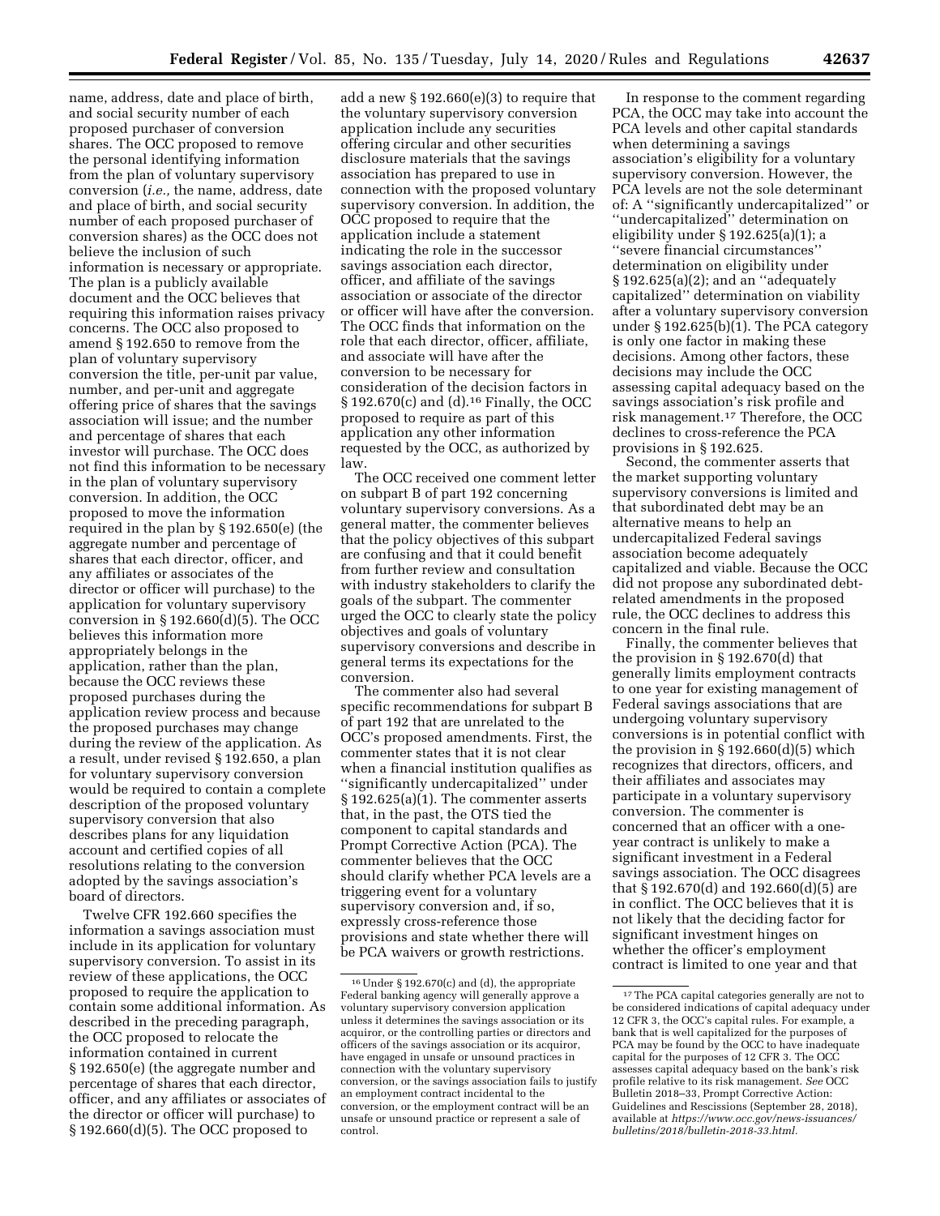name, address, date and place of birth, and social security number of each proposed purchaser of conversion shares. The OCC proposed to remove the personal identifying information from the plan of voluntary supervisory conversion (*i.e.,* the name, address, date and place of birth, and social security number of each proposed purchaser of conversion shares) as the OCC does not believe the inclusion of such information is necessary or appropriate. The plan is a publicly available document and the OCC believes that requiring this information raises privacy concerns. The OCC also proposed to amend § 192.650 to remove from the plan of voluntary supervisory conversion the title, per-unit par value, number, and per-unit and aggregate offering price of shares that the savings association will issue; and the number and percentage of shares that each investor will purchase. The OCC does not find this information to be necessary in the plan of voluntary supervisory conversion. In addition, the OCC proposed to move the information required in the plan by § 192.650(e) (the aggregate number and percentage of shares that each director, officer, and any affiliates or associates of the director or officer will purchase) to the application for voluntary supervisory conversion in § 192.660(d)(5). The OCC believes this information more appropriately belongs in the application, rather than the plan, because the OCC reviews these proposed purchases during the application review process and because the proposed purchases may change during the review of the application. As a result, under revised § 192.650, a plan for voluntary supervisory conversion would be required to contain a complete description of the proposed voluntary supervisory conversion that also describes plans for any liquidation account and certified copies of all resolutions relating to the conversion adopted by the savings association's board of directors.

Twelve CFR 192.660 specifies the information a savings association must include in its application for voluntary supervisory conversion. To assist in its review of these applications, the OCC proposed to require the application to contain some additional information. As described in the preceding paragraph, the OCC proposed to relocate the information contained in current § 192.650(e) (the aggregate number and percentage of shares that each director, officer, and any affiliates or associates of the director or officer will purchase) to § 192.660(d)(5). The OCC proposed to add a new § 192.660(e)(3) to require that the voluntary supervisory conversion application include any securities offering circular and other securities disclosure materials that the savings association has prepared to use in connection with the proposed voluntary supervisory conversion. In addition, the OCC proposed to require that the application include a statement indicating the role in the successor savings association each director, officer, and affiliate of the savings association or associate of the director or officer will have after the conversion. The OCC finds that information on the role that each director, officer, affiliate, and associate will have after the conversion to be necessary for consideration of the decision factors in § 192.670(c) and (d).[16] Finally, the OCC proposed to require as part of this application any other information requested by the OCC, as authorized by law.

The OCC received one comment letter on subpart B of part 192 concerning voluntary supervisory conversions. As a general matter, the commenter believes that the policy objectives of this subpart are confusing and that it could benefit from further review and consultation with industry stakeholders to clarify the goals of the subpart. The commenter urged the OCC to clearly state the policy objectives and goals of voluntary supervisory conversions and describe in general terms its expectations for the conversion.

The commenter also had several specific recommendations for subpart B of part 192 that are unrelated to the OCC's proposed amendments. First, the commenter states that it is not clear when a financial institution qualifies as ''significantly undercapitalized'' under § 192.625(a)(1). The commenter asserts that, in the past, the OTS tied the component to capital standards and Prompt Corrective Action (PCA). The commenter believes that the OCC should clarify whether PCA levels are a triggering event for a voluntary supervisory conversion and, if so, expressly cross-reference those provisions and state whether there will be PCA waivers or growth restrictions.

In response to the comment regarding PCA, the OCC may take into account the PCA levels and other capital standards when determining a savings association's eligibility for a voluntary supervisory conversion. However, the PCA levels are not the sole determinant of: A ''significantly undercapitalized'' or ''undercapitalized'' determination on eligibility under § 192.625(a)(1); a ''severe financial circumstances'' determination on eligibility under § 192.625(a)(2); and an ''adequately capitalized'' determination on viability after a voluntary supervisory conversion under § 192.625(b)(1). The PCA category is only one factor in making these decisions. Among other factors, these decisions may include the OCC assessing capital adequacy based on the savings association's risk profile and risk management.[17] Therefore, the OCC declines to cross-reference the PCA provisions in § 192.625.

Second, the commenter asserts that the market supporting voluntary supervisory conversions is limited and that subordinated debt may be an alternative means to help an undercapitalized Federal savings association become adequately capitalized and viable. Because the OCC did not propose any subordinated debt-related amendments in the proposed rule, the OCC declines to address this concern in the final rule.

Finally, the commenter believes that the provision in § 192.670(d) that generally limits employment contracts to one year for existing management of Federal savings associations that are undergoing voluntary supervisory conversions is in potential conflict with the provision in § 192.660(d)(5) which recognizes that directors, officers, and their affiliates and associates may participate in a voluntary supervisory conversion. The commenter is concerned that an officer with a one-year contract is unlikely to make a significant investment in a Federal savings association. The OCC disagrees that § 192.670(d) and 192.660(d)(5) are in conflict. The OCC believes that it is not likely that the deciding factor for significant investment hinges on whether the officer's employment contract is limited to one year and that

---

[16] Under § 192.670(c) and (d), the appropriate Federal banking agency will generally approve a voluntary supervisory conversion application unless it determines the savings association or its acquiror, or the controlling parties or directors and officers of the savings association or its acquiror, have engaged in unsafe or unsound practices in connection with the voluntary supervisory conversion, or the savings association fails to justify an employment contract incidental to the conversion, or the employment contract will be an unsafe or unsound practice or represent a sale of control.

[17] The PCA capital categories generally are not to be considered indications of capital adequacy under 12 CFR 3, the OCC's capital rules. For example, a bank that is well capitalized for the purposes of PCA may be found by the OCC to have inadequate capital for the purposes of 12 CFR 3. The OCC assesses capital adequacy based on the bank's risk profile relative to its risk management. *See* OCC Bulletin 2018–33, Prompt Corrective Action: Guidelines and Rescissions (September 28, 2018), available at *https://www.occ.gov/news-issuances/bulletins/2018/bulletin-2018-33.html.*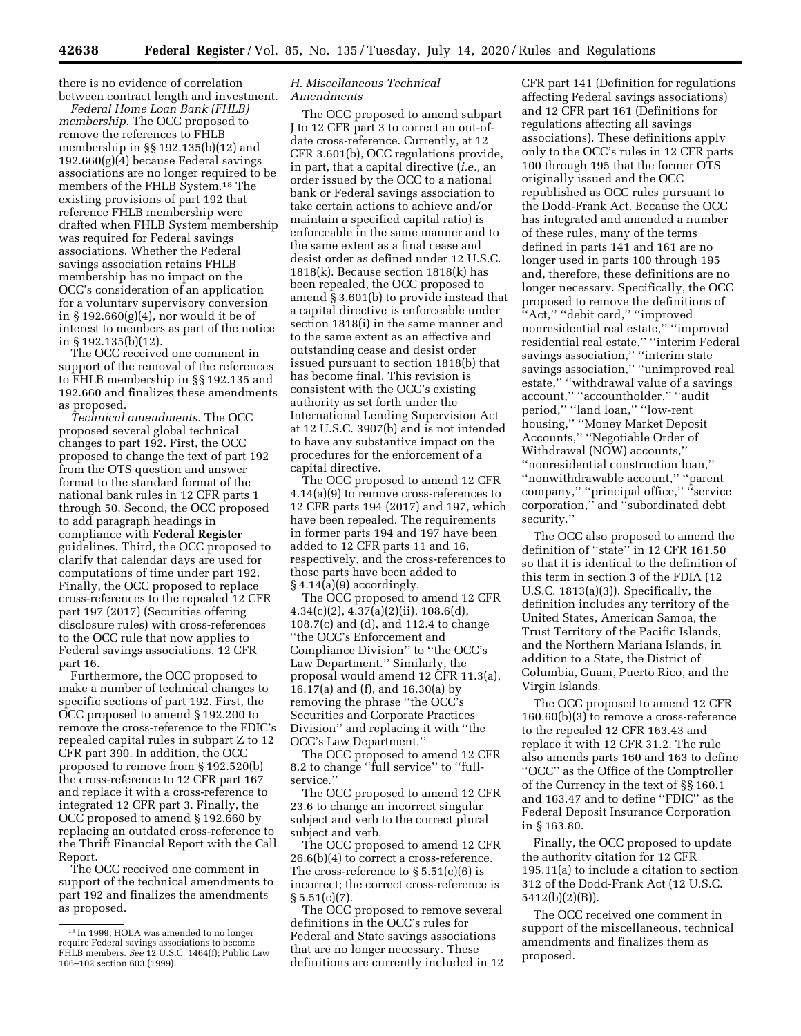there is no evidence of correlation between contract length and investment.

*Federal Home Loan Bank (FHLB) membership.* The OCC proposed to remove the references to FHLB membership in §§ 192.135(b)(12) and 192.660(g)(4) because Federal savings associations are no longer required to be members of the FHLB System.[18] The existing provisions of part 192 that reference FHLB membership were drafted when FHLB System membership was required for Federal savings associations. Whether the Federal savings association retains FHLB membership has no impact on the OCC's consideration of an application for a voluntary supervisory conversion in § 192.660(g)(4), nor would it be of interest to members as part of the notice in § 192.135(b)(12).

The OCC received one comment in support of the removal of the references to FHLB membership in §§ 192.135 and 192.660 and finalizes these amendments as proposed.

*Technical amendments.* The OCC proposed several global technical changes to part 192. First, the OCC proposed to change the text of part 192 from the OTS question and answer format to the standard format of the national bank rules in 12 CFR parts 1 through 50. Second, the OCC proposed to add paragraph headings in compliance with **Federal Register** guidelines. Third, the OCC proposed to clarify that calendar days are used for computations of time under part 192. Finally, the OCC proposed to replace cross-references to the repealed 12 CFR part 197 (2017) (Securities offering disclosure rules) with cross-references to the OCC rule that now applies to Federal savings associations, 12 CFR part 16.

Furthermore, the OCC proposed to make a number of technical changes to specific sections of part 192. First, the OCC proposed to amend § 192.200 to remove the cross-reference to the FDIC's repealed capital rules in subpart Z to 12 CFR part 390. In addition, the OCC proposed to remove from § 192.520(b) the cross-reference to 12 CFR part 167 and replace it with a cross-reference to integrated 12 CFR part 3. Finally, the OCC proposed to amend § 192.660 by replacing an outdated cross-reference to the Thrift Financial Report with the Call Report.

The OCC received one comment in support of the technical amendments to part 192 and finalizes the amendments as proposed.

### *H. Miscellaneous Technical Amendments*

The OCC proposed to amend subpart J to 12 CFR part 3 to correct an out-of-date cross-reference. Currently, at 12 CFR 3.601(b), OCC regulations provide, in part, that a capital directive (*i.e.,* an order issued by the OCC to a national bank or Federal savings association to take certain actions to achieve and/or maintain a specified capital ratio) is enforceable in the same manner and to the same extent as a final cease and desist order as defined under 12 U.S.C. 1818(k). Because section 1818(k) has been repealed, the OCC proposed to amend § 3.601(b) to provide instead that a capital directive is enforceable under section 1818(i) in the same manner and to the same extent as an effective and outstanding cease and desist order issued pursuant to section 1818(b) that has become final. This revision is consistent with the OCC's existing authority as set forth under the International Lending Supervision Act at 12 U.S.C. 3907(b) and is not intended to have any substantive impact on the procedures for the enforcement of a capital directive.

The OCC proposed to amend 12 CFR 4.14(a)(9) to remove cross-references to 12 CFR parts 194 (2017) and 197, which have been repealed. The requirements in former parts 194 and 197 have been added to 12 CFR parts 11 and 16, respectively, and the cross-references to those parts have been added to § 4.14(a)(9) accordingly.

The OCC proposed to amend 12 CFR 4.34(c)(2), 4.37(a)(2)(ii), 108.6(d), 108.7(c) and (d), and 112.4 to change ''the OCC's Enforcement and Compliance Division'' to ''the OCC's Law Department.'' Similarly, the proposal would amend 12 CFR 11.3(a), 16.17(a) and (f), and 16.30(a) by removing the phrase ''the OCC's Securities and Corporate Practices Division'' and replacing it with ''the OCC's Law Department.''

The OCC proposed to amend 12 CFR 8.2 to change ''full service'' to ''full-service.''

The OCC proposed to amend 12 CFR 23.6 to change an incorrect singular subject and verb to the correct plural subject and verb.

The OCC proposed to amend 12 CFR 26.6(b)(4) to correct a cross-reference. The cross-reference to § 5.51(c)(6) is incorrect; the correct cross-reference is § 5.51(c)(7).

The OCC proposed to remove several definitions in the OCC's rules for Federal and State savings associations that are no longer necessary. These definitions are currently included in 12 CFR part 141 (Definition for regulations affecting Federal savings associations) and 12 CFR part 161 (Definitions for regulations affecting all savings associations). These definitions apply only to the OCC's rules in 12 CFR parts 100 through 195 that the former OTS originally issued and the OCC republished as OCC rules pursuant to the Dodd-Frank Act. Because the OCC has integrated and amended a number of these rules, many of the terms defined in parts 141 and 161 are no longer used in parts 100 through 195 and, therefore, these definitions are no longer necessary. Specifically, the OCC proposed to remove the definitions of ''Act,'' ''debit card,'' ''improved nonresidential real estate,'' ''improved residential real estate,'' ''interim Federal savings association,'' ''interim state savings association,'' ''unimproved real estate,'' ''withdrawal value of a savings account,'' ''accountholder,'' ''audit period,'' ''land loan,'' ''low-rent housing,'' ''Money Market Deposit Accounts,'' ''Negotiable Order of Withdrawal (NOW) accounts,'' ''nonresidential construction loan,'' ''nonwithdrawable account,'' ''parent company,'' ''principal office,'' ''service corporation,'' and ''subordinated debt security.''

The OCC also proposed to amend the definition of ''state'' in 12 CFR 161.50 so that it is identical to the definition of this term in section 3 of the FDIA (12 U.S.C. 1813(a)(3)). Specifically, the definition includes any territory of the United States, American Samoa, the Trust Territory of the Pacific Islands, and the Northern Mariana Islands, in addition to a State, the District of Columbia, Guam, Puerto Rico, and the Virgin Islands.

The OCC proposed to amend 12 CFR 160.60(b)(3) to remove a cross-reference to the repealed 12 CFR 163.43 and replace it with 12 CFR 31.2. The rule also amends parts 160 and 163 to define ''OCC'' as the Office of the Comptroller of the Currency in the text of §§ 160.1 and 163.47 and to define ''FDIC'' as the Federal Deposit Insurance Corporation in § 163.80.

Finally, the OCC proposed to update the authority citation for 12 CFR 195.11(a) to include a citation to section 312 of the Dodd-Frank Act (12 U.S.C. 5412(b)(2)(B)).

The OCC received one comment in support of the miscellaneous, technical amendments and finalizes them as proposed.

---

[18] In 1999, HOLA was amended to no longer require Federal savings associations to become FHLB members. *See* 12 U.S.C. 1464(f); Public Law 106–102 section 603 (1999).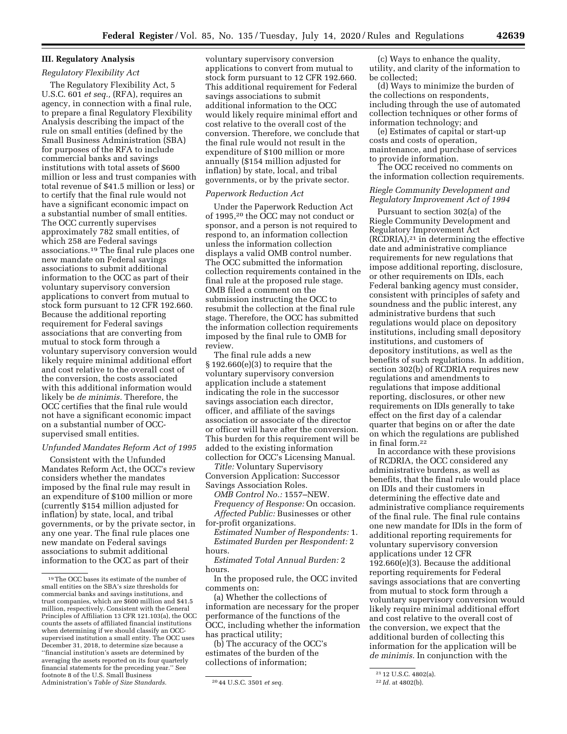## III. Regulatory Analysis

### *Regulatory Flexibility Act*

The Regulatory Flexibility Act, 5 U.S.C. 601 *et seq.,* (RFA), requires an agency, in connection with a final rule, to prepare a final Regulatory Flexibility Analysis describing the impact of the rule on small entities (defined by the Small Business Administration (SBA) for purposes of the RFA to include commercial banks and savings institutions with total assets of $600 million or less and trust companies with total revenue of $41.5 million or less) or to certify that the final rule would not have a significant economic impact on a substantial number of small entities. The OCC currently supervises approximately 782 small entities, of which 258 are Federal savings associations.[19] The final rule places one new mandate on Federal savings associations to submit additional information to the OCC as part of their voluntary supervisory conversion applications to convert from mutual to stock form pursuant to 12 CFR 192.660. Because the additional reporting requirement for Federal savings associations that are converting from mutual to stock form through a voluntary supervisory conversion would likely require minimal additional effort and cost relative to the overall cost of the conversion, the costs associated with this additional information would likely be *de minimis.* Therefore, the OCC certifies that the final rule would not have a significant economic impact on a substantial number of OCC-supervised small entities.

### *Unfunded Mandates Reform Act of 1995*

Consistent with the Unfunded Mandates Reform Act, the OCC's review considers whether the mandates imposed by the final rule may result in an expenditure of $100 million or more (currently $154 million adjusted for inflation) by state, local, and tribal governments, or by the private sector, in any one year. The final rule places one new mandate on Federal savings associations to submit additional information to the OCC as part of their voluntary supervisory conversion applications to convert from mutual to stock form pursuant to 12 CFR 192.660. This additional requirement for Federal savings associations to submit additional information to the OCC would likely require minimal effort and cost relative to the overall cost of the conversion. Therefore, we conclude that the final rule would not result in the expenditure of $100 million or more annually ($154 million adjusted for inflation) by state, local, and tribal governments, or by the private sector.

### *Paperwork Reduction Act*

Under the Paperwork Reduction Act of 1995,[20] the OCC may not conduct or sponsor, and a person is not required to respond to, an information collection unless the information collection displays a valid OMB control number. The OCC submitted the information collection requirements contained in the final rule at the proposed rule stage. OMB filed a comment on the submission instructing the OCC to resubmit the collection at the final rule stage. Therefore, the OCC has submitted the information collection requirements imposed by the final rule to OMB for review.

The final rule adds a new § 192.660(e)(3) to require that the voluntary supervisory conversion application include a statement indicating the role in the successor savings association each director, officer, and affiliate of the savings association or associate of the director or officer will have after the conversion. This burden for this requirement will be added to the existing information collection for OCC's Licensing Manual.

*Title:* Voluntary Supervisory Conversion Application: Successor Savings Association Roles.

*OMB Control No.:* 1557–NEW.

*Frequency of Response:* On occasion.

*Affected Public:* Businesses or other for-profit organizations.

*Estimated Number of Respondents:* 1.

*Estimated Burden per Respondent:* 2 hours.

*Estimated Total Annual Burden:* 2 hours.

In the proposed rule, the OCC invited comments on:

(a) Whether the collections of information are necessary for the proper performance of the functions of the OCC, including whether the information has practical utility;

(b) The accuracy of the OCC's estimates of the burden of the collections of information;

(c) Ways to enhance the quality, utility, and clarity of the information to be collected;

(d) Ways to minimize the burden of the collections on respondents, including through the use of automated collection techniques or other forms of information technology; and

(e) Estimates of capital or start-up costs and costs of operation, maintenance, and purchase of services to provide information.

The OCC received no comments on the information collection requirements.

### *Riegle Community Development and Regulatory Improvement Act of 1994*

Pursuant to section 302(a) of the Riegle Community Development and Regulatory Improvement Act (RCDRIA),[21] in determining the effective date and administrative compliance requirements for new regulations that impose additional reporting, disclosure, or other requirements on IDIs, each Federal banking agency must consider, consistent with principles of safety and soundness and the public interest, any administrative burdens that such regulations would place on depository institutions, including small depository institutions, and customers of depository institutions, as well as the benefits of such regulations. In addition, section 302(b) of RCDRIA requires new regulations and amendments to regulations that impose additional reporting, disclosures, or other new requirements on IDIs generally to take effect on the first day of a calendar quarter that begins on or after the date on which the regulations are published in final form.[22]

In accordance with these provisions of RCDRIA, the OCC considered any administrative burdens, as well as benefits, that the final rule would place on IDIs and their customers in determining the effective date and administrative compliance requirements of the final rule. The final rule contains one new mandate for IDIs in the form of additional reporting requirements for voluntary supervisory conversion applications under 12 CFR 192.660(e)(3). Because the additional reporting requirements for Federal savings associations that are converting from mutual to stock form through a voluntary supervisory conversion would likely require minimal additional effort and cost relative to the overall cost of the conversion, we expect that the additional burden of collecting this information for the application will be *de minimis.* In conjunction with the

---

[19] The OCC bases its estimate of the number of small entities on the SBA's size thresholds for commercial banks and savings institutions, and trust companies, which are $600 million and $41.5 million, respectively. Consistent with the General Principles of Affiliation 13 CFR 121.103(a), the OCC counts the assets of affiliated financial institutions when determining if we should classify an OCC-supervised institution a small entity. The OCC uses December 31, 2018, to determine size because a "financial institution's assets are determined by averaging the assets reported on its four quarterly financial statements for the preceding year." See footnote 8 of the U.S. Small Business Administration's *Table of Size Standards.*

[20] 44 U.S.C. 3501 *et seq.*

[21] 12 U.S.C. 4802(a).

[22] *Id.* at 4802(b).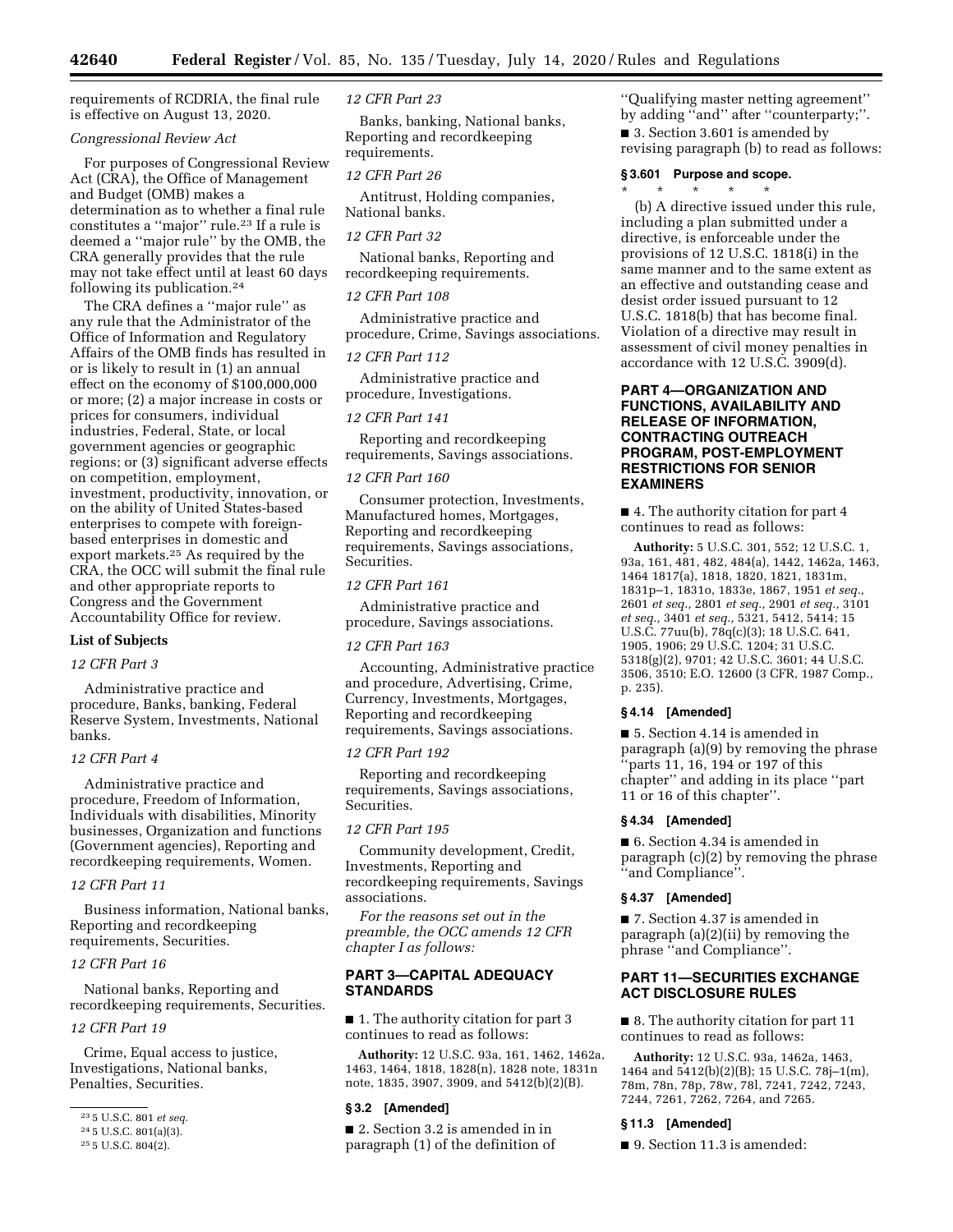requirements of RCDRIA, the final rule is effective on August 13, 2020.

*Congressional Review Act*

For purposes of Congressional Review Act (CRA), the Office of Management and Budget (OMB) makes a determination as to whether a final rule constitutes a ''major'' rule.[23] If a rule is deemed a ''major rule'' by the OMB, the CRA generally provides that the rule may not take effect until at least 60 days following its publication.[24]

The CRA defines a ''major rule'' as any rule that the Administrator of the Office of Information and Regulatory Affairs of the OMB finds has resulted in or is likely to result in (1) an annual effect on the economy of $100,000,000 or more; (2) a major increase in costs or prices for consumers, individual industries, Federal, State, or local government agencies or geographic regions; or (3) significant adverse effects on competition, employment, investment, productivity, innovation, or on the ability of United States-based enterprises to compete with foreign-based enterprises in domestic and export markets.[25] As required by the CRA, the OCC will submit the final rule and other appropriate reports to Congress and the Government Accountability Office for review.

**List of Subjects**

*12 CFR Part 3*

Administrative practice and procedure, Banks, banking, Federal Reserve System, Investments, National banks.

*12 CFR Part 4*

Administrative practice and procedure, Freedom of Information, Individuals with disabilities, Minority businesses, Organization and functions (Government agencies), Reporting and recordkeeping requirements, Women.

*12 CFR Part 11*

Business information, National banks, Reporting and recordkeeping requirements, Securities.

*12 CFR Part 16*

National banks, Reporting and recordkeeping requirements, Securities.

*12 CFR Part 19*

Crime, Equal access to justice, Investigations, National banks, Penalties, Securities.

*12 CFR Part 23*

Banks, banking, National banks, Reporting and recordkeeping requirements.

*12 CFR Part 26*

Antitrust, Holding companies, National banks.

*12 CFR Part 32*

National banks, Reporting and recordkeeping requirements.

*12 CFR Part 108*

Administrative practice and procedure, Crime, Savings associations.

*12 CFR Part 112*

Administrative practice and procedure, Investigations.

*12 CFR Part 141*

Reporting and recordkeeping requirements, Savings associations.

*12 CFR Part 160*

Consumer protection, Investments, Manufactured homes, Mortgages, Reporting and recordkeeping requirements, Savings associations, Securities.

*12 CFR Part 161*

Administrative practice and procedure, Savings associations.

*12 CFR Part 163*

Accounting, Administrative practice and procedure, Advertising, Crime, Currency, Investments, Mortgages, Reporting and recordkeeping requirements, Savings associations.

*12 CFR Part 192*

Reporting and recordkeeping requirements, Savings associations, Securities.

*12 CFR Part 195*

Community development, Credit, Investments, Reporting and recordkeeping requirements, Savings associations.

*For the reasons set out in the preamble, the OCC amends 12 CFR chapter I as follows:*

## PART 3—CAPITAL ADEQUACY STANDARDS

■ 1. The authority citation for part 3 continues to read as follows:

**Authority:** 12 U.S.C. 93a, 161, 1462, 1462a, 1463, 1464, 1818, 1828(n), 1828 note, 1831n note, 1835, 3907, 3909, and 5412(b)(2)(B).

### § 3.2 [Amended]

■ 2. Section 3.2 is amended in in paragraph (1) of the definition of ''Qualifying master netting agreement'' by adding ''and'' after ''counterparty;''.

■ 3. Section 3.601 is amended by revising paragraph (b) to read as follows:

### § 3.601 Purpose and scope.

\* \* \* \* \*

(b) A directive issued under this rule, including a plan submitted under a directive, is enforceable under the provisions of 12 U.S.C. 1818(i) in the same manner and to the same extent as an effective and outstanding cease and desist order issued pursuant to 12 U.S.C. 1818(b) that has become final. Violation of a directive may result in assessment of civil money penalties in accordance with 12 U.S.C. 3909(d).

## PART 4—ORGANIZATION AND FUNCTIONS, AVAILABILITY AND RELEASE OF INFORMATION, CONTRACTING OUTREACH PROGRAM, POST-EMPLOYMENT RESTRICTIONS FOR SENIOR EXAMINERS

■ 4. The authority citation for part 4 continues to read as follows:

**Authority:** 5 U.S.C. 301, 552; 12 U.S.C. 1, 93a, 161, 481, 482, 484(a), 1442, 1462a, 1463, 1464 1817(a), 1818, 1820, 1821, 1831m, 1831p–1, 1831o, 1833e, 1867, 1951 *et seq.,* 2601 *et seq.,* 2801 *et seq.,* 2901 *et seq.,* 3101 *et seq.,* 3401 *et seq.,* 5321, 5412, 5414; 15 U.S.C. 77uu(b), 78q(c)(3); 18 U.S.C. 641, 1905, 1906; 29 U.S.C. 1204; 31 U.S.C. 5318(g)(2), 9701; 42 U.S.C. 3601; 44 U.S.C. 3506, 3510; E.O. 12600 (3 CFR, 1987 Comp., p. 235).

### § 4.14 [Amended]

■ 5. Section 4.14 is amended in paragraph (a)(9) by removing the phrase ''parts 11, 16, 194 or 197 of this chapter'' and adding in its place ''part 11 or 16 of this chapter''.

### § 4.34 [Amended]

■ 6. Section 4.34 is amended in paragraph (c)(2) by removing the phrase ''and Compliance''.

### § 4.37 [Amended]

■ 7. Section 4.37 is amended in paragraph (a)(2)(ii) by removing the phrase ''and Compliance''.

## PART 11—SECURITIES EXCHANGE ACT DISCLOSURE RULES

■ 8. The authority citation for part 11 continues to read as follows:

**Authority:** 12 U.S.C. 93a, 1462a, 1463, 1464 and 5412(b)(2)(B); 15 U.S.C. 78j–1(m), 78m, 78n, 78p, 78w, 78l, 7241, 7242, 7243, 7244, 7261, 7262, 7264, and 7265.

### § 11.3 [Amended]

■ 9. Section 11.3 is amended:

---

[23] 5 U.S.C. 801 *et seq.*

[24] 5 U.S.C. 801(a)(3).

[25] 5 U.S.C. 804(2).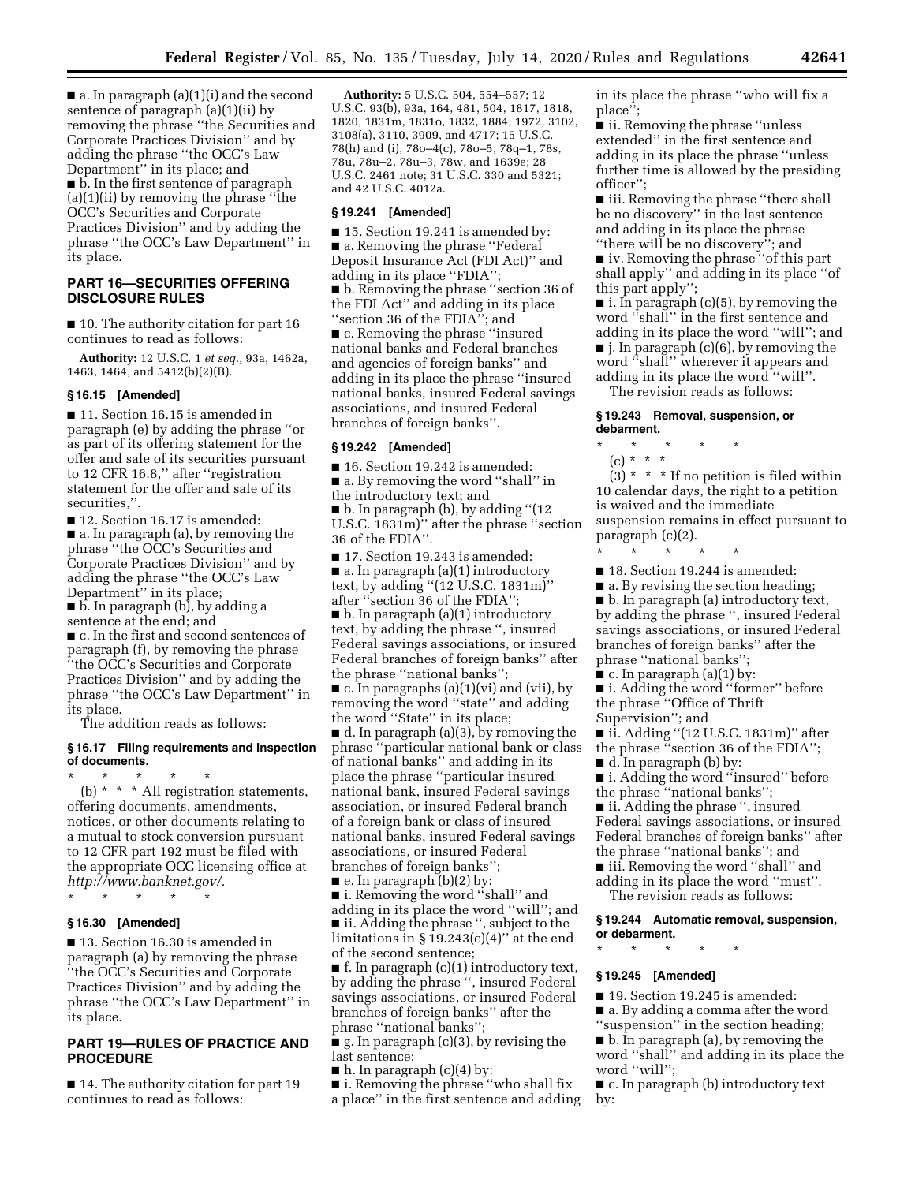■ a. In paragraph (a)(1)(i) and the second sentence of paragraph (a)(1)(ii) by removing the phrase ''the Securities and Corporate Practices Division'' and by adding the phrase ''the OCC's Law Department'' in its place; and

■ b. In the first sentence of paragraph (a)(1)(ii) by removing the phrase ''the OCC's Securities and Corporate Practices Division'' and by adding the phrase ''the OCC's Law Department'' in its place.

## PART 16—SECURITIES OFFERING DISCLOSURE RULES

■ 10. The authority citation for part 16 continues to read as follows:

**Authority:** 12 U.S.C. 1 *et seq.,* 93a, 1462a, 1463, 1464, and 5412(b)(2)(B).

### § 16.15 [Amended]

■ 11. Section 16.15 is amended in paragraph (e) by adding the phrase ''or as part of its offering statement for the offer and sale of its securities pursuant to 12 CFR 16.8,'' after ''registration statement for the offer and sale of its securities,''.

■ 12. Section 16.17 is amended:

■ a. In paragraph (a), by removing the phrase ''the OCC's Securities and Corporate Practices Division'' and by adding the phrase ''the OCC's Law Department'' in its place;

■ b. In paragraph (b), by adding a sentence at the end; and

■ c. In the first and second sentences of paragraph (f), by removing the phrase ''the OCC's Securities and Corporate Practices Division'' and by adding the phrase ''the OCC's Law Department'' in its place.

The addition reads as follows:

### § 16.17 Filing requirements and inspection of documents.

\* \* \* \* \*

(b) \* \* \* All registration statements, offering documents, amendments, notices, or other documents relating to a mutual to stock conversion pursuant to 12 CFR part 192 must be filed with the appropriate OCC licensing office at *http://www.banknet.gov/.*

\* \* \* \* \*

### § 16.30 [Amended]

■ 13. Section 16.30 is amended in paragraph (a) by removing the phrase ''the OCC's Securities and Corporate Practices Division'' and by adding the phrase ''the OCC's Law Department'' in its place.

## PART 19—RULES OF PRACTICE AND PROCEDURE

■ 14. The authority citation for part 19 continues to read as follows:

**Authority:** 5 U.S.C. 504, 554–557; 12 U.S.C. 93(b), 93a, 164, 481, 504, 1817, 1818, 1820, 1831m, 1831o, 1832, 1884, 1972, 3102, 3108(a), 3110, 3909, and 4717; 15 U.S.C. 78(h) and (i), 78o–4(c), 78o–5, 78q–1, 78s, 78u, 78u–2, 78u–3, 78w, and 1639e; 28 U.S.C. 2461 note; 31 U.S.C. 330 and 5321; and 42 U.S.C. 4012a.

### § 19.241 [Amended]

■ 15. Section 19.241 is amended by:

■ a. Removing the phrase ''Federal Deposit Insurance Act (FDI Act)'' and adding in its place ''FDIA'';

■ b. Removing the phrase ''section 36 of the FDI Act'' and adding in its place ''section 36 of the FDIA''; and

■ c. Removing the phrase ''insured national banks and Federal branches and agencies of foreign banks'' and adding in its place the phrase ''insured national banks, insured Federal savings associations, and insured Federal branches of foreign banks''.

### § 19.242 [Amended]

■ 16. Section 19.242 is amended:

■ a. By removing the word ''shall'' in the introductory text; and

■ b. In paragraph (b), by adding ''(12 U.S.C. 1831m)'' after the phrase ''section 36 of the FDIA''.

■ 17. Section 19.243 is amended:

■ a. In paragraph (a)(1) introductory text, by adding ''(12 U.S.C. 1831m)'' after ''section 36 of the FDIA'';

■ b. In paragraph (a)(1) introductory text, by adding the phrase '', insured Federal savings associations, or insured Federal branches of foreign banks'' after the phrase ''national banks'';

■ c. In paragraphs (a)(1)(vi) and (vii), by removing the word ''state'' and adding the word ''State'' in its place;

■ d. In paragraph (a)(3), by removing the phrase ''particular national bank or class of national banks'' and adding in its place the phrase ''particular insured national bank, insured Federal savings association, or insured Federal branch of a foreign bank or class of insured national banks, insured Federal savings associations, or insured Federal branches of foreign banks'';

■ e. In paragraph (b)(2) by:

■ i. Removing the word ''shall'' and adding in its place the word ''will''; and

■ ii. Adding the phrase '', subject to the limitations in § 19.243(c)(4)'' at the end of the second sentence;

■ f. In paragraph (c)(1) introductory text, by adding the phrase '', insured Federal savings associations, or insured Federal branches of foreign banks'' after the phrase ''national banks'';

■ g. In paragraph (c)(3), by revising the last sentence;

■ h. In paragraph (c)(4) by:

■ i. Removing the phrase ''who shall fix a place'' in the first sentence and adding in its place the phrase ''who will fix a place'';

■ ii. Removing the phrase ''unless extended'' in the first sentence and adding in its place the phrase ''unless further time is allowed by the presiding officer'';

■ iii. Removing the phrase ''there shall be no discovery'' in the last sentence and adding in its place the phrase ''there will be no discovery''; and

■ iv. Removing the phrase ''of this part shall apply'' and adding in its place ''of this part apply'';

■ i. In paragraph (c)(5), by removing the word ''shall'' in the first sentence and adding in its place the word ''will''; and

■ j. In paragraph (c)(6), by removing the word ''shall'' wherever it appears and adding in its place the word ''will''.

The revision reads as follows:

### § 19.243 Removal, suspension, or debarment.

\* \* \* \* \*

(c) \* \* \*

(3) \* \* \* If no petition is filed within 10 calendar days, the right to a petition is waived and the immediate suspension remains in effect pursuant to paragraph (c)(2).

\* \* \* \* \*

■ 18. Section 19.244 is amended:

■ a. By revising the section heading;

■ b. In paragraph (a) introductory text, by adding the phrase '', insured Federal savings associations, or insured Federal branches of foreign banks'' after the phrase ''national banks'';

■ c. In paragraph (a)(1) by:

■ i. Adding the word ''former'' before the phrase ''Office of Thrift Supervision''; and

■ ii. Adding ''(12 U.S.C. 1831m)'' after the phrase ''section 36 of the FDIA'';

■ d. In paragraph (b) by:

■ i. Adding the word ''insured'' before the phrase ''national banks'';

■ ii. Adding the phrase '', insured Federal savings associations, or insured Federal branches of foreign banks'' after the phrase ''national banks''; and

■ iii. Removing the word ''shall'' and adding in its place the word ''must''.

The revision reads as follows:

### § 19.244 Automatic removal, suspension, or debarment.

\* \* \* \* \*

### § 19.245 [Amended]

■ 19. Section 19.245 is amended:

■ a. By adding a comma after the word ''suspension'' in the section heading;

■ b. In paragraph (a), by removing the word ''shall'' and adding in its place the word ''will'';

■ c. In paragraph (b) introductory text by: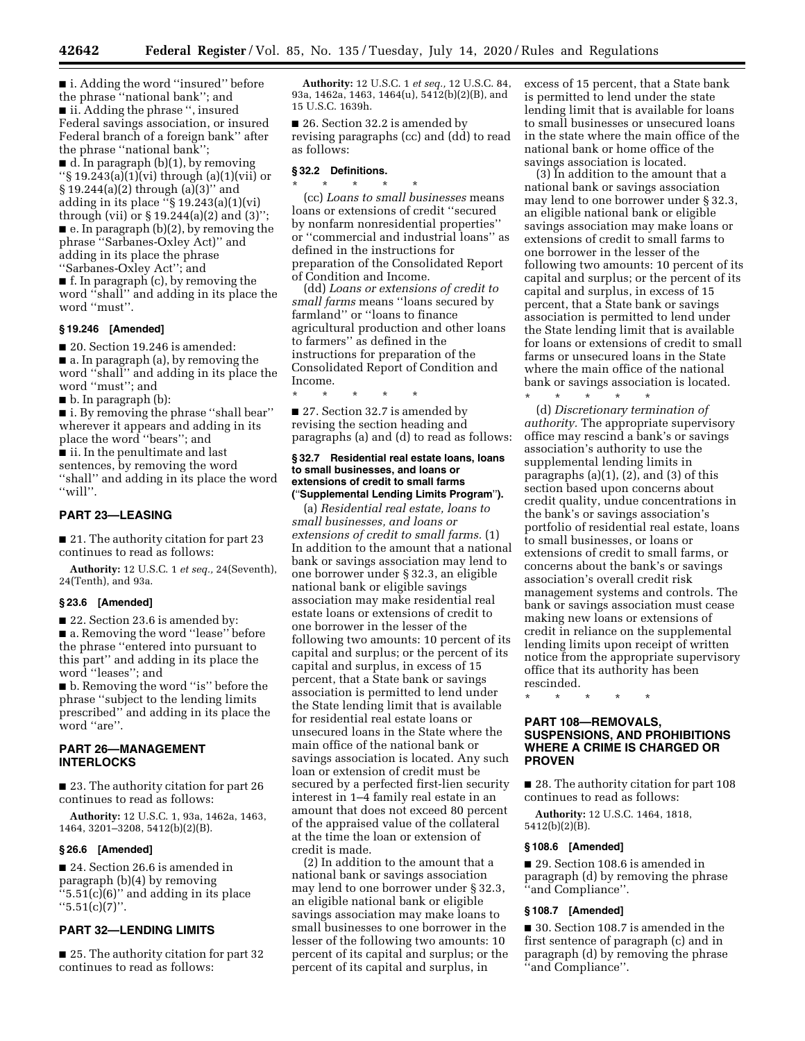■ i. Adding the word ''insured'' before the phrase ''national bank''; and

■ ii. Adding the phrase '', insured Federal savings association, or insured Federal branch of a foreign bank'' after the phrase ''national bank'';

■ d. In paragraph (b)(1), by removing ''§ 19.243(a)(1)(vi) through (a)(1)(vii) or § 19.244(a)(2) through (a)(3)'' and adding in its place ''§ 19.243(a)(1)(vi) through (vii) or § 19.244(a)(2) and (3)'';

■ e. In paragraph (b)(2), by removing the phrase ''Sarbanes-Oxley Act)'' and adding in its place the phrase ''Sarbanes-Oxley Act''; and

■ f. In paragraph (c), by removing the word ''shall'' and adding in its place the word ''must''.

### § 19.246 [Amended]

■ 20. Section 19.246 is amended:

■ a. In paragraph (a), by removing the word ''shall'' and adding in its place the word ''must''; and

■ b. In paragraph (b):

■ i. By removing the phrase ''shall bear'' wherever it appears and adding in its place the word ''bears''; and

■ ii. In the penultimate and last sentences, by removing the word ''shall'' and adding in its place the word ''will''.

## PART 23—LEASING

■ 21. The authority citation for part 23 continues to read as follows:

**Authority:** 12 U.S.C. 1 *et seq.*, 24(Seventh), 24(Tenth), and 93a.

### § 23.6 [Amended]

■ 22. Section 23.6 is amended by:

■ a. Removing the word ''lease'' before the phrase ''entered into pursuant to this part'' and adding in its place the word ''leases''; and

■ b. Removing the word ''is'' before the phrase ''subject to the lending limits prescribed'' and adding in its place the word ''are''.

## PART 26—MANAGEMENT INTERLOCKS

■ 23. The authority citation for part 26 continues to read as follows:

**Authority:** 12 U.S.C. 1, 93a, 1462a, 1463, 1464, 3201–3208, 5412(b)(2)(B).

### § 26.6 [Amended]

■ 24. Section 26.6 is amended in paragraph (b)(4) by removing ''5.51(c)(6)'' and adding in its place ''5.51(c)(7)''.

## PART 32—LENDING LIMITS

■ 25. The authority citation for part 32 continues to read as follows:

**Authority:** 12 U.S.C. 1 *et seq.*, 12 U.S.C. 84, 93a, 1462a, 1463, 1464(u), 5412(b)(2)(B), and 15 U.S.C. 1639h.

■ 26. Section 32.2 is amended by revising paragraphs (cc) and (dd) to read as follows:

### § 32.2 Definitions.

\* \* \* \* \*

(cc) *Loans to small businesses* means loans or extensions of credit ''secured by nonfarm nonresidential properties'' or ''commercial and industrial loans'' as defined in the instructions for preparation of the Consolidated Report of Condition and Income.

(dd) *Loans or extensions of credit to small farms* means ''loans secured by farmland'' or ''loans to finance agricultural production and other loans to farmers'' as defined in the instructions for preparation of the Consolidated Report of Condition and Income.

\* \* \* \* \*

■ 27. Section 32.7 is amended by revising the section heading and paragraphs (a) and (d) to read as follows:

### § 32.7 Residential real estate loans, loans to small businesses, and loans or extensions of credit to small farms (''Supplemental Lending Limits Program'').

(a) *Residential real estate, loans to small businesses, and loans or extensions of credit to small farms.* (1) In addition to the amount that a national bank or savings association may lend to one borrower under § 32.3, an eligible national bank or eligible savings association may make residential real estate loans or extensions of credit to one borrower in the lesser of the following two amounts: 10 percent of its capital and surplus; or the percent of its capital and surplus, in excess of 15 percent, that a State bank or savings association is permitted to lend under the State lending limit that is available for residential real estate loans or unsecured loans in the State where the main office of the national bank or savings association is located. Any such loan or extension of credit must be secured by a perfected first-lien security interest in 1–4 family real estate in an amount that does not exceed 80 percent of the appraised value of the collateral at the time the loan or extension of credit is made.

(2) In addition to the amount that a national bank or savings association may lend to one borrower under § 32.3, an eligible national bank or eligible savings association may make loans to small businesses to one borrower in the lesser of the following two amounts: 10 percent of its capital and surplus; or the percent of its capital and surplus, in excess of 15 percent, that a State bank is permitted to lend under the state lending limit that is available for loans to small businesses or unsecured loans in the state where the main office of the national bank or home office of the savings association is located.

(3) In addition to the amount that a national bank or savings association may lend to one borrower under § 32.3, an eligible national bank or eligible savings association may make loans or extensions of credit to small farms to one borrower in the lesser of the following two amounts: 10 percent of its capital and surplus; or the percent of its capital and surplus, in excess of 15 percent, that a State bank or savings association is permitted to lend under the State lending limit that is available for loans or extensions of credit to small farms or unsecured loans in the State where the main office of the national bank or savings association is located.

\* \* \* \* \*

(d) *Discretionary termination of authority.* The appropriate supervisory office may rescind a bank's or savings association's authority to use the supplemental lending limits in paragraphs (a)(1), (2), and (3) of this section based upon concerns about credit quality, undue concentrations in the bank's or savings association's portfolio of residential real estate, loans to small businesses, or loans or extensions of credit to small farms, or concerns about the bank's or savings association's overall credit risk management systems and controls. The bank or savings association must cease making new loans or extensions of credit in reliance on the supplemental lending limits upon receipt of written notice from the appropriate supervisory office that its authority has been rescinded.

\* \* \* \* \*

## PART 108—REMOVALS, SUSPENSIONS, AND PROHIBITIONS WHERE A CRIME IS CHARGED OR PROVEN

■ 28. The authority citation for part 108 continues to read as follows:

**Authority:** 12 U.S.C. 1464, 1818, 5412(b)(2)(B).

### § 108.6 [Amended]

■ 29. Section 108.6 is amended in paragraph (d) by removing the phrase ''and Compliance''.

### § 108.7 [Amended]

■ 30. Section 108.7 is amended in the first sentence of paragraph (c) and in paragraph (d) by removing the phrase ''and Compliance''.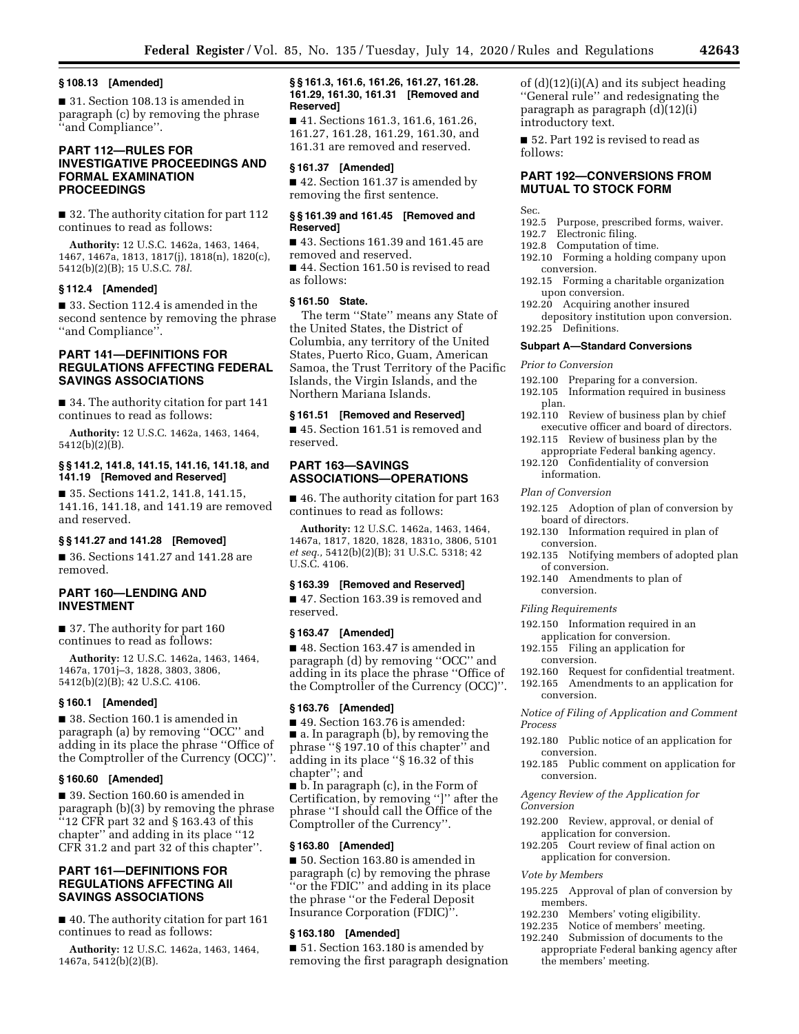**§ 108.13 [Amended]**

■ 31. Section 108.13 is amended in paragraph (c) by removing the phrase ''and Compliance''.

## PART 112—RULES FOR INVESTIGATIVE PROCEEDINGS AND FORMAL EXAMINATION PROCEEDINGS

■ 32. The authority citation for part 112 continues to read as follows:

**Authority:** 12 U.S.C. 1462a, 1463, 1464, 1467, 1467a, 1813, 1817(j), 1818(n), 1820(c), 5412(b)(2)(B); 15 U.S.C. 78*l.*

**§ 112.4 [Amended]**

■ 33. Section 112.4 is amended in the second sentence by removing the phrase ''and Compliance''.

## PART 141—DEFINITIONS FOR REGULATIONS AFFECTING FEDERAL SAVINGS ASSOCIATIONS

■ 34. The authority citation for part 141 continues to read as follows:

**Authority:** 12 U.S.C. 1462a, 1463, 1464, 5412(b)(2)(B).

**§ § 141.2, 141.8, 141.15, 141.16, 141.18, and 141.19 [Removed and Reserved]**

■ 35. Sections 141.2, 141.8, 141.15, 141.16, 141.18, and 141.19 are removed and reserved.

**§ § 141.27 and 141.28 [Removed]**

■ 36. Sections 141.27 and 141.28 are removed.

## PART 160—LENDING AND INVESTMENT

■ 37. The authority for part 160 continues to read as follows:

**Authority:** 12 U.S.C. 1462a, 1463, 1464, 1467a, 1701j–3, 1828, 3803, 3806, 5412(b)(2)(B); 42 U.S.C. 4106.

**§ 160.1 [Amended]**

■ 38. Section 160.1 is amended in paragraph (a) by removing ''OCC'' and adding in its place the phrase ''Office of the Comptroller of the Currency (OCC)''.

**§ 160.60 [Amended]**

■ 39. Section 160.60 is amended in paragraph (b)(3) by removing the phrase ''12 CFR part 32 and § 163.43 of this chapter'' and adding in its place ''12 CFR 31.2 and part 32 of this chapter''.

## PART 161—DEFINITIONS FOR REGULATIONS AFFECTING All SAVINGS ASSOCIATIONS

■ 40. The authority citation for part 161 continues to read as follows:

**Authority:** 12 U.S.C. 1462a, 1463, 1464, 1467a, 5412(b)(2)(B).

**§ § 161.3, 161.6, 161.26, 161.27, 161.28. 161.29, 161.30, 161.31 [Removed and Reserved]**

■ 41. Sections 161.3, 161.6, 161.26, 161.27, 161.28, 161.29, 161.30, and 161.31 are removed and reserved.

**§ 161.37 [Amended]**

■ 42. Section 161.37 is amended by removing the first sentence.

**§ § 161.39 and 161.45 [Removed and Reserved]**

■ 43. Sections 161.39 and 161.45 are removed and reserved.

■ 44. Section 161.50 is revised to read as follows:

**§ 161.50 State.**

The term ''State'' means any State of the United States, the District of Columbia, any territory of the United States, Puerto Rico, Guam, American Samoa, the Trust Territory of the Pacific Islands, the Virgin Islands, and the Northern Mariana Islands.

**§ 161.51 [Removed and Reserved]**

■ 45. Section 161.51 is removed and reserved.

## PART 163—SAVINGS ASSOCIATIONS—OPERATIONS

■ 46. The authority citation for part 163 continues to read as follows:

**Authority:** 12 U.S.C. 1462a, 1463, 1464, 1467a, 1817, 1820, 1828, 1831o, 3806, 5101 *et seq.,* 5412(b)(2)(B); 31 U.S.C. 5318; 42 U.S.C. 4106.

**§ 163.39 [Removed and Reserved]**

■ 47. Section 163.39 is removed and reserved.

**§ 163.47 [Amended]**

■ 48. Section 163.47 is amended in paragraph (d) by removing ''OCC'' and adding in its place the phrase ''Office of the Comptroller of the Currency (OCC)''.

**§ 163.76 [Amended]**

■ 49. Section 163.76 is amended:

■ a. In paragraph (b), by removing the phrase ''§ 197.10 of this chapter'' and adding in its place ''§ 16.32 of this chapter''; and

■ b. In paragraph (c), in the Form of Certification, by removing '']'' after the phrase ''I should call the Office of the Comptroller of the Currency''.

**§ 163.80 [Amended]**

■ 50. Section 163.80 is amended in paragraph (c) by removing the phrase ''or the FDIC'' and adding in its place the phrase ''or the Federal Deposit Insurance Corporation (FDIC)''.

**§ 163.180 [Amended]**

■ 51. Section 163.180 is amended by removing the first paragraph designation of (d)(12)(i)(A) and its subject heading ''General rule'' and redesignating the paragraph as paragraph (d)(12)(i) introductory text.

■ 52. Part 192 is revised to read as follows:

## PART 192—CONVERSIONS FROM MUTUAL TO STOCK FORM

Sec.
192.5 Purpose, prescribed forms, waiver.
192.7 Electronic filing.
192.8 Computation of time.
192.10 Forming a holding company upon conversion.
192.15 Forming a charitable organization upon conversion.
192.20 Acquiring another insured depository institution upon conversion.
192.25 Definitions.

**Subpart A—Standard Conversions**

*Prior to Conversion*

192.100 Preparing for a conversion.
192.105 Information required in business plan.
192.110 Review of business plan by chief executive officer and board of directors.
192.115 Review of business plan by the appropriate Federal banking agency.
192.120 Confidentiality of conversion information.

*Plan of Conversion*

192.125 Adoption of plan of conversion by board of directors.
192.130 Information required in plan of conversion.
192.135 Notifying members of adopted plan of conversion.
192.140 Amendments to plan of conversion.

*Filing Requirements*

192.150 Information required in an application for conversion.
192.155 Filing an application for conversion.
192.160 Request for confidential treatment.
192.165 Amendments to an application for conversion.

*Notice of Filing of Application and Comment Process*

192.180 Public notice of an application for conversion.
192.185 Public comment on application for conversion.

*Agency Review of the Application for Conversion*

192.200 Review, approval, or denial of application for conversion.
192.205 Court review of final action on application for conversion.

*Vote by Members*

195.225 Approval of plan of conversion by members.
192.230 Members' voting eligibility.
192.235 Notice of members' meeting.
192.240 Submission of documents to the appropriate Federal banking agency after the members' meeting.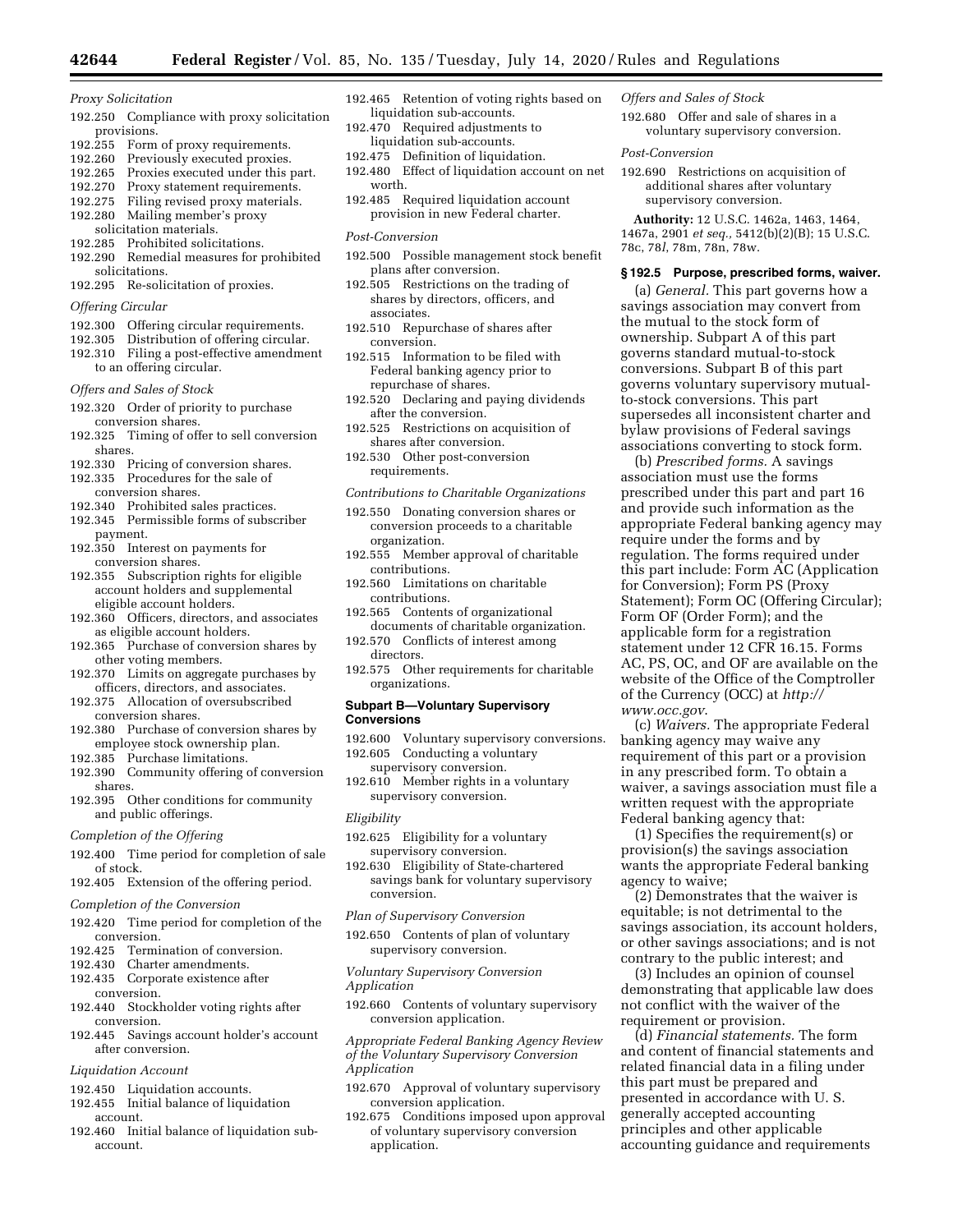*Proxy Solicitation*

192.250 Compliance with proxy solicitation provisions.
192.255 Form of proxy requirements.
192.260 Previously executed proxies.
192.265 Proxies executed under this part.
192.270 Proxy statement requirements.
192.275 Filing revised proxy materials.
192.280 Mailing member's proxy solicitation materials.
192.285 Prohibited solicitations.
192.290 Remedial measures for prohibited solicitations.
192.295 Re-solicitation of proxies.

*Offering Circular*

192.300 Offering circular requirements.
192.305 Distribution of offering circular.
192.310 Filing a post-effective amendment to an offering circular.

*Offers and Sales of Stock*

192.320 Order of priority to purchase conversion shares.
192.325 Timing of offer to sell conversion shares.
192.330 Pricing of conversion shares.
192.335 Procedures for the sale of conversion shares.
192.340 Prohibited sales practices.
192.345 Permissible forms of subscriber payment.
192.350 Interest on payments for conversion shares.
192.355 Subscription rights for eligible account holders and supplemental eligible account holders.
192.360 Officers, directors, and associates as eligible account holders.
192.365 Purchase of conversion shares by other voting members.
192.370 Limits on aggregate purchases by officers, directors, and associates.
192.375 Allocation of oversubscribed conversion shares.
192.380 Purchase of conversion shares by employee stock ownership plan.
192.385 Purchase limitations.
192.390 Community offering of conversion shares.
192.395 Other conditions for community and public offerings.

*Completion of the Offering*

192.400 Time period for completion of sale of stock.
192.405 Extension of the offering period.

*Completion of the Conversion*

192.420 Time period for completion of the conversion.
192.425 Termination of conversion.
192.430 Charter amendments.
192.435 Corporate existence after conversion.
192.440 Stockholder voting rights after conversion.
192.445 Savings account holder's account after conversion.

*Liquidation Account*

192.450 Liquidation accounts.
192.455 Initial balance of liquidation account.
192.460 Initial balance of liquidation sub-account.
192.465 Retention of voting rights based on liquidation sub-accounts.
192.470 Required adjustments to liquidation sub-accounts.
192.475 Definition of liquidation.
192.480 Effect of liquidation account on net worth.
192.485 Required liquidation account provision in new Federal charter.

*Post-Conversion*

192.500 Possible management stock benefit plans after conversion.
192.505 Restrictions on the trading of shares by directors, officers, and associates.
192.510 Repurchase of shares after conversion.
192.515 Information to be filed with Federal banking agency prior to repurchase of shares.
192.520 Declaring and paying dividends after the conversion.
192.525 Restrictions on acquisition of shares after conversion.
192.530 Other post-conversion requirements.

*Contributions to Charitable Organizations*

192.550 Donating conversion shares or conversion proceeds to a charitable organization.
192.555 Member approval of charitable contributions.
192.560 Limitations on charitable contributions.
192.565 Contents of organizational documents of charitable organization.
192.570 Conflicts of interest among directors.
192.575 Other requirements for charitable organizations.

**Subpart B—Voluntary Supervisory Conversions**

192.600 Voluntary supervisory conversions.
192.605 Conducting a voluntary supervisory conversion.
192.610 Member rights in a voluntary supervisory conversion.

*Eligibility*

192.625 Eligibility for a voluntary supervisory conversion.
192.630 Eligibility of State-chartered savings bank for voluntary supervisory conversion.

*Plan of Supervisory Conversion*

192.650 Contents of plan of voluntary supervisory conversion.

*Voluntary Supervisory Conversion Application*

192.660 Contents of voluntary supervisory conversion application.

*Appropriate Federal Banking Agency Review of the Voluntary Supervisory Conversion Application*

192.670 Approval of voluntary supervisory conversion application.
192.675 Conditions imposed upon approval of voluntary supervisory conversion application.

*Offers and Sales of Stock*

192.680 Offer and sale of shares in a voluntary supervisory conversion.

*Post-Conversion*

192.690 Restrictions on acquisition of additional shares after voluntary supervisory conversion.

**Authority:** 12 U.S.C. 1462a, 1463, 1464, 1467a, 2901 *et seq.,* 5412(b)(2)(B); 15 U.S.C. 78c, 78*l*, 78m, 78n, 78w.

**§ 192.5 Purpose, prescribed forms, waiver.**

(a) *General.* This part governs how a savings association may convert from the mutual to the stock form of ownership. Subpart A of this part governs standard mutual-to-stock conversions. Subpart B of this part governs voluntary supervisory mutual-to-stock conversions. This part supersedes all inconsistent charter and bylaw provisions of Federal savings associations converting to stock form.

(b) *Prescribed forms.* A savings association must use the forms prescribed under this part and part 16 and provide such information as the appropriate Federal banking agency may require under the forms and by regulation. The forms required under this part include: Form AC (Application for Conversion); Form PS (Proxy Statement); Form OC (Offering Circular); Form OF (Order Form); and the applicable form for a registration statement under 12 CFR 16.15. Forms AC, PS, OC, and OF are available on the website of the Office of the Comptroller of the Currency (OCC) at *http://www.occ.gov.*

(c) *Waivers.* The appropriate Federal banking agency may waive any requirement of this part or a provision in any prescribed form. To obtain a waiver, a savings association must file a written request with the appropriate Federal banking agency that:

(1) Specifies the requirement(s) or provision(s) the savings association wants the appropriate Federal banking agency to waive;

(2) Demonstrates that the waiver is equitable; is not detrimental to the savings association, its account holders, or other savings associations; and is not contrary to the public interest; and

(3) Includes an opinion of counsel demonstrating that applicable law does not conflict with the waiver of the requirement or provision.

(d) *Financial statements.* The form and content of financial statements and related financial data in a filing under this part must be prepared and presented in accordance with U. S. generally accepted accounting principles and other applicable accounting guidance and requirements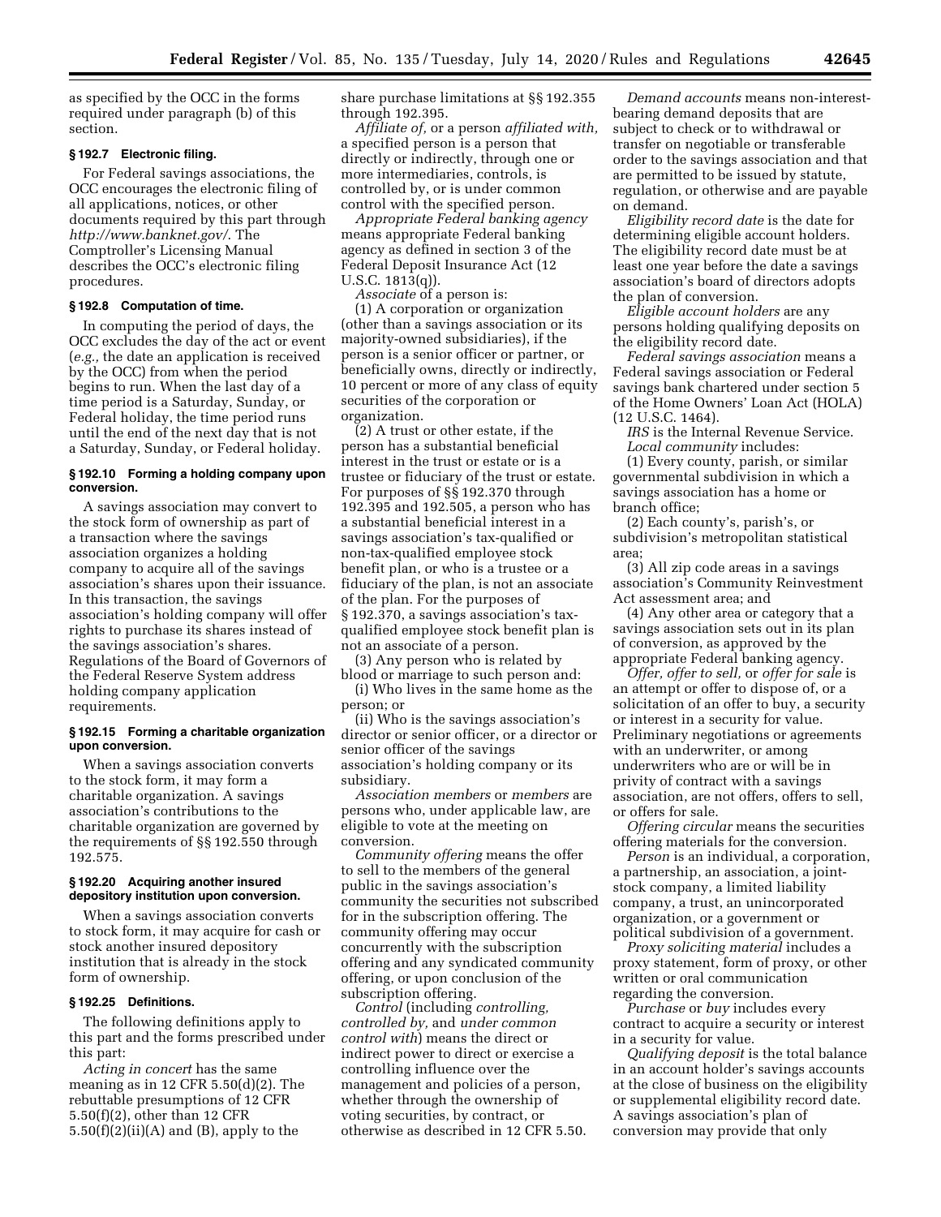as specified by the OCC in the forms required under paragraph (b) of this section.

### § 192.7 Electronic filing.

For Federal savings associations, the OCC encourages the electronic filing of all applications, notices, or other documents required by this part through *http://www.banknet.gov/*. The Comptroller's Licensing Manual describes the OCC's electronic filing procedures.

### § 192.8 Computation of time.

In computing the period of days, the OCC excludes the day of the act or event (*e.g.,* the date an application is received by the OCC) from when the period begins to run. When the last day of a time period is a Saturday, Sunday, or Federal holiday, the time period runs until the end of the next day that is not a Saturday, Sunday, or Federal holiday.

### § 192.10 Forming a holding company upon conversion.

A savings association may convert to the stock form of ownership as part of a transaction where the savings association organizes a holding company to acquire all of the savings association's shares upon their issuance. In this transaction, the savings association's holding company will offer rights to purchase its shares instead of the savings association's shares. Regulations of the Board of Governors of the Federal Reserve System address holding company application requirements.

### § 192.15 Forming a charitable organization upon conversion.

When a savings association converts to the stock form, it may form a charitable organization. A savings association's contributions to the charitable organization are governed by the requirements of §§ 192.550 through 192.575.

### § 192.20 Acquiring another insured depository institution upon conversion.

When a savings association converts to stock form, it may acquire for cash or stock another insured depository institution that is already in the stock form of ownership.

### § 192.25 Definitions.

The following definitions apply to this part and the forms prescribed under this part:

*Acting in concert* has the same meaning as in 12 CFR 5.50(d)(2). The rebuttable presumptions of 12 CFR 5.50(f)(2), other than 12 CFR 5.50(f)(2)(ii)(A) and (B), apply to the share purchase limitations at §§ 192.355 through 192.395.

*Affiliate of,* or a person *affiliated with,* a specified person is a person that directly or indirectly, through one or more intermediaries, controls, is controlled by, or is under common control with the specified person.

*Appropriate Federal banking agency* means appropriate Federal banking agency as defined in section 3 of the Federal Deposit Insurance Act (12 U.S.C. 1813(q)).

*Associate* of a person is:

(1) A corporation or organization (other than a savings association or its majority-owned subsidiaries), if the person is a senior officer or partner, or beneficially owns, directly or indirectly, 10 percent or more of any class of equity securities of the corporation or organization.

(2) A trust or other estate, if the person has a substantial beneficial interest in the trust or estate or is a trustee or fiduciary of the trust or estate. For purposes of §§ 192.370 through 192.395 and 192.505, a person who has a substantial beneficial interest in a savings association's tax-qualified or non-tax-qualified employee stock benefit plan, or who is a trustee or a fiduciary of the plan, is not an associate of the plan. For the purposes of § 192.370, a savings association's tax-qualified employee stock benefit plan is not an associate of a person.

(3) Any person who is related by blood or marriage to such person and:

(i) Who lives in the same home as the person; or

(ii) Who is the savings association's director or senior officer, or a director or senior officer of the savings association's holding company or its subsidiary.

*Association members* or *members* are persons who, under applicable law, are eligible to vote at the meeting on conversion.

*Community offering* means the offer to sell to the members of the general public in the savings association's community the securities not subscribed for in the subscription offering. The community offering may occur concurrently with the subscription offering and any syndicated community offering, or upon conclusion of the subscription offering.

*Control* (including *controlling, controlled by,* and *under common control with*) means the direct or indirect power to direct or exercise a controlling influence over the management and policies of a person, whether through the ownership of voting securities, by contract, or otherwise as described in 12 CFR 5.50.

*Demand accounts* means non-interest-bearing demand deposits that are subject to check or to withdrawal or transfer on negotiable or transferable order to the savings association and that are permitted to be issued by statute, regulation, or otherwise and are payable on demand.

*Eligibility record date* is the date for determining eligible account holders. The eligibility record date must be at least one year before the date a savings association's board of directors adopts the plan of conversion.

*Eligible account holders* are any persons holding qualifying deposits on the eligibility record date.

*Federal savings association* means a Federal savings association or Federal savings bank chartered under section 5 of the Home Owners' Loan Act (HOLA) (12 U.S.C. 1464).

*IRS* is the Internal Revenue Service.

*Local community* includes:

(1) Every county, parish, or similar governmental subdivision in which a savings association has a home or branch office;

(2) Each county's, parish's, or subdivision's metropolitan statistical area;

(3) All zip code areas in a savings association's Community Reinvestment Act assessment area; and

(4) Any other area or category that a savings association sets out in its plan of conversion, as approved by the appropriate Federal banking agency.

*Offer, offer to sell,* or *offer for sale* is an attempt or offer to dispose of, or a solicitation of an offer to buy, a security or interest in a security for value. Preliminary negotiations or agreements with an underwriter, or among underwriters who are or will be in privity of contract with a savings association, are not offers, offers to sell, or offers for sale.

*Offering circular* means the securities offering materials for the conversion.

*Person* is an individual, a corporation, a partnership, an association, a joint-stock company, a limited liability company, a trust, an unincorporated organization, or a government or political subdivision of a government.

*Proxy soliciting material* includes a proxy statement, form of proxy, or other written or oral communication regarding the conversion.

*Purchase* or *buy* includes every contract to acquire a security or interest in a security for value.

*Qualifying deposit* is the total balance in an account holder's savings accounts at the close of business on the eligibility or supplemental eligibility record date. A savings association's plan of conversion may provide that only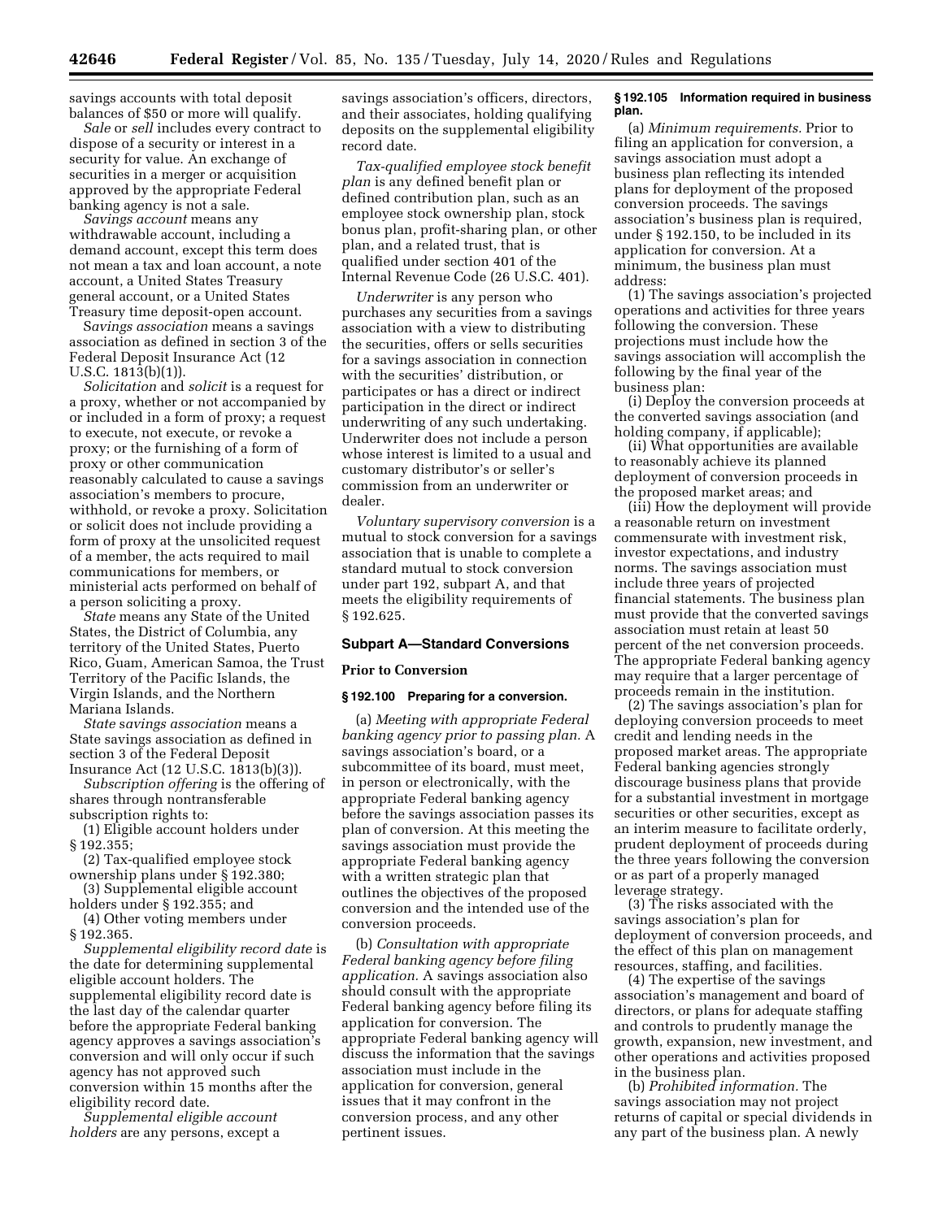savings accounts with total deposit balances of $50 or more will qualify.

*Sale* or *sell* includes every contract to dispose of a security or interest in a security for value. An exchange of securities in a merger or acquisition approved by the appropriate Federal banking agency is not a sale.

*Savings account* means any withdrawable account, including a demand account, except this term does not mean a tax and loan account, a note account, a United States Treasury general account, or a United States Treasury time deposit-open account.

*Savings association* means a savings association as defined in section 3 of the Federal Deposit Insurance Act (12 U.S.C. 1813(b)(1)).

*Solicitation* and *solicit* is a request for a proxy, whether or not accompanied by or included in a form of proxy; a request to execute, not execute, or revoke a proxy; or the furnishing of a form of proxy or other communication reasonably calculated to cause a savings association's members to procure, withhold, or revoke a proxy. Solicitation or solicit does not include providing a form of proxy at the unsolicited request of a member, the acts required to mail communications for members, or ministerial acts performed on behalf of a person soliciting a proxy.

*State* means any State of the United States, the District of Columbia, any territory of the United States, Puerto Rico, Guam, American Samoa, the Trust Territory of the Pacific Islands, the Virgin Islands, and the Northern Mariana Islands.

*State savings association* means a State savings association as defined in section 3 of the Federal Deposit Insurance Act (12 U.S.C. 1813(b)(3)).

*Subscription offering* is the offering of shares through nontransferable subscription rights to:

(1) Eligible account holders under § 192.355;

(2) Tax-qualified employee stock ownership plans under § 192.380;

(3) Supplemental eligible account holders under § 192.355; and

(4) Other voting members under § 192.365.

*Supplemental eligibility record date* is the date for determining supplemental eligible account holders. The supplemental eligibility record date is the last day of the calendar quarter before the appropriate Federal banking agency approves a savings association's conversion and will only occur if such agency has not approved such conversion within 15 months after the eligibility record date.

*Supplemental eligible account holders* are any persons, except a savings association's officers, directors, and their associates, holding qualifying deposits on the supplemental eligibility record date.

*Tax-qualified employee stock benefit plan* is any defined benefit plan or defined contribution plan, such as an employee stock ownership plan, stock bonus plan, profit-sharing plan, or other plan, and a related trust, that is qualified under section 401 of the Internal Revenue Code (26 U.S.C. 401).

*Underwriter* is any person who purchases any securities from a savings association with a view to distributing the securities, offers or sells securities for a savings association in connection with the securities' distribution, or participates or has a direct or indirect participation in the direct or indirect underwriting of any such undertaking. Underwriter does not include a person whose interest is limited to a usual and customary distributor's or seller's commission from an underwriter or dealer.

*Voluntary supervisory conversion* is a mutual to stock conversion for a savings association that is unable to complete a standard mutual to stock conversion under part 192, subpart A, and that meets the eligibility requirements of § 192.625.

## Subpart A—Standard Conversions

### Prior to Conversion

#### § 192.100 Preparing for a conversion.

(a) *Meeting with appropriate Federal banking agency prior to passing plan.* A savings association's board, or a subcommittee of its board, must meet, in person or electronically, with the appropriate Federal banking agency before the savings association passes its plan of conversion. At this meeting the savings association must provide the appropriate Federal banking agency with a written strategic plan that outlines the objectives of the proposed conversion and the intended use of the conversion proceeds.

(b) *Consultation with appropriate Federal banking agency before filing application.* A savings association also should consult with the appropriate Federal banking agency before filing its application for conversion. The appropriate Federal banking agency will discuss the information that the savings association must include in the application for conversion, general issues that it may confront in the conversion process, and any other pertinent issues.

#### § 192.105 Information required in business plan.

(a) *Minimum requirements.* Prior to filing an application for conversion, a savings association must adopt a business plan reflecting its intended plans for deployment of the proposed conversion proceeds. The savings association's business plan is required, under § 192.150, to be included in its application for conversion. At a minimum, the business plan must address:

(1) The savings association's projected operations and activities for three years following the conversion. These projections must include how the savings association will accomplish the following by the final year of the business plan:

(i) Deploy the conversion proceeds at the converted savings association (and holding company, if applicable);

(ii) What opportunities are available to reasonably achieve its planned deployment of conversion proceeds in the proposed market areas; and

(iii) How the deployment will provide a reasonable return on investment commensurate with investment risk, investor expectations, and industry norms. The savings association must include three years of projected financial statements. The business plan must provide that the converted savings association must retain at least 50 percent of the net conversion proceeds. The appropriate Federal banking agency may require that a larger percentage of proceeds remain in the institution.

(2) The savings association's plan for deploying conversion proceeds to meet credit and lending needs in the proposed market areas. The appropriate Federal banking agencies strongly discourage business plans that provide for a substantial investment in mortgage securities or other securities, except as an interim measure to facilitate orderly, prudent deployment of proceeds during the three years following the conversion or as part of a properly managed leverage strategy.

(3) The risks associated with the savings association's plan for deployment of conversion proceeds, and the effect of this plan on management resources, staffing, and facilities.

(4) The expertise of the savings association's management and board of directors, or plans for adequate staffing and controls to prudently manage the growth, expansion, new investment, and other operations and activities proposed in the business plan.

(b) *Prohibited information.* The savings association may not project returns of capital or special dividends in any part of the business plan. A newly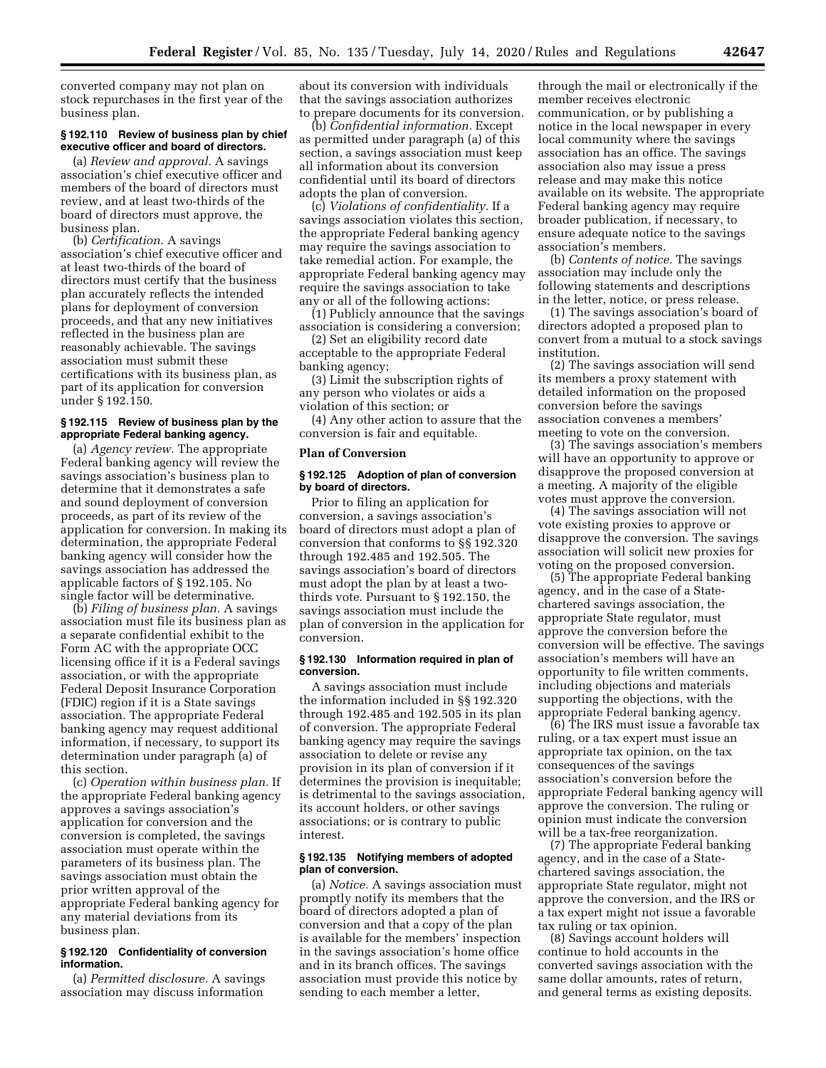converted company may not plan on stock repurchases in the first year of the business plan.

### § 192.110 Review of business plan by chief executive officer and board of directors.

(a) *Review and approval.* A savings association's chief executive officer and members of the board of directors must review, and at least two-thirds of the board of directors must approve, the business plan.

(b) *Certification.* A savings association's chief executive officer and at least two-thirds of the board of directors must certify that the business plan accurately reflects the intended plans for deployment of conversion proceeds, and that any new initiatives reflected in the business plan are reasonably achievable. The savings association must submit these certifications with its business plan, as part of its application for conversion under § 192.150.

### § 192.115 Review of business plan by the appropriate Federal banking agency.

(a) *Agency review.* The appropriate Federal banking agency will review the savings association's business plan to determine that it demonstrates a safe and sound deployment of conversion proceeds, as part of its review of the application for conversion. In making its determination, the appropriate Federal banking agency will consider how the savings association has addressed the applicable factors of § 192.105. No single factor will be determinative.

(b) *Filing of business plan.* A savings association must file its business plan as a separate confidential exhibit to the Form AC with the appropriate OCC licensing office if it is a Federal savings association, or with the appropriate Federal Deposit Insurance Corporation (FDIC) region if it is a State savings association. The appropriate Federal banking agency may request additional information, if necessary, to support its determination under paragraph (a) of this section.

(c) *Operation within business plan.* If the appropriate Federal banking agency approves a savings association's application for conversion and the conversion is completed, the savings association must operate within the parameters of its business plan. The savings association must obtain the prior written approval of the appropriate Federal banking agency for any material deviations from its business plan.

### § 192.120 Confidentiality of conversion information.

(a) *Permitted disclosure.* A savings association may discuss information about its conversion with individuals that the savings association authorizes to prepare documents for its conversion.

(b) *Confidential information.* Except as permitted under paragraph (a) of this section, a savings association must keep all information about its conversion confidential until its board of directors adopts the plan of conversion.

(c) *Violations of confidentiality.* If a savings association violates this section, the appropriate Federal banking agency may require the savings association to take remedial action. For example, the appropriate Federal banking agency may require the savings association to take any or all of the following actions:

(1) Publicly announce that the savings association is considering a conversion;

(2) Set an eligibility record date acceptable to the appropriate Federal banking agency;

(3) Limit the subscription rights of any person who violates or aids a violation of this section; or

(4) Any other action to assure that the conversion is fair and equitable.

## Plan of Conversion

### § 192.125 Adoption of plan of conversion by board of directors.

Prior to filing an application for conversion, a savings association's board of directors must adopt a plan of conversion that conforms to §§ 192.320 through 192.485 and 192.505. The savings association's board of directors must adopt the plan by at least a two-thirds vote. Pursuant to § 192.150, the savings association must include the plan of conversion in the application for conversion.

### § 192.130 Information required in plan of conversion.

A savings association must include the information included in §§ 192.320 through 192.485 and 192.505 in its plan of conversion. The appropriate Federal banking agency may require the savings association to delete or revise any provision in its plan of conversion if it determines the provision is inequitable; is detrimental to the savings association, its account holders, or other savings associations; or is contrary to public interest.

### § 192.135 Notifying members of adopted plan of conversion.

(a) *Notice.* A savings association must promptly notify its members that the board of directors adopted a plan of conversion and that a copy of the plan is available for the members' inspection in the savings association's home office and in its branch offices. The savings association must provide this notice by sending to each member a letter, through the mail or electronically if the member receives electronic communication, or by publishing a notice in the local newspaper in every local community where the savings association has an office. The savings association also may issue a press release and may make this notice available on its website. The appropriate Federal banking agency may require broader publication, if necessary, to ensure adequate notice to the savings association's members.

(b) *Contents of notice.* The savings association may include only the following statements and descriptions in the letter, notice, or press release.

(1) The savings association's board of directors adopted a proposed plan to convert from a mutual to a stock savings institution.

(2) The savings association will send its members a proxy statement with detailed information on the proposed conversion before the savings association convenes a members' meeting to vote on the conversion.

(3) The savings association's members will have an opportunity to approve or disapprove the proposed conversion at a meeting. A majority of the eligible votes must approve the conversion.

(4) The savings association will not vote existing proxies to approve or disapprove the conversion. The savings association will solicit new proxies for voting on the proposed conversion.

(5) The appropriate Federal banking agency, and in the case of a State-chartered savings association, the appropriate State regulator, must approve the conversion before the conversion will be effective. The savings association's members will have an opportunity to file written comments, including objections and materials supporting the objections, with the appropriate Federal banking agency.

(6) The IRS must issue a favorable tax ruling, or a tax expert must issue an appropriate tax opinion, on the tax consequences of the savings association's conversion before the appropriate Federal banking agency will approve the conversion. The ruling or opinion must indicate the conversion will be a tax-free reorganization.

(7) The appropriate Federal banking agency, and in the case of a State-chartered savings association, the appropriate State regulator, might not approve the conversion, and the IRS or a tax expert might not issue a favorable tax ruling or tax opinion.

(8) Savings account holders will continue to hold accounts in the converted savings association with the same dollar amounts, rates of return, and general terms as existing deposits.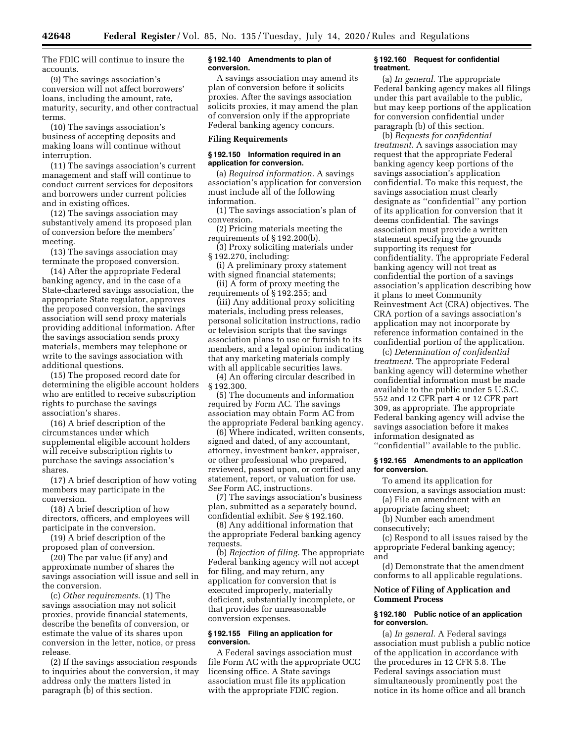The FDIC will continue to insure the accounts.

(9) The savings association's conversion will not affect borrowers' loans, including the amount, rate, maturity, security, and other contractual terms.

(10) The savings association's business of accepting deposits and making loans will continue without interruption.

(11) The savings association's current management and staff will continue to conduct current services for depositors and borrowers under current policies and in existing offices.

(12) The savings association may substantively amend its proposed plan of conversion before the members' meeting.

(13) The savings association may terminate the proposed conversion.

(14) After the appropriate Federal banking agency, and in the case of a State-chartered savings association, the appropriate State regulator, approves the proposed conversion, the savings association will send proxy materials providing additional information. After the savings association sends proxy materials, members may telephone or write to the savings association with additional questions.

(15) The proposed record date for determining the eligible account holders who are entitled to receive subscription rights to purchase the savings association's shares.

(16) A brief description of the circumstances under which supplemental eligible account holders will receive subscription rights to purchase the savings association's shares.

(17) A brief description of how voting members may participate in the conversion.

(18) A brief description of how directors, officers, and employees will participate in the conversion.

(19) A brief description of the proposed plan of conversion.

(20) The par value (if any) and approximate number of shares the savings association will issue and sell in the conversion.

(c) *Other requirements.* (1) The savings association may not solicit proxies, provide financial statements, describe the benefits of conversion, or estimate the value of its shares upon conversion in the letter, notice, or press release.

(2) If the savings association responds to inquiries about the conversion, it may address only the matters listed in paragraph (b) of this section.

**§ 192.140 Amendments to plan of conversion.**

A savings association may amend its plan of conversion before it solicits proxies. After the savings association solicits proxies, it may amend the plan of conversion only if the appropriate Federal banking agency concurs.

**Filing Requirements**

**§ 192.150 Information required in an application for conversion.**

(a) *Required information.* A savings association's application for conversion must include all of the following information.

(1) The savings association's plan of conversion.

(2) Pricing materials meeting the requirements of § 192.200(b).

(3) Proxy soliciting materials under § 192.270, including:

(i) A preliminary proxy statement with signed financial statements;

(ii) A form of proxy meeting the requirements of § 192.255; and

(iii) Any additional proxy soliciting materials, including press releases, personal solicitation instructions, radio or television scripts that the savings association plans to use or furnish to its members, and a legal opinion indicating that any marketing materials comply with all applicable securities laws.

(4) An offering circular described in § 192.300.

(5) The documents and information required by Form AC. The savings association may obtain Form AC from the appropriate Federal banking agency.

(6) Where indicated, written consents, signed and dated, of any accountant, attorney, investment banker, appraiser, or other professional who prepared, reviewed, passed upon, or certified any statement, report, or valuation for use. *See* Form AC, instructions.

(7) The savings association's business plan, submitted as a separately bound, confidential exhibit. *See* § 192.160.

(8) Any additional information that the appropriate Federal banking agency requests.

(b) *Rejection of filing.* The appropriate Federal banking agency will not accept for filing, and may return, any application for conversion that is executed improperly, materially deficient, substantially incomplete, or that provides for unreasonable conversion expenses.

**§ 192.155 Filing an application for conversion.**

A Federal savings association must file Form AC with the appropriate OCC licensing office. A State savings association must file its application with the appropriate FDIC region.

**§ 192.160 Request for confidential treatment.**

(a) *In general.* The appropriate Federal banking agency makes all filings under this part available to the public, but may keep portions of the application for conversion confidential under paragraph (b) of this section.

(b) *Requests for confidential treatment.* A savings association may request that the appropriate Federal banking agency keep portions of the savings association's application confidential. To make this request, the savings association must clearly designate as "confidential" any portion of its application for conversion that it deems confidential. The savings association must provide a written statement specifying the grounds supporting its request for confidentiality. The appropriate Federal banking agency will not treat as confidential the portion of a savings association's application describing how it plans to meet Community Reinvestment Act (CRA) objectives. The CRA portion of a savings association's application may not incorporate by reference information contained in the confidential portion of the application.

(c) *Determination of confidential treatment.* The appropriate Federal banking agency will determine whether confidential information must be made available to the public under 5 U.S.C. 552 and 12 CFR part 4 or 12 CFR part 309, as appropriate. The appropriate Federal banking agency will advise the savings association before it makes information designated as "confidential" available to the public.

**§ 192.165 Amendments to an application for conversion.**

To amend its application for conversion, a savings association must:

(a) File an amendment with an appropriate facing sheet;

(b) Number each amendment consecutively;

(c) Respond to all issues raised by the appropriate Federal banking agency; and

(d) Demonstrate that the amendment conforms to all applicable regulations.

**Notice of Filing of Application and Comment Process**

**§ 192.180 Public notice of an application for conversion.**

(a) *In general.* A Federal savings association must publish a public notice of the application in accordance with the procedures in 12 CFR 5.8. The Federal savings association must simultaneously prominently post the notice in its home office and all branch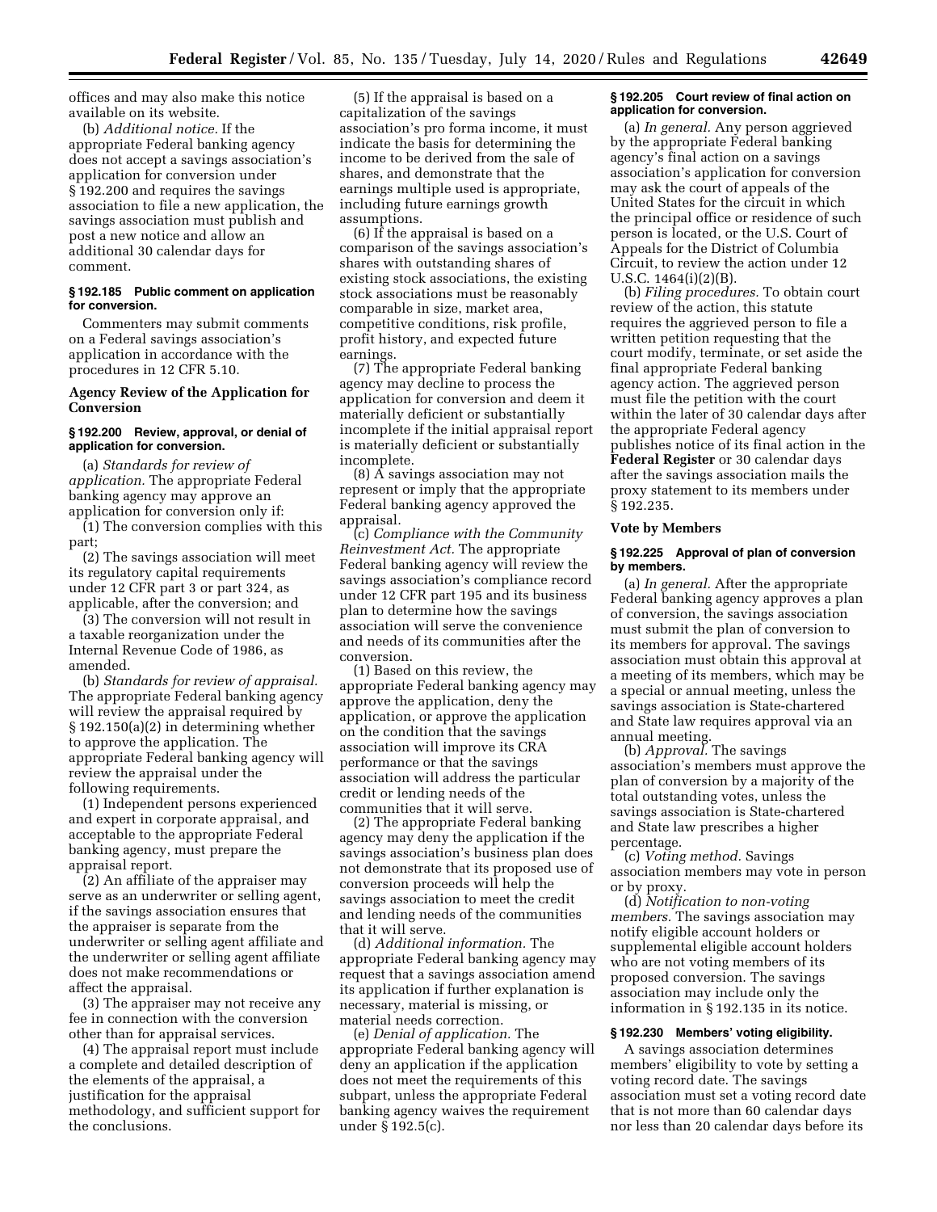offices and may also make this notice available on its website.

(b) *Additional notice.* If the appropriate Federal banking agency does not accept a savings association's application for conversion under § 192.200 and requires the savings association to file a new application, the savings association must publish and post a new notice and allow an additional 30 calendar days for comment.

**§ 192.185 Public comment on application for conversion.**

Commenters may submit comments on a Federal savings association's application in accordance with the procedures in 12 CFR 5.10.

**Agency Review of the Application for Conversion**

**§ 192.200 Review, approval, or denial of application for conversion.**

(a) *Standards for review of application.* The appropriate Federal banking agency may approve an application for conversion only if:

(1) The conversion complies with this part;

(2) The savings association will meet its regulatory capital requirements under 12 CFR part 3 or part 324, as applicable, after the conversion; and

(3) The conversion will not result in a taxable reorganization under the Internal Revenue Code of 1986, as amended.

(b) *Standards for review of appraisal.* The appropriate Federal banking agency will review the appraisal required by § 192.150(a)(2) in determining whether to approve the application. The appropriate Federal banking agency will review the appraisal under the following requirements.

(1) Independent persons experienced and expert in corporate appraisal, and acceptable to the appropriate Federal banking agency, must prepare the appraisal report.

(2) An affiliate of the appraiser may serve as an underwriter or selling agent, if the savings association ensures that the appraiser is separate from the underwriter or selling agent affiliate and the underwriter or selling agent affiliate does not make recommendations or affect the appraisal.

(3) The appraiser may not receive any fee in connection with the conversion other than for appraisal services.

(4) The appraisal report must include a complete and detailed description of the elements of the appraisal, a justification for the appraisal methodology, and sufficient support for the conclusions.

(5) If the appraisal is based on a capitalization of the savings association's pro forma income, it must indicate the basis for determining the income to be derived from the sale of shares, and demonstrate that the earnings multiple used is appropriate, including future earnings growth assumptions.

(6) If the appraisal is based on a comparison of the savings association's shares with outstanding shares of existing stock associations, the existing stock associations must be reasonably comparable in size, market area, competitive conditions, risk profile, profit history, and expected future earnings.

(7) The appropriate Federal banking agency may decline to process the application for conversion and deem it materially deficient or substantially incomplete if the initial appraisal report is materially deficient or substantially incomplete.

(8) A savings association may not represent or imply that the appropriate Federal banking agency approved the appraisal.

(c) *Compliance with the Community Reinvestment Act.* The appropriate Federal banking agency will review the savings association's compliance record under 12 CFR part 195 and its business plan to determine how the savings association will serve the convenience and needs of its communities after the conversion.

(1) Based on this review, the appropriate Federal banking agency may approve the application, deny the application, or approve the application on the condition that the savings association will improve its CRA performance or that the savings association will address the particular credit or lending needs of the communities that it will serve.

(2) The appropriate Federal banking agency may deny the application if the savings association's business plan does not demonstrate that its proposed use of conversion proceeds will help the savings association to meet the credit and lending needs of the communities that it will serve.

(d) *Additional information.* The appropriate Federal banking agency may request that a savings association amend its application if further explanation is necessary, material is missing, or material needs correction.

(e) *Denial of application.* The appropriate Federal banking agency will deny an application if the application does not meet the requirements of this subpart, unless the appropriate Federal banking agency waives the requirement under § 192.5(c).

**§ 192.205 Court review of final action on application for conversion.**

(a) *In general.* Any person aggrieved by the appropriate Federal banking agency's final action on a savings association's application for conversion may ask the court of appeals of the United States for the circuit in which the principal office or residence of such person is located, or the U.S. Court of Appeals for the District of Columbia Circuit, to review the action under 12 U.S.C. 1464(i)(2)(B).

(b) *Filing procedures.* To obtain court review of the action, this statute requires the aggrieved person to file a written petition requesting that the court modify, terminate, or set aside the final appropriate Federal banking agency action. The aggrieved person must file the petition with the court within the later of 30 calendar days after the appropriate Federal agency publishes notice of its final action in the **Federal Register** or 30 calendar days after the savings association mails the proxy statement to its members under § 192.235.

**Vote by Members**

**§ 192.225 Approval of plan of conversion by members.**

(a) *In general.* After the appropriate Federal banking agency approves a plan of conversion, the savings association must submit the plan of conversion to its members for approval. The savings association must obtain this approval at a meeting of its members, which may be a special or annual meeting, unless the savings association is State-chartered and State law requires approval via an annual meeting.

(b) *Approval.* The savings association's members must approve the plan of conversion by a majority of the total outstanding votes, unless the savings association is State-chartered and State law prescribes a higher percentage.

(c) *Voting method.* Savings association members may vote in person or by proxy.

(d) *Notification to non-voting members.* The savings association may notify eligible account holders or supplemental eligible account holders who are not voting members of its proposed conversion. The savings association may include only the information in § 192.135 in its notice.

**§ 192.230 Members' voting eligibility.**

A savings association determines members' eligibility to vote by setting a voting record date. The savings association must set a voting record date that is not more than 60 calendar days nor less than 20 calendar days before its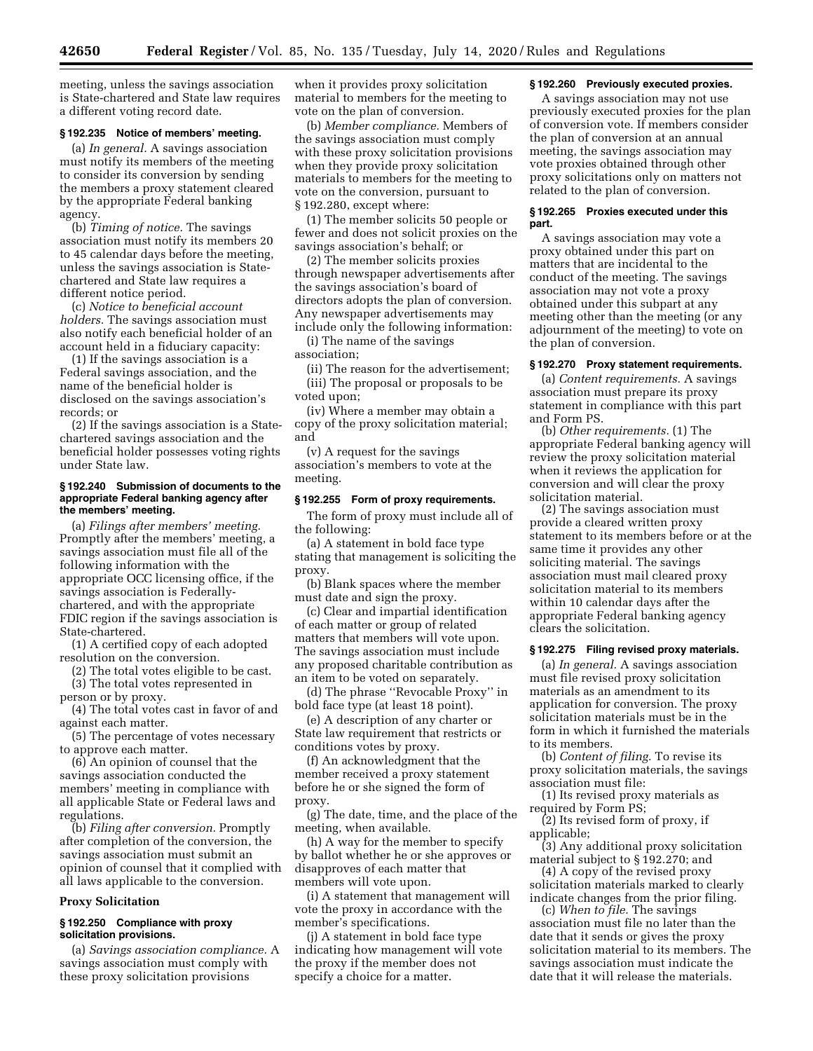meeting, unless the savings association is State-chartered and State law requires a different voting record date.

### § 192.235 Notice of members' meeting.

(a) *In general.* A savings association must notify its members of the meeting to consider its conversion by sending the members a proxy statement cleared by the appropriate Federal banking agency.

(b) *Timing of notice.* The savings association must notify its members 20 to 45 calendar days before the meeting, unless the savings association is State-chartered and State law requires a different notice period.

(c) *Notice to beneficial account holders.* The savings association must also notify each beneficial holder of an account held in a fiduciary capacity:

(1) If the savings association is a Federal savings association, and the name of the beneficial holder is disclosed on the savings association's records; or

(2) If the savings association is a State-chartered savings association and the beneficial holder possesses voting rights under State law.

### § 192.240 Submission of documents to the appropriate Federal banking agency after the members' meeting.

(a) *Filings after members' meeting.* Promptly after the members' meeting, a savings association must file all of the following information with the appropriate OCC licensing office, if the savings association is Federally-chartered, and with the appropriate FDIC region if the savings association is State-chartered.

(1) A certified copy of each adopted resolution on the conversion.

(2) The total votes eligible to be cast.

(3) The total votes represented in person or by proxy.

(4) The total votes cast in favor of and against each matter.

(5) The percentage of votes necessary to approve each matter.

(6) An opinion of counsel that the savings association conducted the members' meeting in compliance with all applicable State or Federal laws and regulations.

(b) *Filing after conversion.* Promptly after completion of the conversion, the savings association must submit an opinion of counsel that it complied with all laws applicable to the conversion.

## Proxy Solicitation

### § 192.250 Compliance with proxy solicitation provisions.

(a) *Savings association compliance.* A savings association must comply with these proxy solicitation provisions when it provides proxy solicitation material to members for the meeting to vote on the plan of conversion.

(b) *Member compliance.* Members of the savings association must comply with these proxy solicitation provisions when they provide proxy solicitation materials to members for the meeting to vote on the conversion, pursuant to § 192.280, except where:

(1) The member solicits 50 people or fewer and does not solicit proxies on the savings association's behalf; or

(2) The member solicits proxies through newspaper advertisements after the savings association's board of directors adopts the plan of conversion. Any newspaper advertisements may include only the following information:

(i) The name of the savings association;

(ii) The reason for the advertisement;

(iii) The proposal or proposals to be voted upon;

(iv) Where a member may obtain a copy of the proxy solicitation material; and

(v) A request for the savings association's members to vote at the meeting.

### § 192.255 Form of proxy requirements.

The form of proxy must include all of the following:

(a) A statement in bold face type stating that management is soliciting the proxy.

(b) Blank spaces where the member must date and sign the proxy.

(c) Clear and impartial identification of each matter or group of related matters that members will vote upon. The savings association must include any proposed charitable contribution as an item to be voted on separately.

(d) The phrase ''Revocable Proxy'' in bold face type (at least 18 point).

(e) A description of any charter or State law requirement that restricts or conditions votes by proxy.

(f) An acknowledgment that the member received a proxy statement before he or she signed the form of proxy.

(g) The date, time, and the place of the meeting, when available.

(h) A way for the member to specify by ballot whether he or she approves or disapproves of each matter that members will vote upon.

(i) A statement that management will vote the proxy in accordance with the member's specifications.

(j) A statement in bold face type indicating how management will vote the proxy if the member does not specify a choice for a matter.

### § 192.260 Previously executed proxies.

A savings association may not use previously executed proxies for the plan of conversion vote. If members consider the plan of conversion at an annual meeting, the savings association may vote proxies obtained through other proxy solicitations only on matters not related to the plan of conversion.

### § 192.265 Proxies executed under this part.

A savings association may vote a proxy obtained under this part on matters that are incidental to the conduct of the meeting. The savings association may not vote a proxy obtained under this subpart at any meeting other than the meeting (or any adjournment of the meeting) to vote on the plan of conversion.

### § 192.270 Proxy statement requirements.

(a) *Content requirements.* A savings association must prepare its proxy statement in compliance with this part and Form PS.

(b) *Other requirements.* (1) The appropriate Federal banking agency will review the proxy solicitation material when it reviews the application for conversion and will clear the proxy solicitation material.

(2) The savings association must provide a cleared written proxy statement to its members before or at the same time it provides any other soliciting material. The savings association must mail cleared proxy solicitation material to its members within 10 calendar days after the appropriate Federal banking agency clears the solicitation.

### § 192.275 Filing revised proxy materials.

(a) *In general.* A savings association must file revised proxy solicitation materials as an amendment to its application for conversion. The proxy solicitation materials must be in the form in which it furnished the materials to its members.

(b) *Content of filing.* To revise its proxy solicitation materials, the savings association must file:

(1) Its revised proxy materials as required by Form PS;

(2) Its revised form of proxy, if applicable;

(3) Any additional proxy solicitation material subject to § 192.270; and

(4) A copy of the revised proxy solicitation materials marked to clearly indicate changes from the prior filing.

(c) *When to file.* The savings association must file no later than the date that it sends or gives the proxy solicitation material to its members. The savings association must indicate the date that it will release the materials.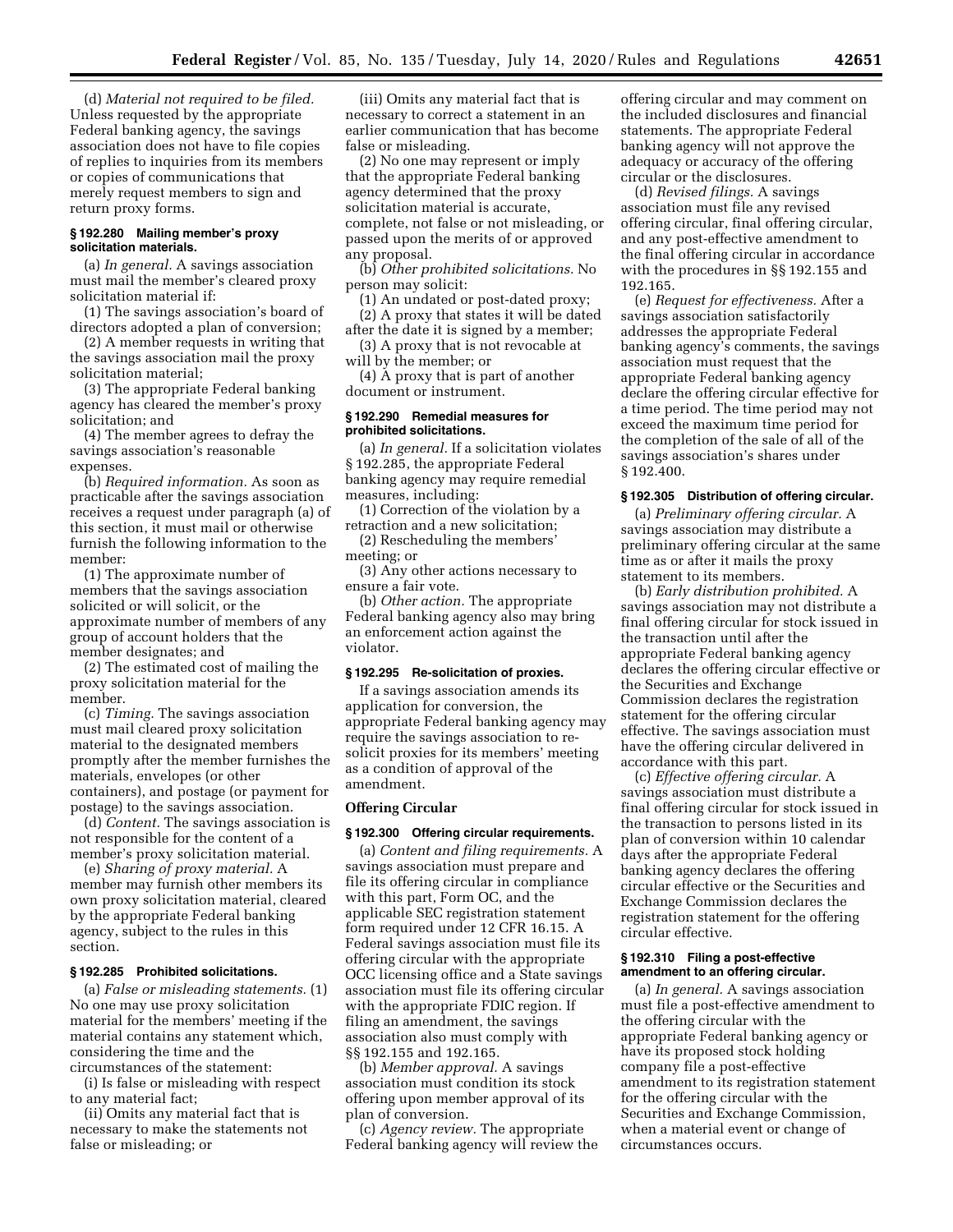(d) *Material not required to be filed.* Unless requested by the appropriate Federal banking agency, the savings association does not have to file copies of replies to inquiries from its members or copies of communications that merely request members to sign and return proxy forms.

#### § 192.280 Mailing member's proxy solicitation materials.

(a) *In general.* A savings association must mail the member's cleared proxy solicitation material if:

(1) The savings association's board of directors adopted a plan of conversion;

(2) A member requests in writing that the savings association mail the proxy solicitation material;

(3) The appropriate Federal banking agency has cleared the member's proxy solicitation; and

(4) The member agrees to defray the savings association's reasonable expenses.

(b) *Required information.* As soon as practicable after the savings association receives a request under paragraph (a) of this section, it must mail or otherwise furnish the following information to the member:

(1) The approximate number of members that the savings association solicited or will solicit, or the approximate number of members of any group of account holders that the member designates; and

(2) The estimated cost of mailing the proxy solicitation material for the member.

(c) *Timing.* The savings association must mail cleared proxy solicitation material to the designated members promptly after the member furnishes the materials, envelopes (or other containers), and postage (or payment for postage) to the savings association.

(d) *Content.* The savings association is not responsible for the content of a member's proxy solicitation material.

(e) *Sharing of proxy material.* A member may furnish other members its own proxy solicitation material, cleared by the appropriate Federal banking agency, subject to the rules in this section.

#### § 192.285 Prohibited solicitations.

(a) *False or misleading statements.* (1) No one may use proxy solicitation material for the members' meeting if the material contains any statement which, considering the time and the circumstances of the statement:

(i) Is false or misleading with respect to any material fact;

(ii) Omits any material fact that is necessary to make the statements not false or misleading; or

(iii) Omits any material fact that is necessary to correct a statement in an earlier communication that has become false or misleading.

(2) No one may represent or imply that the appropriate Federal banking agency determined that the proxy solicitation material is accurate, complete, not false or not misleading, or passed upon the merits of or approved any proposal.

(b) *Other prohibited solicitations.* No person may solicit:

(1) An undated or post-dated proxy;

(2) A proxy that states it will be dated after the date it is signed by a member;

(3) A proxy that is not revocable at will by the member; or

(4) A proxy that is part of another document or instrument.

#### § 192.290 Remedial measures for prohibited solicitations.

(a) *In general.* If a solicitation violates § 192.285, the appropriate Federal banking agency may require remedial measures, including:

(1) Correction of the violation by a retraction and a new solicitation;

(2) Rescheduling the members' meeting; or

(3) Any other actions necessary to ensure a fair vote.

(b) *Other action.* The appropriate Federal banking agency also may bring an enforcement action against the violator.

#### § 192.295 Re-solicitation of proxies.

If a savings association amends its application for conversion, the appropriate Federal banking agency may require the savings association to re-solicit proxies for its members' meeting as a condition of approval of the amendment.

### Offering Circular

#### § 192.300 Offering circular requirements.

(a) *Content and filing requirements.* A savings association must prepare and file its offering circular in compliance with this part, Form OC, and the applicable SEC registration statement form required under 12 CFR 16.15. A Federal savings association must file its offering circular with the appropriate OCC licensing office and a State savings association must file its offering circular with the appropriate FDIC region. If filing an amendment, the savings association also must comply with §§ 192.155 and 192.165.

(b) *Member approval.* A savings association must condition its stock offering upon member approval of its plan of conversion.

(c) *Agency review.* The appropriate Federal banking agency will review the offering circular and may comment on the included disclosures and financial statements. The appropriate Federal banking agency will not approve the adequacy or accuracy of the offering circular or the disclosures.

(d) *Revised filings.* A savings association must file any revised offering circular, final offering circular, and any post-effective amendment to the final offering circular in accordance with the procedures in §§ 192.155 and 192.165.

(e) *Request for effectiveness.* After a savings association satisfactorily addresses the appropriate Federal banking agency's comments, the savings association must request that the appropriate Federal banking agency declare the offering circular effective for a time period. The time period may not exceed the maximum time period for the completion of the sale of all of the savings association's shares under § 192.400.

#### § 192.305 Distribution of offering circular.

(a) *Preliminary offering circular.* A savings association may distribute a preliminary offering circular at the same time as or after it mails the proxy statement to its members.

(b) *Early distribution prohibited.* A savings association may not distribute a final offering circular for stock issued in the transaction until after the appropriate Federal banking agency declares the offering circular effective or the Securities and Exchange Commission declares the registration statement for the offering circular effective. The savings association must have the offering circular delivered in accordance with this part.

(c) *Effective offering circular.* A savings association must distribute a final offering circular for stock issued in the transaction to persons listed in its plan of conversion within 10 calendar days after the appropriate Federal banking agency declares the offering circular effective or the Securities and Exchange Commission declares the registration statement for the offering circular effective.

#### § 192.310 Filing a post-effective amendment to an offering circular.

(a) *In general.* A savings association must file a post-effective amendment to the offering circular with the appropriate Federal banking agency or have its proposed stock holding company file a post-effective amendment to its registration statement for the offering circular with the Securities and Exchange Commission, when a material event or change of circumstances occurs.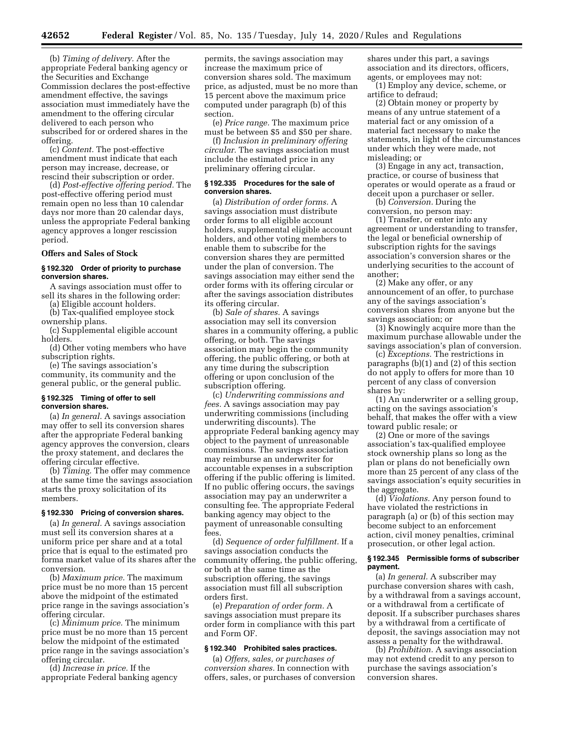(b) *Timing of delivery.* After the appropriate Federal banking agency or the Securities and Exchange Commission declares the post-effective amendment effective, the savings association must immediately have the amendment to the offering circular delivered to each person who subscribed for or ordered shares in the offering.

(c) *Content.* The post-effective amendment must indicate that each person may increase, decrease, or rescind their subscription or order.

(d) *Post-effective offering period.* The post-effective offering period must remain open no less than 10 calendar days nor more than 20 calendar days, unless the appropriate Federal banking agency approves a longer rescission period.

**Offers and Sales of Stock**

#### § 192.320 Order of priority to purchase conversion shares.

A savings association must offer to sell its shares in the following order:

(a) Eligible account holders.

(b) Tax-qualified employee stock ownership plans.

(c) Supplemental eligible account holders.

(d) Other voting members who have subscription rights.

(e) The savings association's community, its community and the general public, or the general public.

#### § 192.325 Timing of offer to sell conversion shares.

(a) *In general.* A savings association may offer to sell its conversion shares after the appropriate Federal banking agency approves the conversion, clears the proxy statement, and declares the offering circular effective.

(b) *Timing.* The offer may commence at the same time the savings association starts the proxy solicitation of its members.

#### § 192.330 Pricing of conversion shares.

(a) *In general.* A savings association must sell its conversion shares at a uniform price per share and at a total price that is equal to the estimated pro forma market value of its shares after the conversion.

(b) *Maximum price.* The maximum price must be no more than 15 percent above the midpoint of the estimated price range in the savings association's offering circular.

(c) *Minimum price.* The minimum price must be no more than 15 percent below the midpoint of the estimated price range in the savings association's offering circular.

(d) *Increase in price.* If the appropriate Federal banking agency permits, the savings association may increase the maximum price of conversion shares sold. The maximum price, as adjusted, must be no more than 15 percent above the maximum price computed under paragraph (b) of this section.

(e) *Price range.* The maximum price must be between $5 and $50 per share.

(f) *Inclusion in preliminary offering circular.* The savings association must include the estimated price in any preliminary offering circular.

#### § 192.335 Procedures for the sale of conversion shares.

(a) *Distribution of order forms.* A savings association must distribute order forms to all eligible account holders, supplemental eligible account holders, and other voting members to enable them to subscribe for the conversion shares they are permitted under the plan of conversion. The savings association may either send the order forms with its offering circular or after the savings association distributes its offering circular.

(b) *Sale of shares.* A savings association may sell its conversion shares in a community offering, a public offering, or both. The savings association may begin the community offering, the public offering, or both at any time during the subscription offering or upon conclusion of the subscription offering.

(c) *Underwriting commissions and fees.* A savings association may pay underwriting commissions (including underwriting discounts). The appropriate Federal banking agency may object to the payment of unreasonable commissions. The savings association may reimburse an underwriter for accountable expenses in a subscription offering if the public offering is limited. If no public offering occurs, the savings association may pay an underwriter a consulting fee. The appropriate Federal banking agency may object to the payment of unreasonable consulting fees.

(d) *Sequence of order fulfillment.* If a savings association conducts the community offering, the public offering, or both at the same time as the subscription offering, the savings association must fill all subscription orders first.

(e) *Preparation of order form.* A savings association must prepare its order form in compliance with this part and Form OF.

#### § 192.340 Prohibited sales practices.

(a) *Offers, sales, or purchases of conversion shares.* In connection with offers, sales, or purchases of conversion shares under this part, a savings association and its directors, officers, agents, or employees may not:

(1) Employ any device, scheme, or artifice to defraud;

(2) Obtain money or property by means of any untrue statement of a material fact or any omission of a material fact necessary to make the statements, in light of the circumstances under which they were made, not misleading; or

(3) Engage in any act, transaction, practice, or course of business that operates or would operate as a fraud or deceit upon a purchaser or seller.

(b) *Conversion.* During the conversion, no person may:

(1) Transfer, or enter into any agreement or understanding to transfer, the legal or beneficial ownership of subscription rights for the savings association's conversion shares or the underlying securities to the account of another;

(2) Make any offer, or any announcement of an offer, to purchase any of the savings association's conversion shares from anyone but the savings association; or

(3) Knowingly acquire more than the maximum purchase allowable under the savings association's plan of conversion.

(c) *Exceptions.* The restrictions in paragraphs (b)(1) and (2) of this section do not apply to offers for more than 10 percent of any class of conversion shares by:

(1) An underwriter or a selling group, acting on the savings association's behalf, that makes the offer with a view toward public resale; or

(2) One or more of the savings association's tax-qualified employee stock ownership plans so long as the plan or plans do not beneficially own more than 25 percent of any class of the savings association's equity securities in the aggregate.

(d) *Violations.* Any person found to have violated the restrictions in paragraph (a) or (b) of this section may become subject to an enforcement action, civil money penalties, criminal prosecution, or other legal action.

#### § 192.345 Permissible forms of subscriber payment.

(a) *In general.* A subscriber may purchase conversion shares with cash, by a withdrawal from a savings account, or a withdrawal from a certificate of deposit. If a subscriber purchases shares by a withdrawal from a certificate of deposit, the savings association may not assess a penalty for the withdrawal.

(b) *Prohibition.* A savings association may not extend credit to any person to purchase the savings association's conversion shares.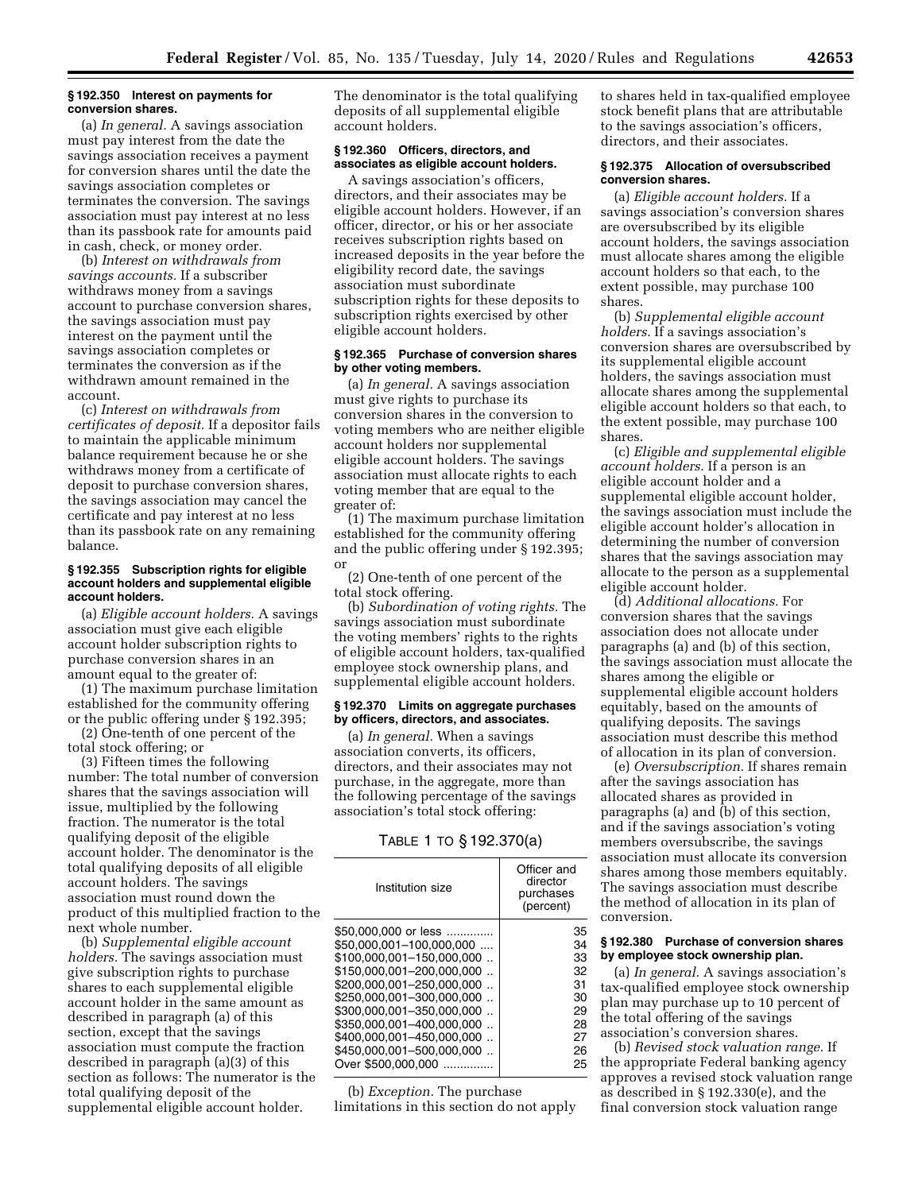### § 192.350 Interest on payments for conversion shares.

(a) *In general.* A savings association must pay interest from the date the savings association receives a payment for conversion shares until the date the savings association completes or terminates the conversion. The savings association must pay interest at no less than its passbook rate for amounts paid in cash, check, or money order.

(b) *Interest on withdrawals from savings accounts.* If a subscriber withdraws money from a savings account to purchase conversion shares, the savings association must pay interest on the payment until the savings association completes or terminates the conversion as if the withdrawn amount remained in the account.

(c) *Interest on withdrawals from certificates of deposit.* If a depositor fails to maintain the applicable minimum balance requirement because he or she withdraws money from a certificate of deposit to purchase conversion shares, the savings association may cancel the certificate and pay interest at no less than its passbook rate on any remaining balance.

### § 192.355 Subscription rights for eligible account holders and supplemental eligible account holders.

(a) *Eligible account holders.* A savings association must give each eligible account holder subscription rights to purchase conversion shares in an amount equal to the greater of:

(1) The maximum purchase limitation established for the community offering or the public offering under § 192.395;

(2) One-tenth of one percent of the total stock offering; or

(3) Fifteen times the following number: The total number of conversion shares that the savings association will issue, multiplied by the following fraction. The numerator is the total qualifying deposit of the eligible account holder. The denominator is the total qualifying deposits of all eligible account holders. The savings association must round down the product of this multiplied fraction to the next whole number.

(b) *Supplemental eligible account holders.* The savings association must give subscription rights to purchase shares to each supplemental eligible account holder in the same amount as described in paragraph (a) of this section, except that the savings association must compute the fraction described in paragraph (a)(3) of this section as follows: The numerator is the total qualifying deposit of the supplemental eligible account holder. The denominator is the total qualifying deposits of all supplemental eligible account holders.

### § 192.360 Officers, directors, and associates as eligible account holders.

A savings association's officers, directors, and their associates may be eligible account holders. However, if an officer, director, or his or her associate receives subscription rights based on increased deposits in the year before the eligibility record date, the savings association must subordinate subscription rights for these deposits to subscription rights exercised by other eligible account holders.

### § 192.365 Purchase of conversion shares by other voting members.

(a) *In general.* A savings association must give rights to purchase its conversion shares in the conversion to voting members who are neither eligible account holders nor supplemental eligible account holders. The savings association must allocate rights to each voting member that are equal to the greater of:

(1) The maximum purchase limitation established for the community offering and the public offering under § 192.395; or

(2) One-tenth of one percent of the total stock offering.

(b) *Subordination of voting rights.* The savings association must subordinate the voting members' rights to the rights of eligible account holders, tax-qualified employee stock ownership plans, and supplemental eligible account holders.

### § 192.370 Limits on aggregate purchases by officers, directors, and associates.

(a) *In general.* When a savings association converts, its officers, directors, and their associates may not purchase, in the aggregate, more than the following percentage of the savings association's total stock offering:

TABLE 1 TO § 192.370(a)

| Institution size | Officer and director purchases (percent) |
|---|---|
| $50,000,000 or less | 35 |
| $50,000,001–100,000,000 | 34 |
| $100,000,001–150,000,000 | 33 |
| $150,000,001–200,000,000 | 32 |
| $200,000,001–250,000,000 | 31 |
| $250,000,001–300,000,000 | 30 |
| $300,000,001–350,000,000 | 29 |
| $350,000,001–400,000,000 | 28 |
| $400,000,001–450,000,000 | 27 |
| $450,000,001–500,000,000 | 26 |
| Over $500,000,000 | 25 |

(b) *Exception.* The purchase limitations in this section do not apply to shares held in tax-qualified employee stock benefit plans that are attributable to the savings association's officers, directors, and their associates.

### § 192.375 Allocation of oversubscribed conversion shares.

(a) *Eligible account holders.* If a savings association's conversion shares are oversubscribed by its eligible account holders, the savings association must allocate shares among the eligible account holders so that each, to the extent possible, may purchase 100 shares.

(b) *Supplemental eligible account holders.* If a savings association's conversion shares are oversubscribed by its supplemental eligible account holders, the savings association must allocate shares among the supplemental eligible account holders so that each, to the extent possible, may purchase 100 shares.

(c) *Eligible and supplemental eligible account holders.* If a person is an eligible account holder and a supplemental eligible account holder, the savings association must include the eligible account holder's allocation in determining the number of conversion shares that the savings association may allocate to the person as a supplemental eligible account holder.

(d) *Additional allocations.* For conversion shares that the savings association does not allocate under paragraphs (a) and (b) of this section, the savings association must allocate the shares among the eligible or supplemental eligible account holders equitably, based on the amounts of qualifying deposits. The savings association must describe this method of allocation in its plan of conversion.

(e) *Oversubscription.* If shares remain after the savings association has allocated shares as provided in paragraphs (a) and (b) of this section, and if the savings association's voting members oversubscribe, the savings association must allocate its conversion shares among those members equitably. The savings association must describe the method of allocation in its plan of conversion.

### § 192.380 Purchase of conversion shares by employee stock ownership plan.

(a) *In general.* A savings association's tax-qualified employee stock ownership plan may purchase up to 10 percent of the total offering of the savings association's conversion shares.

(b) *Revised stock valuation range.* If the appropriate Federal banking agency approves a revised stock valuation range as described in § 192.330(e), and the final conversion stock valuation range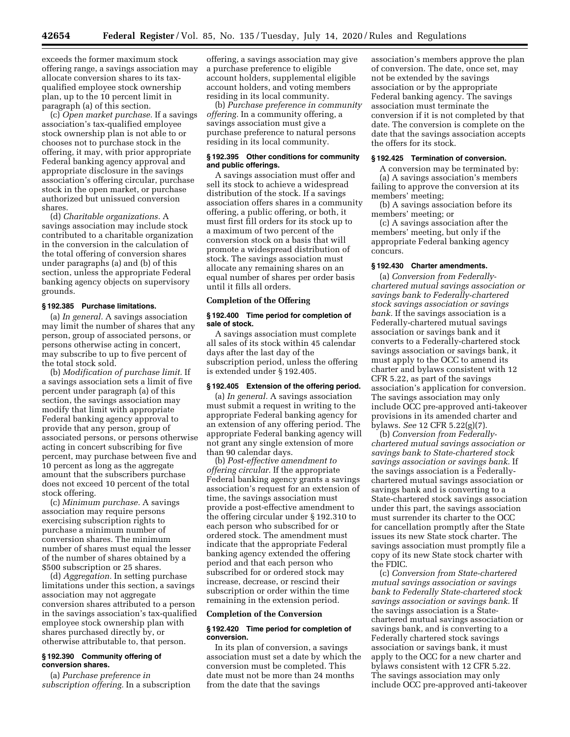exceeds the former maximum stock offering range, a savings association may allocate conversion shares to its tax-qualified employee stock ownership plan, up to the 10 percent limit in paragraph (a) of this section.

(c) *Open market purchase.* If a savings association's tax-qualified employee stock ownership plan is not able to or chooses not to purchase stock in the offering, it may, with prior appropriate Federal banking agency approval and appropriate disclosure in the savings association's offering circular, purchase stock in the open market, or purchase authorized but unissued conversion shares.

(d) *Charitable organizations.* A savings association may include stock contributed to a charitable organization in the conversion in the calculation of the total offering of conversion shares under paragraphs (a) and (b) of this section, unless the appropriate Federal banking agency objects on supervisory grounds.

**§ 192.385 Purchase limitations.**

(a) *In general.* A savings association may limit the number of shares that any person, group of associated persons, or persons otherwise acting in concert, may subscribe to up to five percent of the total stock sold.

(b) *Modification of purchase limit.* If a savings association sets a limit of five percent under paragraph (a) of this section, the savings association may modify that limit with appropriate Federal banking agency approval to provide that any person, group of associated persons, or persons otherwise acting in concert subscribing for five percent, may purchase between five and 10 percent as long as the aggregate amount that the subscribers purchase does not exceed 10 percent of the total stock offering.

(c) *Minimum purchase.* A savings association may require persons exercising subscription rights to purchase a minimum number of conversion shares. The minimum number of shares must equal the lesser of the number of shares obtained by a $500 subscription or 25 shares.

(d) *Aggregation.* In setting purchase limitations under this section, a savings association may not aggregate conversion shares attributed to a person in the savings association's tax-qualified employee stock ownership plan with shares purchased directly by, or otherwise attributable to, that person.

**§ 192.390 Community offering of conversion shares.**

(a) *Purchase preference in subscription offering.* In a subscription offering, a savings association may give a purchase preference to eligible account holders, supplemental eligible account holders, and voting members residing in its local community.

(b) *Purchase preference in community offering.* In a community offering, a savings association must give a purchase preference to natural persons residing in its local community.

**§ 192.395 Other conditions for community and public offerings.**

A savings association must offer and sell its stock to achieve a widespread distribution of the stock. If a savings association offers shares in a community offering, a public offering, or both, it must first fill orders for its stock up to a maximum of two percent of the conversion stock on a basis that will promote a widespread distribution of stock. The savings association must allocate any remaining shares on an equal number of shares per order basis until it fills all orders.

## Completion of the Offering

**§ 192.400 Time period for completion of sale of stock.**

A savings association must complete all sales of its stock within 45 calendar days after the last day of the subscription period, unless the offering is extended under § 192.405.

**§ 192.405 Extension of the offering period.**

(a) *In general.* A savings association must submit a request in writing to the appropriate Federal banking agency for an extension of any offering period. The appropriate Federal banking agency will not grant any single extension of more than 90 calendar days.

(b) *Post-effective amendment to offering circular.* If the appropriate Federal banking agency grants a savings association's request for an extension of time, the savings association must provide a post-effective amendment to the offering circular under § 192.310 to each person who subscribed for or ordered stock. The amendment must indicate that the appropriate Federal banking agency extended the offering period and that each person who subscribed for or ordered stock may increase, decrease, or rescind their subscription or order within the time remaining in the extension period.

## Completion of the Conversion

**§ 192.420 Time period for completion of conversion.**

In its plan of conversion, a savings association must set a date by which the conversion must be completed. This date must not be more than 24 months from the date that the savings association's members approve the plan of conversion. The date, once set, may not be extended by the savings association or by the appropriate Federal banking agency. The savings association must terminate the conversion if it is not completed by that date. The conversion is complete on the date that the savings association accepts the offers for its stock.

**§ 192.425 Termination of conversion.**

A conversion may be terminated by:

(a) A savings association's members failing to approve the conversion at its members' meeting;

(b) A savings association before its members' meeting; or

(c) A savings association after the members' meeting, but only if the appropriate Federal banking agency concurs.

**§ 192.430 Charter amendments.**

(a) *Conversion from Federally-chartered mutual savings association or savings bank to Federally-chartered stock savings association or savings bank.* If the savings association is a Federally-chartered mutual savings association or savings bank and it converts to a Federally-chartered stock savings association or savings bank, it must apply to the OCC to amend its charter and bylaws consistent with 12 CFR 5.22, as part of the savings association's application for conversion. The savings association may only include OCC pre-approved anti-takeover provisions in its amended charter and bylaws. *See* 12 CFR 5.22(g)(7).

(b) *Conversion from Federally-chartered mutual savings association or savings bank to State-chartered stock savings association or savings bank.* If the savings association is a Federally-chartered mutual savings association or savings bank and is converting to a State-chartered stock savings association under this part, the savings association must surrender its charter to the OCC for cancellation promptly after the State issues its new State stock charter. The savings association must promptly file a copy of its new State stock charter with the FDIC.

(c) *Conversion from State-chartered mutual savings association or savings bank to Federally State-chartered stock savings association or savings bank.* If the savings association is a State-chartered mutual savings association or savings bank, and is converting to a Federally chartered stock savings association or savings bank, it must apply to the OCC for a new charter and bylaws consistent with 12 CFR 5.22. The savings association may only include OCC pre-approved anti-takeover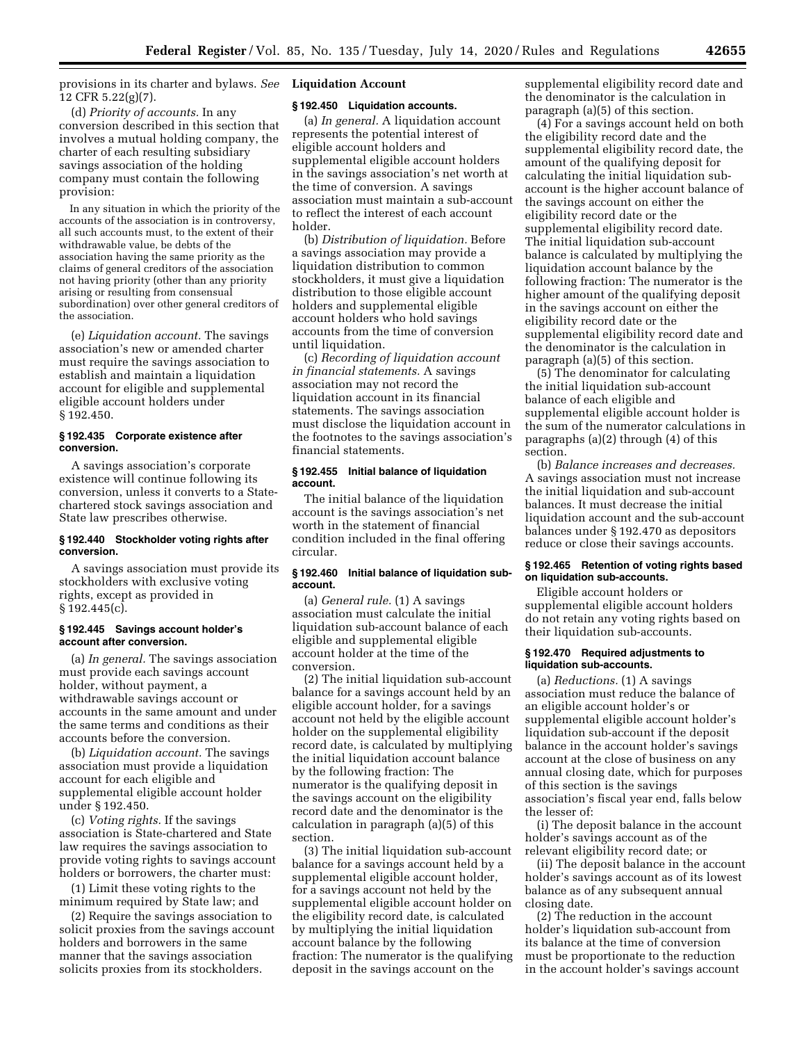provisions in its charter and bylaws. *See* 12 CFR 5.22(g)(7).

(d) *Priority of accounts.* In any conversion described in this section that involves a mutual holding company, the charter of each resulting subsidiary savings association of the holding company must contain the following provision:

> In any situation in which the priority of the accounts of the association is in controversy, all such accounts must, to the extent of their withdrawable value, be debts of the association having the same priority as the claims of general creditors of the association not having priority (other than any priority arising or resulting from consensual subordination) over other general creditors of the association.

(e) *Liquidation account.* The savings association's new or amended charter must require the savings association to establish and maintain a liquidation account for eligible and supplemental eligible account holders under § 192.450.

### § 192.435 Corporate existence after conversion.

A savings association's corporate existence will continue following its conversion, unless it converts to a State-chartered stock savings association and State law prescribes otherwise.

### § 192.440 Stockholder voting rights after conversion.

A savings association must provide its stockholders with exclusive voting rights, except as provided in § 192.445(c).

### § 192.445 Savings account holder's account after conversion.

(a) *In general.* The savings association must provide each savings account holder, without payment, a withdrawable savings account or accounts in the same amount and under the same terms and conditions as their accounts before the conversion.

(b) *Liquidation account.* The savings association must provide a liquidation account for each eligible and supplemental eligible account holder under § 192.450.

(c) *Voting rights.* If the savings association is State-chartered and State law requires the savings association to provide voting rights to savings account holders or borrowers, the charter must:

(1) Limit these voting rights to the minimum required by State law; and

(2) Require the savings association to solicit proxies from the savings account holders and borrowers in the same manner that the savings association solicits proxies from its stockholders.

## Liquidation Account

### § 192.450 Liquidation accounts.

(a) *In general.* A liquidation account represents the potential interest of eligible account holders and supplemental eligible account holders in the savings association's net worth at the time of conversion. A savings association must maintain a sub-account to reflect the interest of each account holder.

(b) *Distribution of liquidation.* Before a savings association may provide a liquidation distribution to common stockholders, it must give a liquidation distribution to those eligible account holders and supplemental eligible account holders who hold savings accounts from the time of conversion until liquidation.

(c) *Recording of liquidation account in financial statements.* A savings association may not record the liquidation account in its financial statements. The savings association must disclose the liquidation account in the footnotes to the savings association's financial statements.

### § 192.455 Initial balance of liquidation account.

The initial balance of the liquidation account is the savings association's net worth in the statement of financial condition included in the final offering circular.

### § 192.460 Initial balance of liquidation sub-account.

(a) *General rule.* (1) A savings association must calculate the initial liquidation sub-account balance of each eligible and supplemental eligible account holder at the time of the conversion.

(2) The initial liquidation sub-account balance for a savings account held by an eligible account holder, for a savings account not held by the eligible account holder on the supplemental eligibility record date, is calculated by multiplying the initial liquidation account balance by the following fraction: The numerator is the qualifying deposit in the savings account on the eligibility record date and the denominator is the calculation in paragraph (a)(5) of this section.

(3) The initial liquidation sub-account balance for a savings account held by a supplemental eligible account holder, for a savings account not held by the supplemental eligible account holder on the eligibility record date, is calculated by multiplying the initial liquidation account balance by the following fraction: The numerator is the qualifying deposit in the savings account on the supplemental eligibility record date and the denominator is the calculation in paragraph (a)(5) of this section.

(4) For a savings account held on both the eligibility record date and the supplemental eligibility record date, the amount of the qualifying deposit for calculating the initial liquidation sub-account is the higher account balance of the savings account on either the eligibility record date or the supplemental eligibility record date. The initial liquidation sub-account balance is calculated by multiplying the liquidation account balance by the following fraction: The numerator is the higher amount of the qualifying deposit in the savings account on either the eligibility record date or the supplemental eligibility record date and the denominator is the calculation in paragraph (a)(5) of this section.

(5) The denominator for calculating the initial liquidation sub-account balance of each eligible and supplemental eligible account holder is the sum of the numerator calculations in paragraphs (a)(2) through (4) of this section.

(b) *Balance increases and decreases.* A savings association must not increase the initial liquidation and sub-account balances. It must decrease the initial liquidation account and the sub-account balances under § 192.470 as depositors reduce or close their savings accounts.

### § 192.465 Retention of voting rights based on liquidation sub-accounts.

Eligible account holders or supplemental eligible account holders do not retain any voting rights based on their liquidation sub-accounts.

### § 192.470 Required adjustments to liquidation sub-accounts.

(a) *Reductions.* (1) A savings association must reduce the balance of an eligible account holder's or supplemental eligible account holder's liquidation sub-account if the deposit balance in the account holder's savings account at the close of business on any annual closing date, which for purposes of this section is the savings association's fiscal year end, falls below the lesser of:

(i) The deposit balance in the account holder's savings account as of the relevant eligibility record date; or

(ii) The deposit balance in the account holder's savings account as of its lowest balance as of any subsequent annual closing date.

(2) The reduction in the account holder's liquidation sub-account from its balance at the time of conversion must be proportionate to the reduction in the account holder's savings account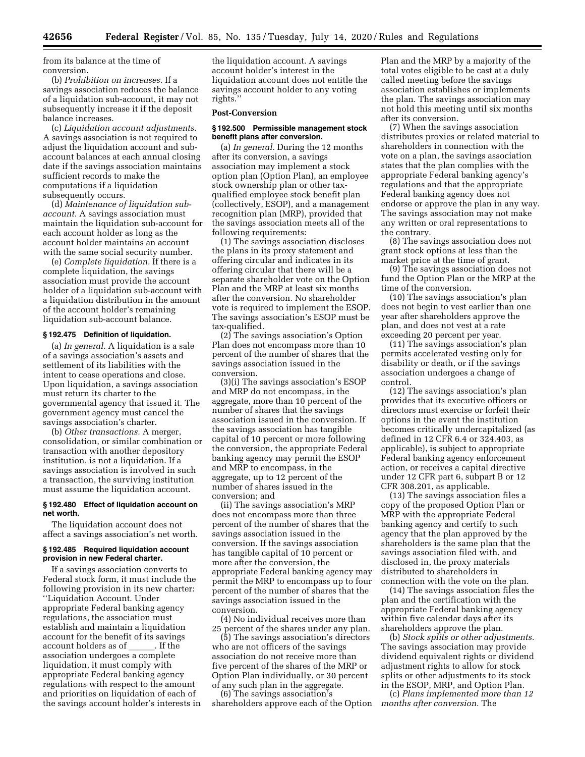from its balance at the time of conversion.

(b) *Prohibition on increases.* If a savings association reduces the balance of a liquidation sub-account, it may not subsequently increase it if the deposit balance increases.

(c) *Liquidation account adjustments.* A savings association is not required to adjust the liquidation account and sub-account balances at each annual closing date if the savings association maintains sufficient records to make the computations if a liquidation subsequently occurs.

(d) *Maintenance of liquidation sub-account.* A savings association must maintain the liquidation sub-account for each account holder as long as the account holder maintains an account with the same social security number.

(e) *Complete liquidation.* If there is a complete liquidation, the savings association must provide the account holder of a liquidation sub-account with a liquidation distribution in the amount of the account holder's remaining liquidation sub-account balance.

### § 192.475 Definition of liquidation.

(a) *In general.* A liquidation is a sale of a savings association's assets and settlement of its liabilities with the intent to cease operations and close. Upon liquidation, a savings association must return its charter to the governmental agency that issued it. The government agency must cancel the savings association's charter.

(b) *Other transactions.* A merger, consolidation, or similar combination or transaction with another depository institution, is not a liquidation. If a savings association is involved in such a transaction, the surviving institution must assume the liquidation account.

### § 192.480 Effect of liquidation account on net worth.

The liquidation account does not affect a savings association's net worth.

### § 192.485 Required liquidation account provision in new Federal charter.

If a savings association converts to Federal stock form, it must include the following provision in its new charter: "Liquidation Account. Under appropriate Federal banking agency regulations, the association must establish and maintain a liquidation account for the benefit of its savings account holders as of ______. If the association undergoes a complete liquidation, it must comply with appropriate Federal banking agency regulations with respect to the amount and priorities on liquidation of each of the savings account holder's interests in the liquidation account. A savings account holder's interest in the liquidation account does not entitle the savings account holder to any voting rights."

**Post-Conversion**

### § 192.500 Permissible management stock benefit plans after conversion.

(a) *In general.* During the 12 months after its conversion, a savings association may implement a stock option plan (Option Plan), an employee stock ownership plan or other tax-qualified employee stock benefit plan (collectively, ESOP), and a management recognition plan (MRP), provided that the savings association meets all of the following requirements:

(1) The savings association discloses the plans in its proxy statement and offering circular and indicates in its offering circular that there will be a separate shareholder vote on the Option Plan and the MRP at least six months after the conversion. No shareholder vote is required to implement the ESOP. The savings association's ESOP must be tax-qualified.

(2) The savings association's Option Plan does not encompass more than 10 percent of the number of shares that the savings association issued in the conversion.

(3)(i) The savings association's ESOP and MRP do not encompass, in the aggregate, more than 10 percent of the number of shares that the savings association issued in the conversion. If the savings association has tangible capital of 10 percent or more following the conversion, the appropriate Federal banking agency may permit the ESOP and MRP to encompass, in the aggregate, up to 12 percent of the number of shares issued in the conversion; and

(ii) The savings association's MRP does not encompass more than three percent of the number of shares that the savings association issued in the conversion. If the savings association has tangible capital of 10 percent or more after the conversion, the appropriate Federal banking agency may permit the MRP to encompass up to four percent of the number of shares that the savings association issued in the conversion.

(4) No individual receives more than 25 percent of the shares under any plan.

(5) The savings association's directors who are not officers of the savings association do not receive more than five percent of the shares of the MRP or Option Plan individually, or 30 percent of any such plan in the aggregate.

(6) The savings association's shareholders approve each of the Option Plan and the MRP by a majority of the total votes eligible to be cast at a duly called meeting before the savings association establishes or implements the plan. The savings association may not hold this meeting until six months after its conversion.

(7) When the savings association distributes proxies or related material to shareholders in connection with the vote on a plan, the savings association states that the plan complies with the appropriate Federal banking agency's regulations and that the appropriate Federal banking agency does not endorse or approve the plan in any way. The savings association may not make any written or oral representations to the contrary.

(8) The savings association does not grant stock options at less than the market price at the time of grant.

(9) The savings association does not fund the Option Plan or the MRP at the time of the conversion.

(10) The savings association's plan does not begin to vest earlier than one year after shareholders approve the plan, and does not vest at a rate exceeding 20 percent per year.

(11) The savings association's plan permits accelerated vesting only for disability or death, or if the savings association undergoes a change of control.

(12) The savings association's plan provides that its executive officers or directors must exercise or forfeit their options in the event the institution becomes critically undercapitalized (as defined in 12 CFR 6.4 or 324.403, as applicable), is subject to appropriate Federal banking agency enforcement action, or receives a capital directive under 12 CFR part 6, subpart B or 12 CFR 308.201, as applicable.

(13) The savings association files a copy of the proposed Option Plan or MRP with the appropriate Federal banking agency and certify to such agency that the plan approved by the shareholders is the same plan that the savings association filed with, and disclosed in, the proxy materials distributed to shareholders in connection with the vote on the plan.

(14) The savings association files the plan and the certification with the appropriate Federal banking agency within five calendar days after its shareholders approve the plan.

(b) *Stock splits or other adjustments.* The savings association may provide dividend equivalent rights or dividend adjustment rights to allow for stock splits or other adjustments to its stock in the ESOP, MRP, and Option Plan.

(c) *Plans implemented more than 12 months after conversion.* The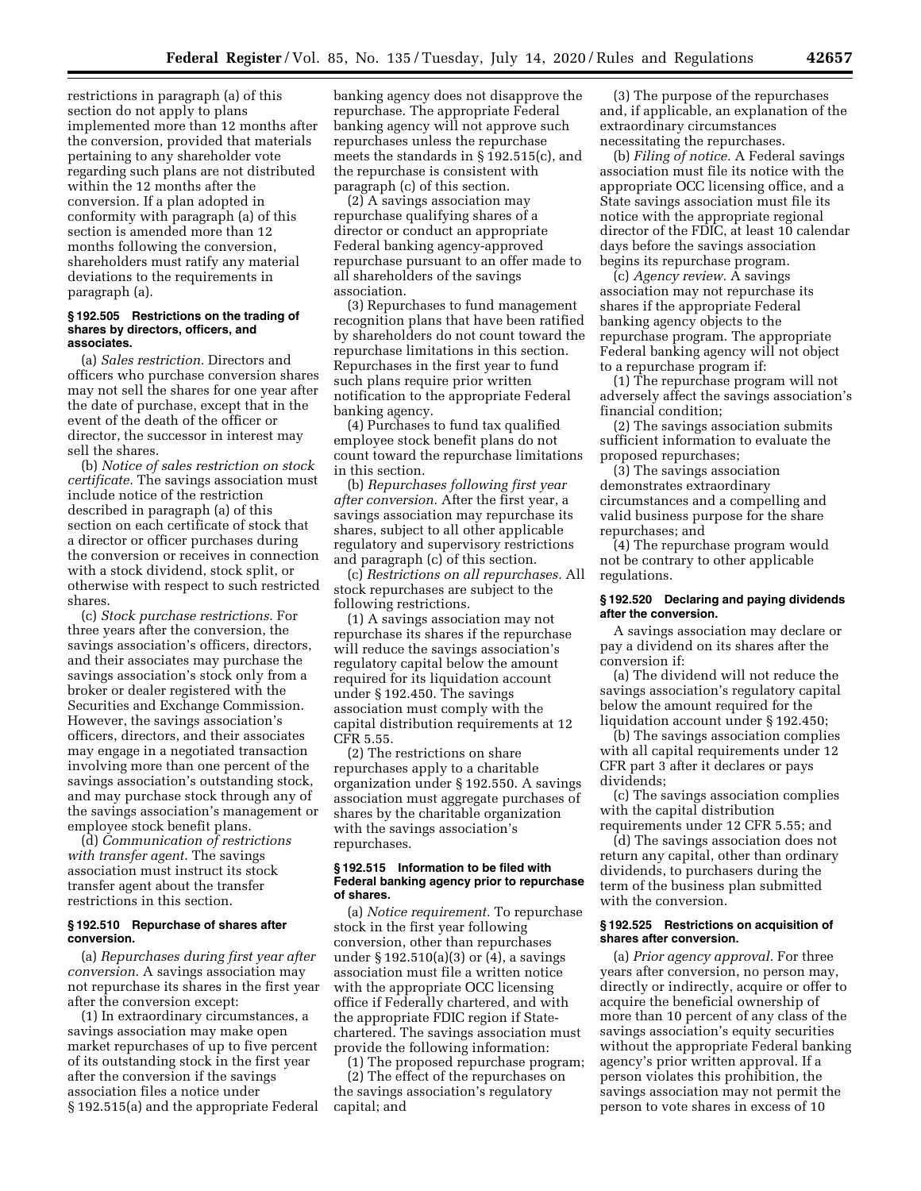restrictions in paragraph (a) of this section do not apply to plans implemented more than 12 months after the conversion, provided that materials pertaining to any shareholder vote regarding such plans are not distributed within the 12 months after the conversion. If a plan adopted in conformity with paragraph (a) of this section is amended more than 12 months following the conversion, shareholders must ratify any material deviations to the requirements in paragraph (a).

### § 192.505 Restrictions on the trading of shares by directors, officers, and associates.

(a) *Sales restriction.* Directors and officers who purchase conversion shares may not sell the shares for one year after the date of purchase, except that in the event of the death of the officer or director, the successor in interest may sell the shares.

(b) *Notice of sales restriction on stock certificate.* The savings association must include notice of the restriction described in paragraph (a) of this section on each certificate of stock that a director or officer purchases during the conversion or receives in connection with a stock dividend, stock split, or otherwise with respect to such restricted shares.

(c) *Stock purchase restrictions.* For three years after the conversion, the savings association's officers, directors, and their associates may purchase the savings association's stock only from a broker or dealer registered with the Securities and Exchange Commission. However, the savings association's officers, directors, and their associates may engage in a negotiated transaction involving more than one percent of the savings association's outstanding stock, and may purchase stock through any of the savings association's management or employee stock benefit plans.

(d) *Communication of restrictions with transfer agent.* The savings association must instruct its stock transfer agent about the transfer restrictions in this section.

### § 192.510 Repurchase of shares after conversion.

(a) *Repurchases during first year after conversion.* A savings association may not repurchase its shares in the first year after the conversion except:

(1) In extraordinary circumstances, a savings association may make open market repurchases of up to five percent of its outstanding stock in the first year after the conversion if the savings association files a notice under § 192.515(a) and the appropriate Federal banking agency does not disapprove the repurchase. The appropriate Federal banking agency will not approve such repurchases unless the repurchase meets the standards in § 192.515(c), and the repurchase is consistent with paragraph (c) of this section.

(2) A savings association may repurchase qualifying shares of a director or conduct an appropriate Federal banking agency-approved repurchase pursuant to an offer made to all shareholders of the savings association.

(3) Repurchases to fund management recognition plans that have been ratified by shareholders do not count toward the repurchase limitations in this section. Repurchases in the first year to fund such plans require prior written notification to the appropriate Federal banking agency.

(4) Purchases to fund tax qualified employee stock benefit plans do not count toward the repurchase limitations in this section.

(b) *Repurchases following first year after conversion.* After the first year, a savings association may repurchase its shares, subject to all other applicable regulatory and supervisory restrictions and paragraph (c) of this section.

(c) *Restrictions on all repurchases.* All stock repurchases are subject to the following restrictions.

(1) A savings association may not repurchase its shares if the repurchase will reduce the savings association's regulatory capital below the amount required for its liquidation account under § 192.450. The savings association must comply with the capital distribution requirements at 12 CFR 5.55.

(2) The restrictions on share repurchases apply to a charitable organization under § 192.550. A savings association must aggregate purchases of shares by the charitable organization with the savings association's repurchases.

### § 192.515 Information to be filed with Federal banking agency prior to repurchase of shares.

(a) *Notice requirement.* To repurchase stock in the first year following conversion, other than repurchases under § 192.510(a)(3) or (4), a savings association must file a written notice with the appropriate OCC licensing office if Federally chartered, and with the appropriate FDIC region if State-chartered. The savings association must provide the following information:

(1) The proposed repurchase program;

(2) The effect of the repurchases on the savings association's regulatory capital; and

(3) The purpose of the repurchases and, if applicable, an explanation of the extraordinary circumstances necessitating the repurchases.

(b) *Filing of notice.* A Federal savings association must file its notice with the appropriate OCC licensing office, and a State savings association must file its notice with the appropriate regional director of the FDIC, at least 10 calendar days before the savings association begins its repurchase program.

(c) *Agency review.* A savings association may not repurchase its shares if the appropriate Federal banking agency objects to the repurchase program. The appropriate Federal banking agency will not object to a repurchase program if:

(1) The repurchase program will not adversely affect the savings association's financial condition;

(2) The savings association submits sufficient information to evaluate the proposed repurchases;

(3) The savings association demonstrates extraordinary circumstances and a compelling and valid business purpose for the share repurchases; and

(4) The repurchase program would not be contrary to other applicable regulations.

### § 192.520 Declaring and paying dividends after the conversion.

A savings association may declare or pay a dividend on its shares after the conversion if:

(a) The dividend will not reduce the savings association's regulatory capital below the amount required for the liquidation account under § 192.450;

(b) The savings association complies with all capital requirements under 12 CFR part 3 after it declares or pays dividends;

(c) The savings association complies with the capital distribution requirements under 12 CFR 5.55; and

(d) The savings association does not return any capital, other than ordinary dividends, to purchasers during the term of the business plan submitted with the conversion.

### § 192.525 Restrictions on acquisition of shares after conversion.

(a) *Prior agency approval.* For three years after conversion, no person may, directly or indirectly, acquire or offer to acquire the beneficial ownership of more than 10 percent of any class of the savings association's equity securities without the appropriate Federal banking agency's prior written approval. If a person violates this prohibition, the savings association may not permit the person to vote shares in excess of 10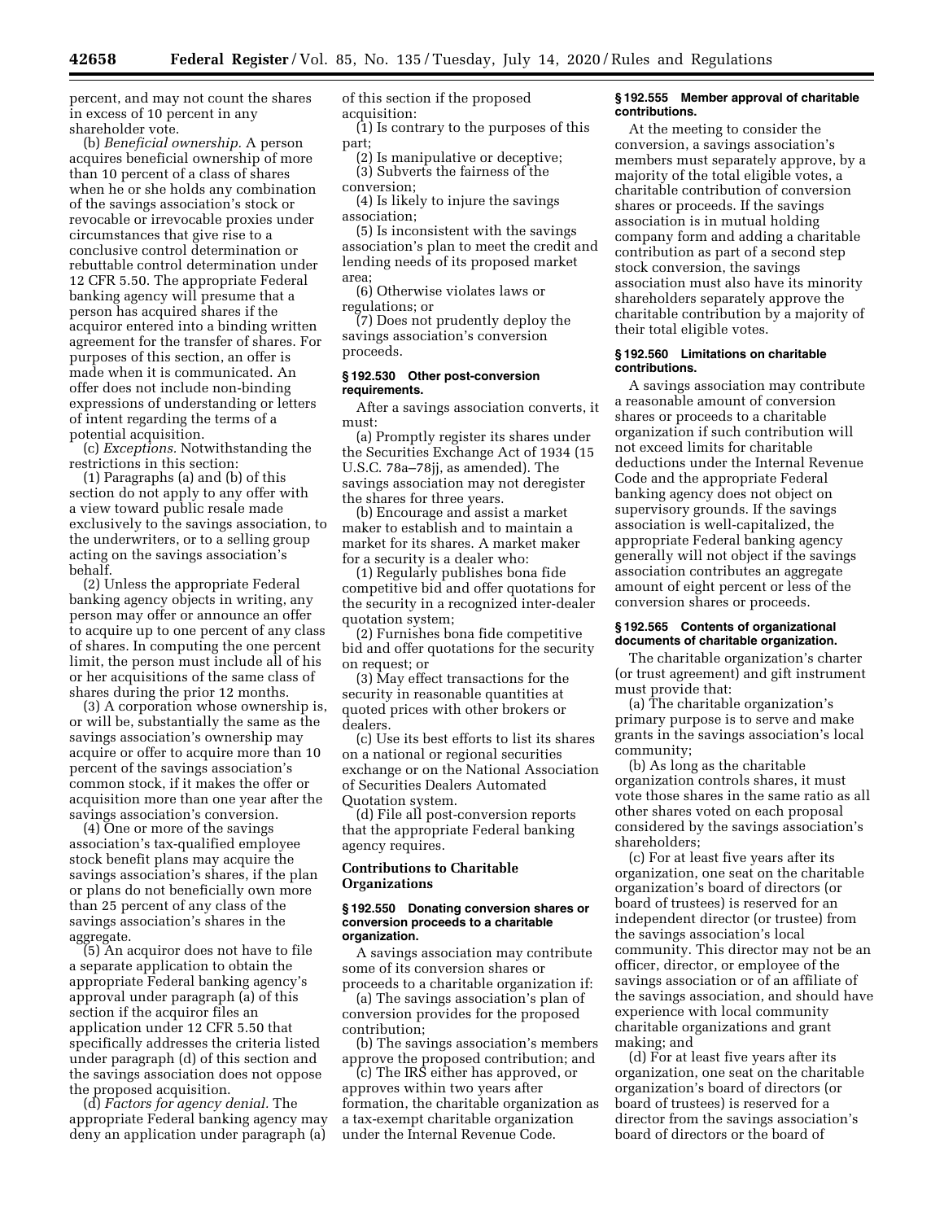percent, and may not count the shares in excess of 10 percent in any shareholder vote.

(b) *Beneficial ownership.* A person acquires beneficial ownership of more than 10 percent of a class of shares when he or she holds any combination of the savings association's stock or revocable or irrevocable proxies under circumstances that give rise to a conclusive control determination or rebuttable control determination under 12 CFR 5.50. The appropriate Federal banking agency will presume that a person has acquired shares if the acquiror entered into a binding written agreement for the transfer of shares. For purposes of this section, an offer is made when it is communicated. An offer does not include non-binding expressions of understanding or letters of intent regarding the terms of a potential acquisition.

(c) *Exceptions.* Notwithstanding the restrictions in this section:

(1) Paragraphs (a) and (b) of this section do not apply to any offer with a view toward public resale made exclusively to the savings association, to the underwriters, or to a selling group acting on the savings association's behalf.

(2) Unless the appropriate Federal banking agency objects in writing, any person may offer or announce an offer to acquire up to one percent of any class of shares. In computing the one percent limit, the person must include all of his or her acquisitions of the same class of shares during the prior 12 months.

(3) A corporation whose ownership is, or will be, substantially the same as the savings association's ownership may acquire or offer to acquire more than 10 percent of the savings association's common stock, if it makes the offer or acquisition more than one year after the savings association's conversion.

(4) One or more of the savings association's tax-qualified employee stock benefit plans may acquire the savings association's shares, if the plan or plans do not beneficially own more than 25 percent of any class of the savings association's shares in the aggregate.

(5) An acquiror does not have to file a separate application to obtain the appropriate Federal banking agency's approval under paragraph (a) of this section if the acquiror files an application under 12 CFR 5.50 that specifically addresses the criteria listed under paragraph (d) of this section and the savings association does not oppose the proposed acquisition.

(d) *Factors for agency denial.* The appropriate Federal banking agency may deny an application under paragraph (a) of this section if the proposed acquisition:

(1) Is contrary to the purposes of this part;

(2) Is manipulative or deceptive;

(3) Subverts the fairness of the conversion;

(4) Is likely to injure the savings association;

(5) Is inconsistent with the savings association's plan to meet the credit and lending needs of its proposed market area;

(6) Otherwise violates laws or regulations; or

(7) Does not prudently deploy the savings association's conversion proceeds.

**§ 192.530 Other post-conversion requirements.**

After a savings association converts, it must:

(a) Promptly register its shares under the Securities Exchange Act of 1934 (15 U.S.C. 78a–78jj, as amended). The savings association may not deregister the shares for three years.

(b) Encourage and assist a market maker to establish and to maintain a market for its shares. A market maker for a security is a dealer who:

(1) Regularly publishes bona fide competitive bid and offer quotations for the security in a recognized inter-dealer quotation system;

(2) Furnishes bona fide competitive bid and offer quotations for the security on request; or

(3) May effect transactions for the security in reasonable quantities at quoted prices with other brokers or dealers.

(c) Use its best efforts to list its shares on a national or regional securities exchange or on the National Association of Securities Dealers Automated Quotation system.

(d) File all post-conversion reports that the appropriate Federal banking agency requires.

**Contributions to Charitable Organizations**

**§ 192.550 Donating conversion shares or conversion proceeds to a charitable organization.**

A savings association may contribute some of its conversion shares or proceeds to a charitable organization if:

(a) The savings association's plan of conversion provides for the proposed contribution;

(b) The savings association's members approve the proposed contribution; and

(c) The IRS either has approved, or approves within two years after formation, the charitable organization as a tax-exempt charitable organization under the Internal Revenue Code.

**§ 192.555 Member approval of charitable contributions.**

At the meeting to consider the conversion, a savings association's members must separately approve, by a majority of the total eligible votes, a charitable contribution of conversion shares or proceeds. If the savings association is in mutual holding company form and adding a charitable contribution as part of a second step stock conversion, the savings association must also have its minority shareholders separately approve the charitable contribution by a majority of their total eligible votes.

**§ 192.560 Limitations on charitable contributions.**

A savings association may contribute a reasonable amount of conversion shares or proceeds to a charitable organization if such contribution will not exceed limits for charitable deductions under the Internal Revenue Code and the appropriate Federal banking agency does not object on supervisory grounds. If the savings association is well-capitalized, the appropriate Federal banking agency generally will not object if the savings association contributes an aggregate amount of eight percent or less of the conversion shares or proceeds.

**§ 192.565 Contents of organizational documents of charitable organization.**

The charitable organization's charter (or trust agreement) and gift instrument must provide that:

(a) The charitable organization's primary purpose is to serve and make grants in the savings association's local community;

(b) As long as the charitable organization controls shares, it must vote those shares in the same ratio as all other shares voted on each proposal considered by the savings association's shareholders;

(c) For at least five years after its organization, one seat on the charitable organization's board of directors (or board of trustees) is reserved for an independent director (or trustee) from the savings association's local community. This director may not be an officer, director, or employee of the savings association or of an affiliate of the savings association, and should have experience with local community charitable organizations and grant making; and

(d) For at least five years after its organization, one seat on the charitable organization's board of directors (or board of trustees) is reserved for a director from the savings association's board of directors or the board of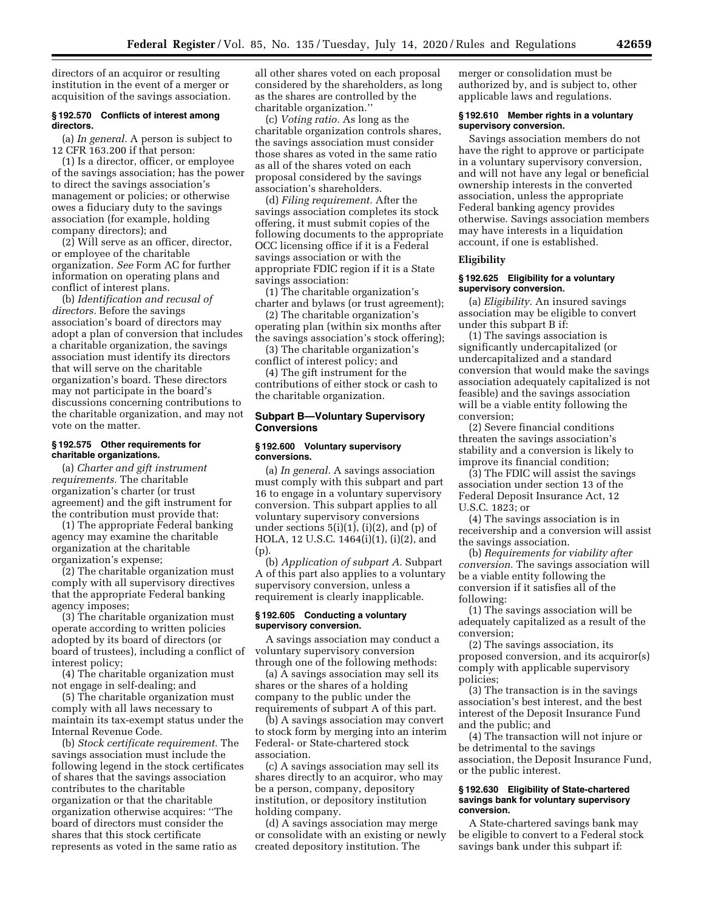directors of an acquiror or resulting institution in the event of a merger or acquisition of the savings association.

### § 192.570 Conflicts of interest among directors.

(a) *In general.* A person is subject to 12 CFR 163.200 if that person:

(1) Is a director, officer, or employee of the savings association; has the power to direct the savings association's management or policies; or otherwise owes a fiduciary duty to the savings association (for example, holding company directors); and

(2) Will serve as an officer, director, or employee of the charitable organization. *See* Form AC for further information on operating plans and conflict of interest plans.

(b) *Identification and recusal of directors.* Before the savings association's board of directors may adopt a plan of conversion that includes a charitable organization, the savings association must identify its directors that will serve on the charitable organization's board. These directors may not participate in the board's discussions concerning contributions to the charitable organization, and may not vote on the matter.

### § 192.575 Other requirements for charitable organizations.

(a) *Charter and gift instrument requirements.* The charitable organization's charter (or trust agreement) and the gift instrument for the contribution must provide that:

(1) The appropriate Federal banking agency may examine the charitable organization at the charitable organization's expense;

(2) The charitable organization must comply with all supervisory directives that the appropriate Federal banking agency imposes;

(3) The charitable organization must operate according to written policies adopted by its board of directors (or board of trustees), including a conflict of interest policy;

(4) The charitable organization must not engage in self-dealing; and

(5) The charitable organization must comply with all laws necessary to maintain its tax-exempt status under the Internal Revenue Code.

(b) *Stock certificate requirement.* The savings association must include the following legend in the stock certificates of shares that the savings association contributes to the charitable organization or that the charitable organization otherwise acquires: "The board of directors must consider the shares that this stock certificate represents as voted in the same ratio as all other shares voted on each proposal considered by the shareholders, as long as the shares are controlled by the charitable organization."

(c) *Voting ratio.* As long as the charitable organization controls shares, the savings association must consider those shares as voted in the same ratio as all of the shares voted on each proposal considered by the savings association's shareholders.

(d) *Filing requirement.* After the savings association completes its stock offering, it must submit copies of the following documents to the appropriate OCC licensing office if it is a Federal savings association or with the appropriate FDIC region if it is a State savings association:

(1) The charitable organization's charter and bylaws (or trust agreement);

(2) The charitable organization's operating plan (within six months after the savings association's stock offering);

(3) The charitable organization's conflict of interest policy; and

(4) The gift instrument for the contributions of either stock or cash to the charitable organization.

## Subpart B—Voluntary Supervisory Conversions

### § 192.600 Voluntary supervisory conversions.

(a) *In general.* A savings association must comply with this subpart and part 16 to engage in a voluntary supervisory conversion. This subpart applies to all voluntary supervisory conversions under sections 5(i)(1), (i)(2), and (p) of HOLA, 12 U.S.C. 1464(i)(1), (i)(2), and (p).

(b) *Application of subpart A.* Subpart A of this part also applies to a voluntary supervisory conversion, unless a requirement is clearly inapplicable.

### § 192.605 Conducting a voluntary supervisory conversion.

A savings association may conduct a voluntary supervisory conversion through one of the following methods:

(a) A savings association may sell its shares or the shares of a holding company to the public under the requirements of subpart A of this part.

(b) A savings association may convert to stock form by merging into an interim Federal- or State-chartered stock association.

(c) A savings association may sell its shares directly to an acquiror, who may be a person, company, depository institution, or depository institution holding company.

(d) A savings association may merge or consolidate with an existing or newly created depository institution. The merger or consolidation must be authorized by, and is subject to, other applicable laws and regulations.

### § 192.610 Member rights in a voluntary supervisory conversion.

Savings association members do not have the right to approve or participate in a voluntary supervisory conversion, and will not have any legal or beneficial ownership interests in the converted association, unless the appropriate Federal banking agency provides otherwise. Savings association members may have interests in a liquidation account, if one is established.

## Eligibility

### § 192.625 Eligibility for a voluntary supervisory conversion.

(a) *Eligibility.* An insured savings association may be eligible to convert under this subpart B if:

(1) The savings association is significantly undercapitalized (or undercapitalized and a standard conversion that would make the savings association adequately capitalized is not feasible) and the savings association will be a viable entity following the conversion;

(2) Severe financial conditions threaten the savings association's stability and a conversion is likely to improve its financial condition;

(3) The FDIC will assist the savings association under section 13 of the Federal Deposit Insurance Act, 12 U.S.C. 1823; or

(4) The savings association is in receivership and a conversion will assist the savings association.

(b) *Requirements for viability after conversion.* The savings association will be a viable entity following the conversion if it satisfies all of the following:

(1) The savings association will be adequately capitalized as a result of the conversion;

(2) The savings association, its proposed conversion, and its acquiror(s) comply with applicable supervisory policies;

(3) The transaction is in the savings association's best interest, and the best interest of the Deposit Insurance Fund and the public; and

(4) The transaction will not injure or be detrimental to the savings association, the Deposit Insurance Fund, or the public interest.

### § 192.630 Eligibility of State-chartered savings bank for voluntary supervisory conversion.

A State-chartered savings bank may be eligible to convert to a Federal stock savings bank under this subpart if: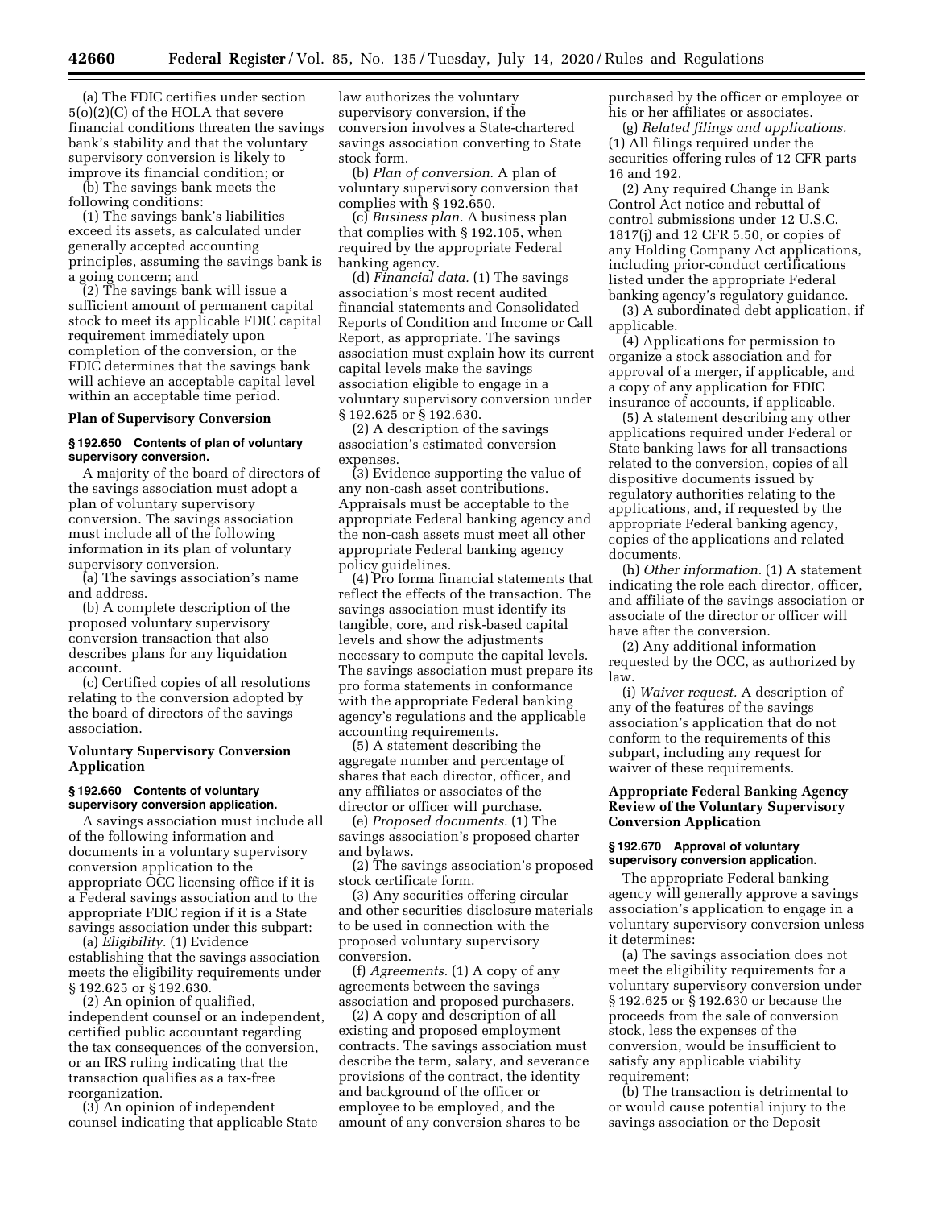(a) The FDIC certifies under section 5(o)(2)(C) of the HOLA that severe financial conditions threaten the savings bank's stability and that the voluntary supervisory conversion is likely to improve its financial condition; or

(b) The savings bank meets the following conditions:

(1) The savings bank's liabilities exceed its assets, as calculated under generally accepted accounting principles, assuming the savings bank is a going concern; and

(2) The savings bank will issue a sufficient amount of permanent capital stock to meet its applicable FDIC capital requirement immediately upon completion of the conversion, or the FDIC determines that the savings bank will achieve an acceptable capital level within an acceptable time period.

**Plan of Supervisory Conversion**

**§ 192.650 Contents of plan of voluntary supervisory conversion.**

A majority of the board of directors of the savings association must adopt a plan of voluntary supervisory conversion. The savings association must include all of the following information in its plan of voluntary supervisory conversion.

(a) The savings association's name and address.

(b) A complete description of the proposed voluntary supervisory conversion transaction that also describes plans for any liquidation account.

(c) Certified copies of all resolutions relating to the conversion adopted by the board of directors of the savings association.

**Voluntary Supervisory Conversion Application**

**§ 192.660 Contents of voluntary supervisory conversion application.**

A savings association must include all of the following information and documents in a voluntary supervisory conversion application to the appropriate OCC licensing office if it is a Federal savings association and to the appropriate FDIC region if it is a State savings association under this subpart:

(a) *Eligibility.* (1) Evidence establishing that the savings association meets the eligibility requirements under § 192.625 or § 192.630.

(2) An opinion of qualified, independent counsel or an independent, certified public accountant regarding the tax consequences of the conversion, or an IRS ruling indicating that the transaction qualifies as a tax-free reorganization.

(3) An opinion of independent counsel indicating that applicable State law authorizes the voluntary supervisory conversion, if the conversion involves a State-chartered savings association converting to State stock form.

(b) *Plan of conversion.* A plan of voluntary supervisory conversion that complies with § 192.650.

(c) *Business plan.* A business plan that complies with § 192.105, when required by the appropriate Federal banking agency.

(d) *Financial data.* (1) The savings association's most recent audited financial statements and Consolidated Reports of Condition and Income or Call Report, as appropriate. The savings association must explain how its current capital levels make the savings association eligible to engage in a voluntary supervisory conversion under § 192.625 or § 192.630.

(2) A description of the savings association's estimated conversion expenses.

(3) Evidence supporting the value of any non-cash asset contributions. Appraisals must be acceptable to the appropriate Federal banking agency and the non-cash assets must meet all other appropriate Federal banking agency policy guidelines.

(4) Pro forma financial statements that reflect the effects of the transaction. The savings association must identify its tangible, core, and risk-based capital levels and show the adjustments necessary to compute the capital levels. The savings association must prepare its pro forma statements in conformance with the appropriate Federal banking agency's regulations and the applicable accounting requirements.

(5) A statement describing the aggregate number and percentage of shares that each director, officer, and any affiliates or associates of the director or officer will purchase.

(e) *Proposed documents.* (1) The savings association's proposed charter and bylaws.

(2) The savings association's proposed stock certificate form.

(3) Any securities offering circular and other securities disclosure materials to be used in connection with the proposed voluntary supervisory conversion.

(f) *Agreements.* (1) A copy of any agreements between the savings association and proposed purchasers.

(2) A copy and description of all existing and proposed employment contracts. The savings association must describe the term, salary, and severance provisions of the contract, the identity and background of the officer or employee to be employed, and the amount of any conversion shares to be purchased by the officer or employee or his or her affiliates or associates.

(g) *Related filings and applications.* (1) All filings required under the securities offering rules of 12 CFR parts 16 and 192.

(2) Any required Change in Bank Control Act notice and rebuttal of control submissions under 12 U.S.C. 1817(j) and 12 CFR 5.50, or copies of any Holding Company Act applications, including prior-conduct certifications listed under the appropriate Federal banking agency's regulatory guidance.

(3) A subordinated debt application, if applicable.

(4) Applications for permission to organize a stock association and for approval of a merger, if applicable, and a copy of any application for FDIC insurance of accounts, if applicable.

(5) A statement describing any other applications required under Federal or State banking laws for all transactions related to the conversion, copies of all dispositive documents issued by regulatory authorities relating to the applications, and, if requested by the appropriate Federal banking agency, copies of the applications and related documents.

(h) *Other information.* (1) A statement indicating the role each director, officer, and affiliate of the savings association or associate of the director or officer will have after the conversion.

(2) Any additional information requested by the OCC, as authorized by law.

(i) *Waiver request.* A description of any of the features of the savings association's application that do not conform to the requirements of this subpart, including any request for waiver of these requirements.

**Appropriate Federal Banking Agency Review of the Voluntary Supervisory Conversion Application**

**§ 192.670 Approval of voluntary supervisory conversion application.**

The appropriate Federal banking agency will generally approve a savings association's application to engage in a voluntary supervisory conversion unless it determines:

(a) The savings association does not meet the eligibility requirements for a voluntary supervisory conversion under § 192.625 or § 192.630 or because the proceeds from the sale of conversion stock, less the expenses of the conversion, would be insufficient to satisfy any applicable viability requirement;

(b) The transaction is detrimental to or would cause potential injury to the savings association or the Deposit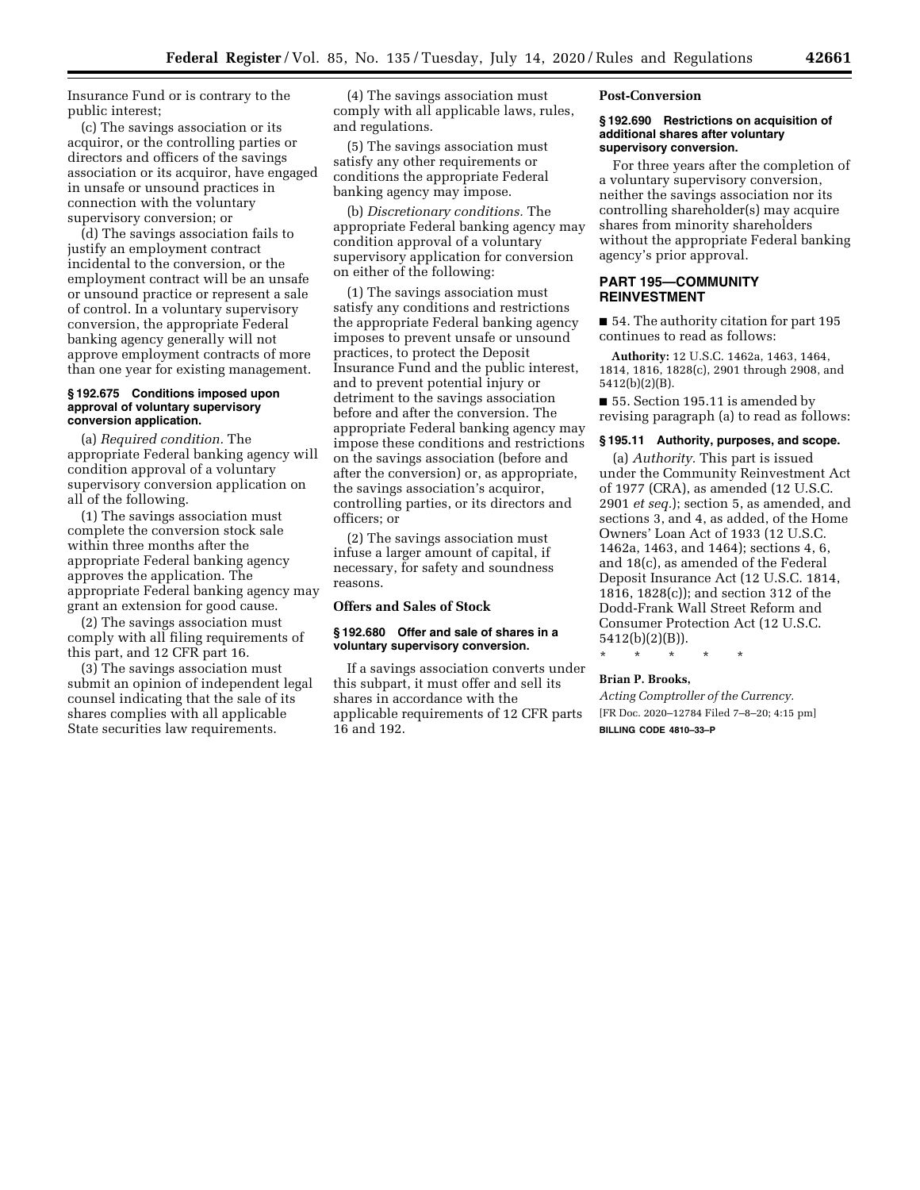Insurance Fund or is contrary to the public interest;

(c) The savings association or its acquiror, or the controlling parties or directors and officers of the savings association or its acquiror, have engaged in unsafe or unsound practices in connection with the voluntary supervisory conversion; or

(d) The savings association fails to justify an employment contract incidental to the conversion, or the employment contract will be an unsafe or unsound practice or represent a sale of control. In a voluntary supervisory conversion, the appropriate Federal banking agency generally will not approve employment contracts of more than one year for existing management.

#### § 192.675 Conditions imposed upon approval of voluntary supervisory conversion application.

(a) *Required condition.* The appropriate Federal banking agency will condition approval of a voluntary supervisory conversion application on all of the following.

(1) The savings association must complete the conversion stock sale within three months after the appropriate Federal banking agency approves the application. The appropriate Federal banking agency may grant an extension for good cause.

(2) The savings association must comply with all filing requirements of this part, and 12 CFR part 16.

(3) The savings association must submit an opinion of independent legal counsel indicating that the sale of its shares complies with all applicable State securities law requirements.

(4) The savings association must comply with all applicable laws, rules, and regulations.

(5) The savings association must satisfy any other requirements or conditions the appropriate Federal banking agency may impose.

(b) *Discretionary conditions.* The appropriate Federal banking agency may condition approval of a voluntary supervisory application for conversion on either of the following:

(1) The savings association must satisfy any conditions and restrictions the appropriate Federal banking agency imposes to prevent unsafe or unsound practices, to protect the Deposit Insurance Fund and the public interest, and to prevent potential injury or detriment to the savings association before and after the conversion. The appropriate Federal banking agency may impose these conditions and restrictions on the savings association (before and after the conversion) or, as appropriate, the savings association's acquiror, controlling parties, or its directors and officers; or

(2) The savings association must infuse a larger amount of capital, if necessary, for safety and soundness reasons.

### Offers and Sales of Stock

#### § 192.680 Offer and sale of shares in a voluntary supervisory conversion.

If a savings association converts under this subpart, it must offer and sell its shares in accordance with the applicable requirements of 12 CFR parts 16 and 192.

### Post-Conversion

#### § 192.690 Restrictions on acquisition of additional shares after voluntary supervisory conversion.

For three years after the completion of a voluntary supervisory conversion, neither the savings association nor its controlling shareholder(s) may acquire shares from minority shareholders without the appropriate Federal banking agency's prior approval.

## PART 195—COMMUNITY REINVESTMENT

■ 54. The authority citation for part 195 continues to read as follows:

**Authority:** 12 U.S.C. 1462a, 1463, 1464, 1814, 1816, 1828(c), 2901 through 2908, and 5412(b)(2)(B).

■ 55. Section 195.11 is amended by revising paragraph (a) to read as follows:

#### § 195.11 Authority, purposes, and scope.

(a) *Authority.* This part is issued under the Community Reinvestment Act of 1977 (CRA), as amended (12 U.S.C. 2901 *et seq.*); section 5, as amended, and sections 3, and 4, as added, of the Home Owners' Loan Act of 1933 (12 U.S.C. 1462a, 1463, and 1464); sections 4, 6, and 18(c), as amended of the Federal Deposit Insurance Act (12 U.S.C. 1814, 1816, 1828(c)); and section 312 of the Dodd-Frank Wall Street Reform and Consumer Protection Act (12 U.S.C. 5412(b)(2)(B)).

\* \* \* \* \*

**Brian P. Brooks,**

*Acting Comptroller of the Currency.*

[FR Doc. 2020–12784 Filed 7–8–20; 4:15 pm]

**BILLING CODE 4810–33–P**